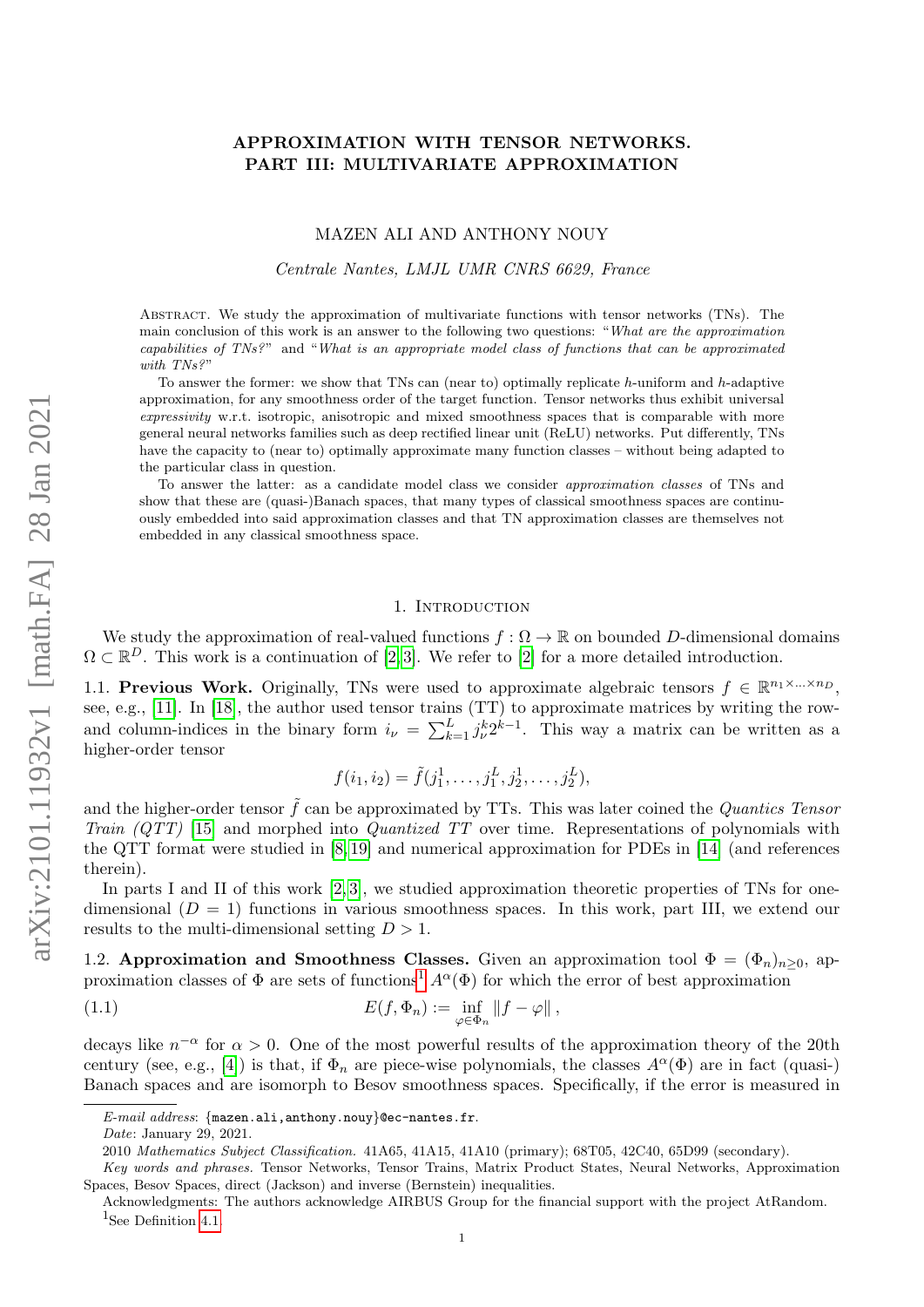# APPROXIMATION WITH TENSOR NETWORKS. PART III: MULTIVARIATE APPROXIMATION

MAZEN ALI AND ANTHONY NOUY

*Centrale Nantes, LMJL UMR CNRS 6629, France*

Abstract. We study the approximation of multivariate functions with tensor networks (TNs). The main conclusion of this work is an answer to the following two questions: "*What are the approximation capabilities of TNs?*" and "*What is an appropriate model class of functions that can be approximated with TNs?*"

To answer the former: we show that TNs can (near to) optimally replicate $h$-uniform and $h$-adaptive approximation, for any smoothness order of the target function. Tensor networks thus exhibit universal *expressivity* w.r.t. isotropic, anisotropic and mixed smoothness spaces that is comparable with more general neural networks families such as deep rectified linear unit (ReLU) networks. Put differently, TNs have the capacity to (near to) optimally approximate many function classes – without being adapted to the particular class in question.

To answer the latter: as a candidate model class we consider *approximation classes* of TNs and show that these are (quasi-)Banach spaces, that many types of classical smoothness spaces are continuously embedded into said approximation classes and that TN approximation classes are themselves not embedded in any classical smoothness space.

## 1. Introduction

We study the approximation of real-valued functions $f : \Omega \to \mathbb{R}$ on bounded $D$-dimensional domains $\Omega \subset \mathbb{R}^D$. This work is a continuation of [2,3]. We refer to [2] for a more detailed introduction.

### 1.1. Previous Work.

Originally, TNs were used to approximate algebraic tensors $f \in \mathbb{R}^{n_1 \times \ldots \times n_D}$, see, e.g., [11]. In [18], the author used tensor trains (TT) to approximate matrices by writing the row- and column-indices in the binary form $i_\nu = \sum_{k=1}^{L} j_\nu^k 2^{k-1}$. This way a matrix can be written as a higher-order tensor

$$f(i_1, i_2) = \tilde{f}(j_1^1, \ldots, j_1^L, j_2^1, \ldots, j_2^L),$$

and the higher-order tensor $\tilde{f}$ can be approximated by TTs. This was later coined the *Quantics Tensor Train (QTT)* [15] and morphed into *Quantized TT* over time. Representations of polynomials with the QTT format were studied in [8,19] and numerical approximation for PDEs in [14] (and references therein).

In parts I and II of this work [2,3], we studied approximation theoretic properties of TNs for one-dimensional ($D = 1$) functions in various smoothness spaces. In this work, part III, we extend our results to the multi-dimensional setting $D > 1$.

### 1.2. Approximation and Smoothness Classes.

Given an approximation tool $\Phi = (\Phi_n)_{n \geq 0}$, approximation classes of $\Phi$ are sets of functions[1] $A^\alpha(\Phi)$ for which the error of best approximation

$$E(f, \Phi_n) := \inf_{\varphi \in \Phi_n} \|f - \varphi\|, \tag{1.1}$$

decays like $n^{-\alpha}$ for $\alpha > 0$. One of the most powerful results of the approximation theory of the 20th century (see, e.g., [4]) is that, if $\Phi_n$ are piece-wise polynomials, the classes $A^\alpha(\Phi)$ are in fact (quasi-) Banach spaces and are isomorph to Besov smoothness spaces. Specifically, if the error is measured in

---

*E-mail address*: {mazen.ali,anthony.nouy}@ec-nantes.fr.

*Date*: January 29, 2021.

2010 *Mathematics Subject Classification.* 41A65, 41A15, 41A10 (primary); 68T05, 42C40, 65D99 (secondary).

*Key words and phrases.* Tensor Networks, Tensor Trains, Matrix Product States, Neural Networks, Approximation Spaces, Besov Spaces, direct (Jackson) and inverse (Bernstein) inequalities.

Acknowledgments: The authors acknowledge AIRBUS Group for the financial support with the project AtRandom.

[1] See Definition 4.1.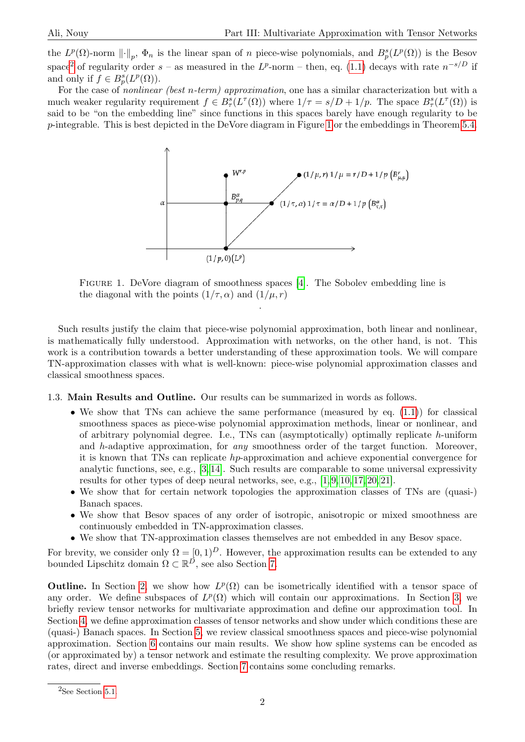the $L^p(\Omega)$-norm $\|\cdot\|_p$, $\Phi_n$ is the linear span of $n$ piece-wise polynomials, and $B^s_p(L^p(\Omega))$ is the Besov space[2] of regularity order $s$ – as measured in the $L^p$-norm – then, eq. (1.1) decays with rate $n^{-s/D}$ if and only if $f \in B^s_p(L^p(\Omega))$.

For the case of *nonlinear (best n-term) approximation*, one has a similar characterization but with a much weaker regularity requirement $f \in B^s_\tau(L^\tau(\Omega))$ where $1/\tau = s/D + 1/p$. The space $B^s_\tau(L^\tau(\Omega))$ is said to be "on the embedding line" since functions in this spaces barely have enough regularity to be $p$-integrable. This is best depicted in the DeVore diagram in Figure 1 or the embeddings in Theorem 5.4.

FIGURE 1. DeVore diagram of smoothness spaces [4]. The Sobolev embedding line is the diagonal with the points $(1/\tau, \alpha)$ and $(1/\mu, r)$

Such results justify the claim that piece-wise polynomial approximation, both linear and nonlinear, is mathematically fully understood. Approximation with networks, on the other hand, is not. This work is a contribution towards a better understanding of these approximation tools. We will compare TN-approximation classes with what is well-known: piece-wise polynomial approximation classes and classical smoothness spaces.

1.3. **Main Results and Outline.** Our results can be summarized in words as follows.

- We show that TNs can achieve the same performance (measured by eq. (1.1)) for classical smoothness spaces as piece-wise polynomial approximation methods, linear or nonlinear, and of arbitrary polynomial degree. I.e., TNs can (asymptotically) optimally replicate $h$-uniform and $h$-adaptive approximation, for *any* smoothness order of the target function. Moreover, it is known that TNs can replicate $hp$-approximation and achieve exponential convergence for analytic functions, see, e.g., [3,14]. Such results are comparable to some universal expressivity results for other types of deep neural networks, see, e.g., [1,9,10,17,20,21].
- We show that for certain network topologies the approximation classes of TNs are (quasi-) Banach spaces.
- We show that Besov spaces of any order of isotropic, anisotropic or mixed smoothness are continuously embedded in TN-approximation classes.
- We show that TN-approximation classes themselves are not embedded in any Besov space.

For brevity, we consider only $\Omega = [0, 1)^D$. However, the approximation results can be extended to any bounded Lipschitz domain $\Omega \subset \mathbb{R}^D$, see also Section 7.

**Outline.** In Section 2, we show how $L^p(\Omega)$ can be isometrically identified with a tensor space of any order. We define subspaces of $L^p(\Omega)$ which will contain our approximations. In Section 3, we briefly review tensor networks for multivariate approximation and define our approximation tool. In Section 4, we define approximation classes of tensor networks and show under which conditions these are (quasi-) Banach spaces. In Section 5, we review classical smoothness spaces and piece-wise polynomial approximation. Section 6 contains our main results. We show how spline systems can be encoded as (or approximated by) a tensor network and estimate the resulting complexity. We prove approximation rates, direct and inverse embeddings. Section 7 contains some concluding remarks.

[2] See Section 5.1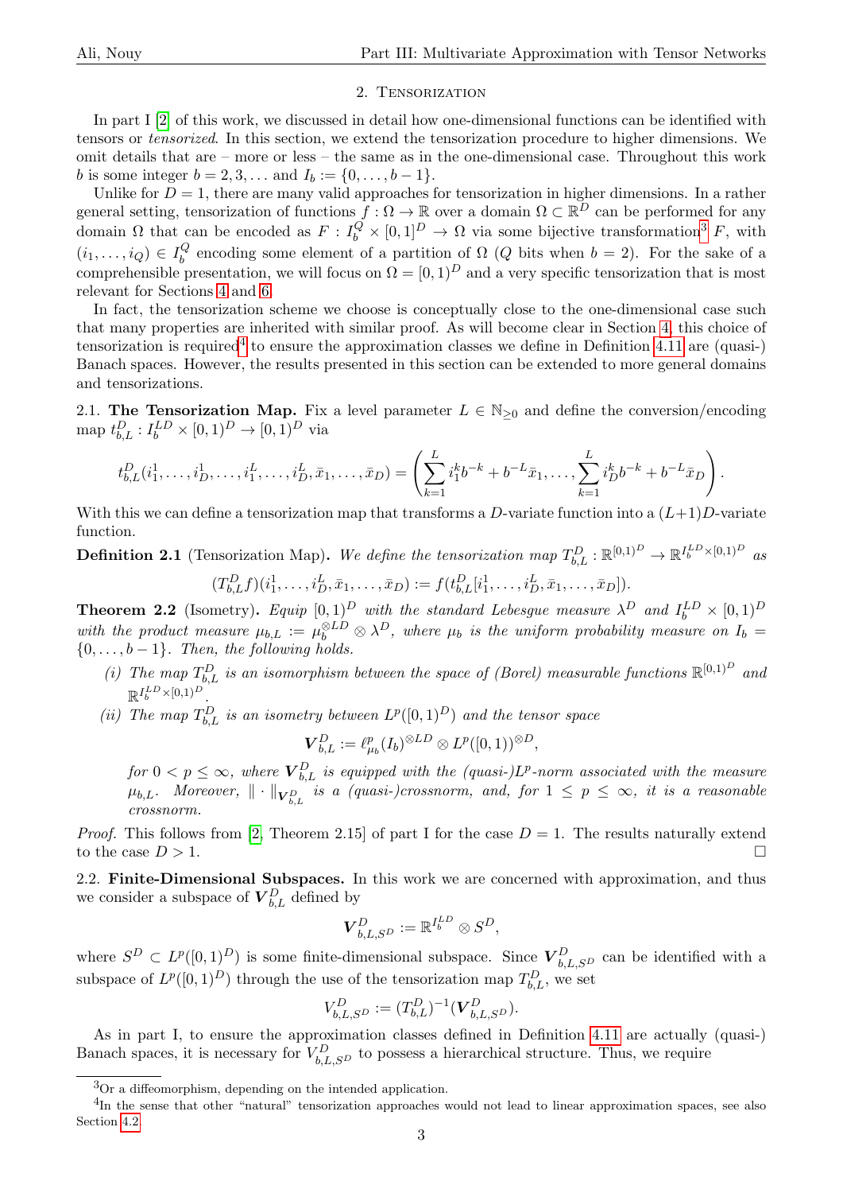## 2. Tensorization

In part I [2] of this work, we discussed in detail how one-dimensional functions can be identified with tensors or *tensorized*. In this section, we extend the tensorization procedure to higher dimensions. We omit details that are – more or less – the same as in the one-dimensional case. Throughout this work $b$ is some integer $b = 2, 3, \ldots$ and $I_b := \{0, \ldots, b-1\}$.

Unlike for $D = 1$, there are many valid approaches for tensorization in higher dimensions. In a rather general setting, tensorization of functions $f : \Omega \to \mathbb{R}$ over a domain $\Omega \subset \mathbb{R}^D$ can be performed for any domain $\Omega$ that can be encoded as $F : I_b^Q \times [0,1]^D \to \Omega$ via some bijective transformation[3] $F$, with $(i_1, \ldots, i_Q) \in I_b^Q$ encoding some element of a partition of $\Omega$ ($Q$ bits when $b = 2$). For the sake of a comprehensible presentation, we will focus on $\Omega = [0,1)^D$ and a very specific tensorization that is most relevant for Sections 4 and 6.

In fact, the tensorization scheme we choose is conceptually close to the one-dimensional case such that many properties are inherited with similar proof. As will become clear in Section 4, this choice of tensorization is required[4] to ensure the approximation classes we define in Definition 4.11 are (quasi-) Banach spaces. However, the results presented in this section can be extended to more general domains and tensorizations.

### 2.1. The Tensorization Map.

Fix a level parameter $L \in \mathbb{N}_{\geq 0}$ and define the conversion/encoding map $t_{b,L}^D : I_b^{LD} \times [0,1)^D \to [0,1)^D$ via

$$t_{b,L}^D(i_1^1, \ldots, i_D^1, \ldots, i_1^L, \ldots, i_D^L, \bar{x}_1, \ldots, \bar{x}_D) = \left( \sum_{k=1}^{L} i_1^k b^{-k} + b^{-L} \bar{x}_1, \ldots, \sum_{k=1}^{L} i_D^k b^{-k} + b^{-L} \bar{x}_D \right).$$

With this we can define a tensorization map that transforms a $D$-variate function into a $(L+1)D$-variate function.

**Definition 2.1** (Tensorization Map). *We define the tensorization map $T_{b,L}^D : \mathbb{R}^{[0,1)^D} \to \mathbb{R}^{I_b^{LD} \times [0,1)^D}$ as*

$$(T_{b,L}^D f)(i_1^1, \ldots, i_D^L, \bar{x}_1, \ldots, \bar{x}_D) := f(t_{b,L}^D[i_1^1, \ldots, i_D^L, \bar{x}_1, \ldots, \bar{x}_D]).$$

**Theorem 2.2** (Isometry). *Equip $[0,1)^D$ with the standard Lebesgue measure $\lambda^D$ and $I_b^{LD} \times [0,1)^D$ with the product measure $\mu_{b,L} := \mu_b^{\otimes LD} \otimes \lambda^D$, where $\mu_b$ is the uniform probability measure on $I_b = \{0, \ldots, b-1\}$. Then, the following holds.*

*(i) The map $T_{b,L}^D$ is an isomorphism between the space of (Borel) measurable functions $\mathbb{R}^{[0,1)^D}$ and $\mathbb{R}^{I_b^{LD} \times [0,1)^D}$.*

*(ii) The map $T_{b,L}^D$ is an isometry between $L^p([0,1)^D)$ and the tensor space*

$$\boldsymbol{V}_{b,L}^D := \ell_{\mu_b}^p(I_b)^{\otimes LD} \otimes L^p([0,1))^{\otimes D},$$

*for $0 < p \leq \infty$, where $\boldsymbol{V}_{b,L}^D$ is equipped with the (quasi-)$L^p$-norm associated with the measure $\mu_{b,L}$. Moreover, $\|\cdot\|_{\boldsymbol{V}_{b,L}^D}$ is a (quasi-)crossnorm, and, for $1 \leq p \leq \infty$, it is a reasonable crossnorm.*

*Proof.* This follows from [2, Theorem 2.15] of part I for the case $D = 1$. The results naturally extend to the case $D > 1$. □

### 2.2. Finite-Dimensional Subspaces.

In this work we are concerned with approximation, and thus we consider a subspace of $\boldsymbol{V}_{b,L}^D$ defined by

$$\boldsymbol{V}_{b,L,S^D}^D := \mathbb{R}^{I_b^{LD}} \otimes S^D,$$

where $S^D \subset L^p([0,1)^D)$ is some finite-dimensional subspace. Since $\boldsymbol{V}_{b,L,S^D}^D$ can be identified with a subspace of $L^p([0,1)^D)$ through the use of the tensorization map $T_{b,L}^D$, we set

$$V_{b,L,S^D}^D := (T_{b,L}^D)^{-1}(\boldsymbol{V}_{b,L,S^D}^D).$$

As in part I, to ensure the approximation classes defined in Definition 4.11 are actually (quasi-) Banach spaces, it is necessary for $V_{b,L,S^D}^D$ to possess a hierarchical structure. Thus, we require

---

[3] Or a diffeomorphism, depending on the intended application.

[4] In the sense that other "natural" tensorization approaches would not lead to linear approximation spaces, see also Section 4.2.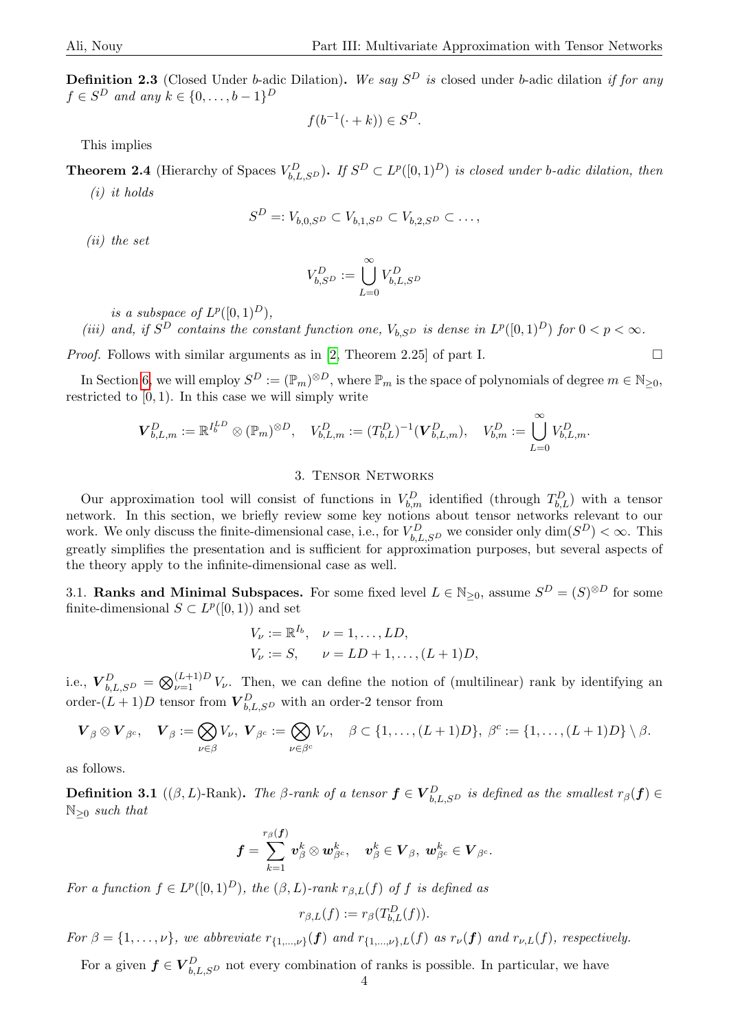**Definition 2.3** (Closed Under $b$-adic Dilation)**.** *We say $S^D$ is* closed under $b$-adic dilation *if for any $f \in S^D$ and any $k \in \{0, \ldots, b-1\}^D$*

$$f(b^{-1}(\cdot + k)) \in S^D.$$

This implies

**Theorem 2.4** (Hierarchy of Spaces $V^D_{b,L,S^D}$)**.** *If $S^D \subset L^p([0,1)^D)$ is closed under $b$-adic dilation, then*

*(i) it holds*

$$S^D =: V_{b,0,S^D} \subset V_{b,1,S^D} \subset V_{b,2,S^D} \subset \ldots,$$

*(ii) the set*

$$V^D_{b,S^D} := \bigcup_{L=0}^{\infty} V^D_{b,L,S^D}$$

*is a subspace of $L^p([0,1)^D)$,*

*(iii) and, if $S^D$ contains the constant function one, $V_{b,S^D}$ is dense in $L^p([0,1)^D)$ for $0 < p < \infty$.*

*Proof.* Follows with similar arguments as in [2, Theorem 2.25] of part I. $\square$

In Section 6, we will employ $S^D := (\mathbb{P}_m)^{\otimes D}$, where $\mathbb{P}_m$ is the space of polynomials of degree $m \in \mathbb{N}_{\geq 0}$, restricted to $[0,1)$. In this case we will simply write

$$\boldsymbol{V}^D_{b,L,m} := \mathbb{R}^{I_b^{LD}} \otimes (\mathbb{P}_m)^{\otimes D}, \quad V^D_{b,L,m} := (T^D_{b,L})^{-1}(\boldsymbol{V}^D_{b,L,m}), \quad V^D_{b,m} := \bigcup_{L=0}^{\infty} V^D_{b,L,m}.$$

## 3. Tensor Networks

Our approximation tool will consist of functions in $V^D_{b,m}$ identified (through $T^D_{b,L}$) with a tensor network. In this section, we briefly review some key notions about tensor networks relevant to our work. We only discuss the finite-dimensional case, i.e., for $V^D_{b,L,S^D}$ we consider only $\dim(S^D) < \infty$. This greatly simplifies the presentation and is sufficient for approximation purposes, but several aspects of the theory apply to the infinite-dimensional case as well.

### 3.1. Ranks and Minimal Subspaces.

For some fixed level $L \in \mathbb{N}_{\geq 0}$, assume $S^D = (S)^{\otimes D}$ for some finite-dimensional $S \subset L^p([0,1))$ and set

$$\begin{aligned} V_\nu &:= \mathbb{R}^{I_b}, \quad \nu = 1, \ldots, LD, \\ V_\nu &:= S, \qquad \nu = LD+1, \ldots, (L+1)D, \end{aligned}$$

i.e., $\boldsymbol{V}^D_{b,L,S^D} = \bigotimes_{\nu=1}^{(L+1)D} V_\nu$. Then, we can define the notion of (multilinear) rank by identifying an order-$(L+1)D$ tensor from $\boldsymbol{V}^D_{b,L,S^D}$ with an order-2 tensor from

$$\boldsymbol{V}_\beta \otimes \boldsymbol{V}_{\beta^c}, \quad \boldsymbol{V}_\beta := \bigotimes_{\nu \in \beta} V_\nu, \; \boldsymbol{V}_{\beta^c} := \bigotimes_{\nu \in \beta^c} V_\nu, \quad \beta \subset \{1, \ldots, (L+1)D\}, \; \beta^c := \{1, \ldots, (L+1)D\} \setminus \beta.$$

as follows.

**Definition 3.1** (($\beta, L$)-Rank)**.** *The $\beta$-rank of a tensor $\boldsymbol{f} \in \boldsymbol{V}^D_{b,L,S^D}$ is defined as the smallest $r_\beta(\boldsymbol{f}) \in \mathbb{N}_{\geq 0}$ such that*

$$\boldsymbol{f} = \sum_{k=1}^{r_\beta(\boldsymbol{f})} \boldsymbol{v}^k_\beta \otimes \boldsymbol{w}^k_{\beta^c}, \quad \boldsymbol{v}^k_\beta \in \boldsymbol{V}_\beta, \; \boldsymbol{w}^k_{\beta^c} \in \boldsymbol{V}_{\beta^c}.$$

*For a function $f \in L^p([0,1)^D)$, the $(\beta, L)$-rank $r_{\beta,L}(f)$ of $f$ is defined as*

$$r_{\beta,L}(f) := r_\beta(T^D_{b,L}(f)).$$

*For $\beta = \{1, \ldots, \nu\}$, we abbreviate $r_{\{1,\ldots,\nu\}}(\boldsymbol{f})$ and $r_{\{1,\ldots,\nu\},L}(f)$ as $r_\nu(\boldsymbol{f})$ and $r_{\nu,L}(f)$, respectively.*

For a given $\boldsymbol{f} \in \boldsymbol{V}^D_{b,L,S^D}$ not every combination of ranks is possible. In particular, we have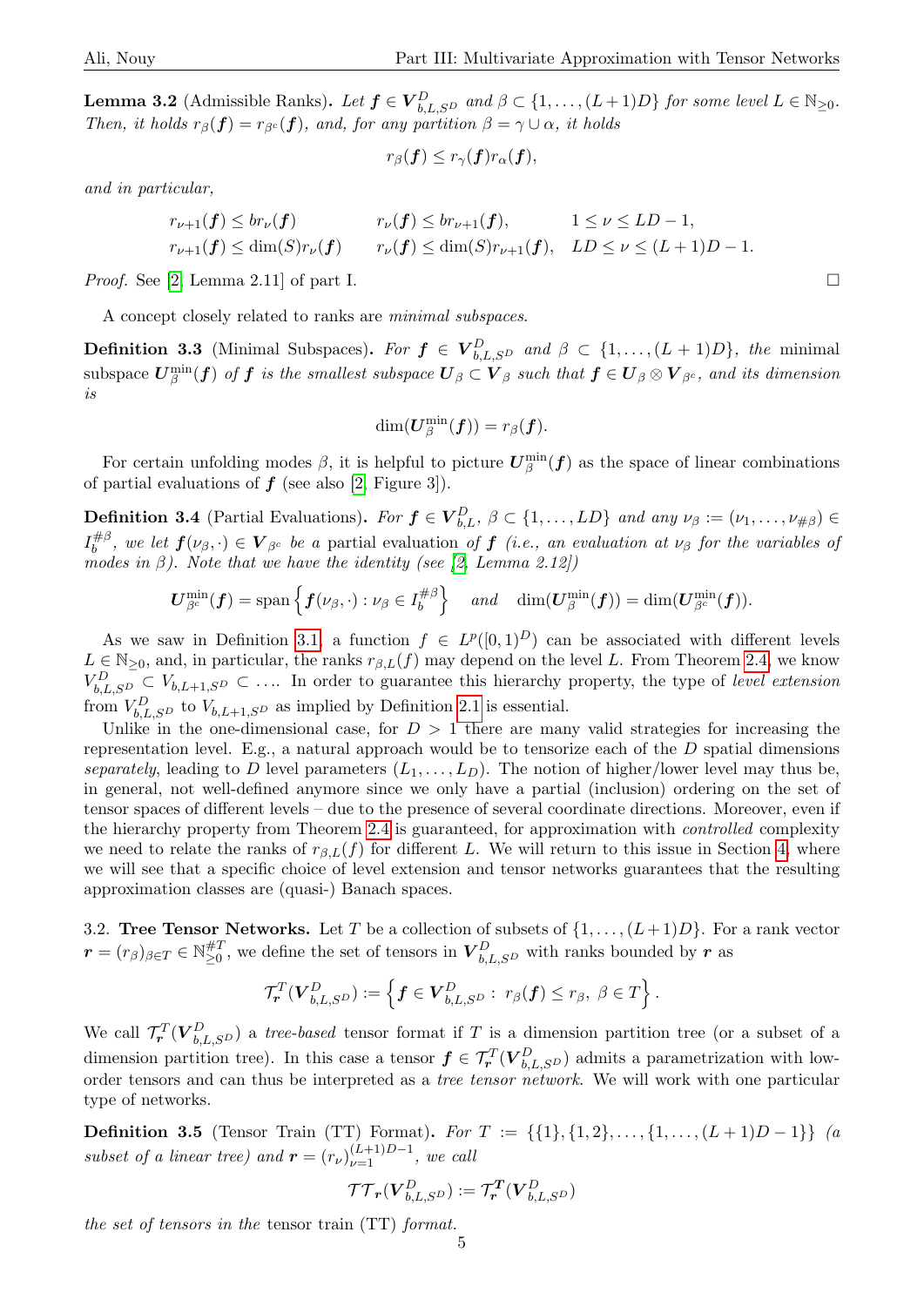**Lemma 3.2** (Admissible Ranks)**.** *Let $\boldsymbol{f} \in \boldsymbol{V}^D_{b,L,S^D}$ and $\beta \subset \{1,\ldots,(L+1)D\}$ for some level $L \in \mathbb{N}_{\geq 0}$. Then, it holds $r_\beta(\boldsymbol{f}) = r_{\beta^c}(\boldsymbol{f})$, and, for any partition $\beta = \gamma \cup \alpha$, it holds*

$$r_\beta(\boldsymbol{f}) \leq r_\gamma(\boldsymbol{f}) r_\alpha(\boldsymbol{f}),$$

*and in particular,*

$$\begin{aligned} &r_{\nu+1}(\boldsymbol{f}) \leq b r_\nu(\boldsymbol{f}) && r_\nu(\boldsymbol{f}) \leq b r_{\nu+1}(\boldsymbol{f}), && 1 \leq \nu \leq LD-1, \\ &r_{\nu+1}(\boldsymbol{f}) \leq \dim(S) r_\nu(\boldsymbol{f}) && r_\nu(\boldsymbol{f}) \leq \dim(S) r_{\nu+1}(\boldsymbol{f}), && LD \leq \nu \leq (L+1)D-1. \end{aligned}$$

*Proof.* See [2, Lemma 2.11] of part I. □

A concept closely related to ranks are *minimal subspaces*.

**Definition 3.3** (Minimal Subspaces)**.** *For $\boldsymbol{f} \in \boldsymbol{V}^D_{b,L,S^D}$ and $\beta \subset \{1,\ldots,(L+1)D\}$, the* minimal subspace *$\boldsymbol{U}^{\min}_\beta(\boldsymbol{f})$ of $\boldsymbol{f}$ is the smallest subspace $\boldsymbol{U}_\beta \subset \boldsymbol{V}_\beta$ such that $\boldsymbol{f} \in \boldsymbol{U}_\beta \otimes \boldsymbol{V}_{\beta^c}$, and its dimension is*

$$\dim(\boldsymbol{U}^{\min}_\beta(\boldsymbol{f})) = r_\beta(\boldsymbol{f}).$$

For certain unfolding modes $\beta$, it is helpful to picture $\boldsymbol{U}^{\min}_\beta(\boldsymbol{f})$ as the space of linear combinations of partial evaluations of $\boldsymbol{f}$ (see also [2, Figure 3]).

**Definition 3.4** (Partial Evaluations)**.** *For $\boldsymbol{f} \in \boldsymbol{V}^D_{b,L}$, $\beta \subset \{1,\ldots,LD\}$ and any $\nu_\beta := (\nu_1,\ldots,\nu_{\#\beta}) \in I_b^{\#\beta}$, we let $\boldsymbol{f}(\nu_\beta,\cdot) \in \boldsymbol{V}_{\beta^c}$ be a* partial evaluation *of $\boldsymbol{f}$ (i.e., an evaluation at $\nu_\beta$ for the variables of modes in $\beta$). Note that we have the identity (see [2, Lemma 2.12])*

$$\boldsymbol{U}^{\min}_{\beta^c}(\boldsymbol{f}) = \operatorname{span}\left\{\boldsymbol{f}(\nu_\beta,\cdot) : \nu_\beta \in I_b^{\#\beta}\right\} \quad \text{and} \quad \dim(\boldsymbol{U}^{\min}_\beta(\boldsymbol{f})) = \dim(\boldsymbol{U}^{\min}_{\beta^c}(\boldsymbol{f})).$$

As we saw in Definition 3.1, a function $f \in L^p([0,1)^D)$ can be associated with different levels $L \in \mathbb{N}_{\geq 0}$, and, in particular, the ranks $r_{\beta,L}(f)$ may depend on the level $L$. From Theorem 2.4, we know $V^D_{b,L,S^D} \subset V_{b,L+1,S^D} \subset \ldots$. In order to guarantee this hierarchy property, the type of *level extension* from $V^D_{b,L,S^D}$ to $V_{b,L+1,S^D}$ as implied by Definition 2.1 is essential.

Unlike in the one-dimensional case, for $D > 1$ there are many valid strategies for increasing the representation level. E.g., a natural approach would be to tensorize each of the $D$ spatial dimensions *separately*, leading to $D$ level parameters $(L_1,\ldots,L_D)$. The notion of higher/lower level may thus be, in general, not well-defined anymore since we only have a partial (inclusion) ordering on the set of tensor spaces of different levels – due to the presence of several coordinate directions. Moreover, even if the hierarchy property from Theorem 2.4 is guaranteed, for approximation with *controlled* complexity we need to relate the ranks of $r_{\beta,L}(f)$ for different $L$. We will return to this issue in Section 4, where we will see that a specific choice of level extension and tensor networks guarantees that the resulting approximation classes are (quasi-) Banach spaces.

### 3.2. Tree Tensor Networks.

Let $T$ be a collection of subsets of $\{1,\ldots,(L+1)D\}$. For a rank vector $\boldsymbol{r} = (r_\beta)_{\beta \in T} \in \mathbb{N}^{\#T}_{\geq 0}$, we define the set of tensors in $\boldsymbol{V}^D_{b,L,S^D}$ with ranks bounded by $\boldsymbol{r}$ as

$$\mathcal{T}^T_{\boldsymbol{r}}(\boldsymbol{V}^D_{b,L,S^D}) := \left\{\boldsymbol{f} \in \boldsymbol{V}^D_{b,L,S^D} : \, r_\beta(\boldsymbol{f}) \leq r_\beta, \ \beta \in T\right\}.$$

We call $\mathcal{T}^T_{\boldsymbol{r}}(\boldsymbol{V}^D_{b,L,S^D})$ a *tree-based* tensor format if $T$ is a dimension partition tree (or a subset of a dimension partition tree). In this case a tensor $\boldsymbol{f} \in \mathcal{T}^T_{\boldsymbol{r}}(\boldsymbol{V}^D_{b,L,S^D})$ admits a parametrization with low-order tensors and can thus be interpreted as a *tree tensor network*. We will work with one particular type of networks.

**Definition 3.5** (Tensor Train (TT) Format)**.** *For $T := \{\{1\},\{1,2\},\ldots,\{1,\ldots,(L+1)D-1\}\}$ (a subset of a linear tree) and $\boldsymbol{r} = (r_\nu)_{\nu=1}^{(L+1)D-1}$, we call*

$$\mathcal{TT}_{\boldsymbol{r}}(\boldsymbol{V}^D_{b,L,S^D}) := \mathcal{T}^{\boldsymbol{T}}_{\boldsymbol{r}}(\boldsymbol{V}^D_{b,L,S^D})$$

*the set of tensors in the* tensor train (TT) *format.*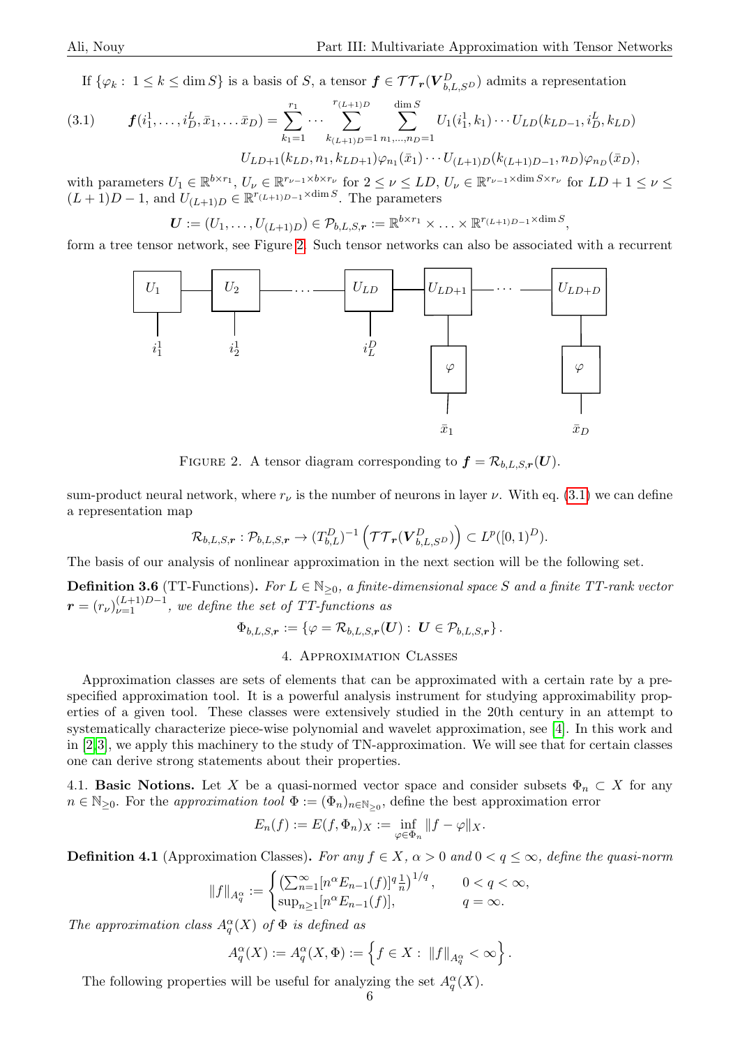If $\{\varphi_k : 1 \le k \le \dim S\}$ is a basis of $S$, a tensor $\boldsymbol{f} \in \mathcal{TT}_{\boldsymbol{r}}(\boldsymbol{V}_{b,L,S^D}^D)$ admits a representation

$$
\begin{aligned}
(3.1) \qquad \boldsymbol{f}(i_1^1, \ldots, i_D^L, \bar{x}_1, \ldots \bar{x}_D) = \sum_{k_1=1}^{r_1} \cdots \sum_{k_{(L+1)D}=1}^{r_{(L+1)D}} \sum_{n_1,\ldots,n_D=1}^{\dim S} U_1(i_1^1, k_1) \cdots U_{LD}(k_{LD-1}, i_D^L, k_{LD}) \\
U_{LD+1}(k_{LD}, n_1, k_{LD+1}) \varphi_{n_1}(\bar{x}_1) \cdots U_{(L+1)D}(k_{(L+1)D-1}, n_D) \varphi_{n_D}(\bar{x}_D),
\end{aligned}
$$

with parameters $U_1 \in \mathbb{R}^{b \times r_1}$, $U_\nu \in \mathbb{R}^{r_{\nu-1} \times b \times r_\nu}$ for $2 \le \nu \le LD$, $U_\nu \in \mathbb{R}^{r_{\nu-1} \times \dim S \times r_\nu}$ for $LD+1 \le \nu \le (L+1)D - 1$, and $U_{(L+1)D} \in \mathbb{R}^{r_{(L+1)D-1} \times \dim S}$. The parameters

$$
\boldsymbol{U} := (U_1, \ldots, U_{(L+1)D}) \in \mathcal{P}_{b,L,S,\boldsymbol{r}} := \mathbb{R}^{b \times r_1} \times \ldots \times \mathbb{R}^{r_{(L+1)D-1} \times \dim S},
$$

form a tree tensor network, see Figure 2. Such tensor networks can also be associated with a recurrent sum-product neural network, where $r_\nu$ is the number of neurons in layer $\nu$. With eq. (3.1) we can define a representation map

$$
\mathcal{R}_{b,L,S,\boldsymbol{r}} : \mathcal{P}_{b,L,S,\boldsymbol{r}} \to (T_{b,L}^D)^{-1}\left(\mathcal{TT}_{\boldsymbol{r}}(\boldsymbol{V}_{b,L,S^D}^D)\right) \subset L^p([0,1)^D).
$$

FIGURE 2. A tensor diagram corresponding to $\boldsymbol{f} = \mathcal{R}_{b,L,S,\boldsymbol{r}}(\boldsymbol{U})$.

The basis of our analysis of nonlinear approximation in the next section will be the following set.

**Definition 3.6** (TT-Functions)**.** *For $L \in \mathbb{N}_{\ge 0}$, a finite-dimensional space $S$ and a finite TT-rank vector $\boldsymbol{r} = (r_\nu)_{\nu=1}^{(L+1)D-1}$, we define the set of TT-functions as*

$$
\Phi_{b,L,S,\boldsymbol{r}} := \{\varphi = \mathcal{R}_{b,L,S,\boldsymbol{r}}(\boldsymbol{U}) : \boldsymbol{U} \in \mathcal{P}_{b,L,S,\boldsymbol{r}}\}.
$$

## 4. Approximation Classes

Approximation classes are sets of elements that can be approximated with a certain rate by a pre-specified approximation tool. It is a powerful analysis instrument for studying approximability properties of a given tool. These classes were extensively studied in the 20th century in an attempt to systematically characterize piece-wise polynomial and wavelet approximation, see [4]. In this work and in [2,3], we apply this machinery to the study of TN-approximation. We will see that for certain classes one can derive strong statements about their properties.

4.1. **Basic Notions.** Let $X$ be a quasi-normed vector space and consider subsets $\Phi_n \subset X$ for any $n \in \mathbb{N}_{\ge 0}$. For the *approximation tool* $\Phi := (\Phi_n)_{n \in \mathbb{N}_{\ge 0}}$, define the best approximation error

$$
E_n(f) := E(f, \Phi_n)_X := \inf_{\varphi \in \Phi_n} \|f - \varphi\|_X.
$$

**Definition 4.1** (Approximation Classes)**.** *For any $f \in X$, $\alpha > 0$ and $0 < q \le \infty$, define the quasi-norm*

$$
\|f\|_{A_q^\alpha} := \begin{cases} \left(\sum_{n=1}^\infty [n^\alpha E_{n-1}(f)]^q \frac{1}{n}\right)^{1/q}, & 0 < q < \infty, \\ \sup_{n \ge 1} [n^\alpha E_{n-1}(f)], & q = \infty. \end{cases}
$$

*The approximation class $A_q^\alpha(X)$ of $\Phi$ is defined as*

$$
A_q^\alpha(X) := A_q^\alpha(X, \Phi) := \left\{ f \in X : \|f\|_{A_q^\alpha} < \infty \right\}.
$$

The following properties will be useful for analyzing the set $A_q^\alpha(X)$.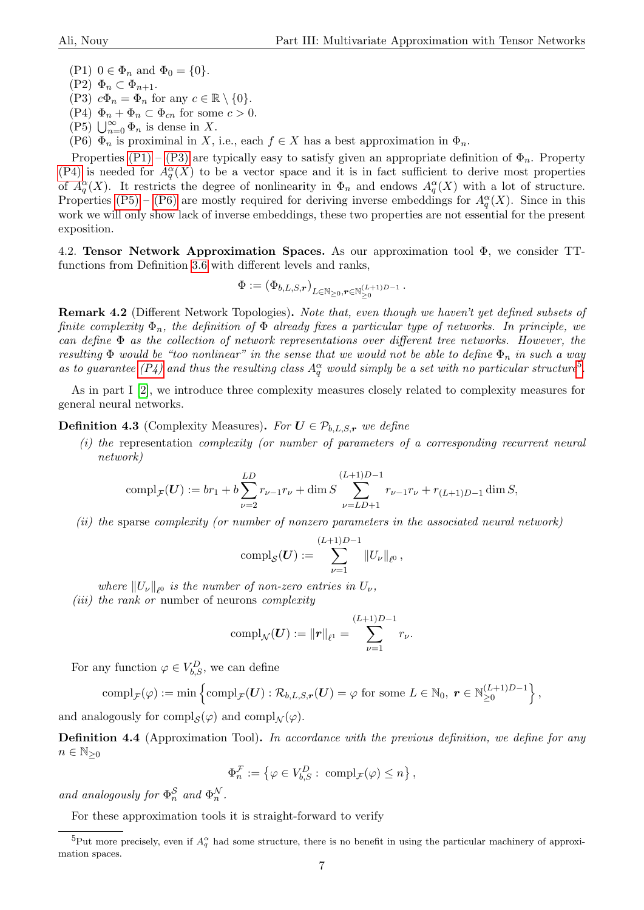(P1) $0 \in \Phi_n$ and $\Phi_0 = \{0\}$.
(P2) $\Phi_n \subset \Phi_{n+1}$.
(P3) $c\Phi_n = \Phi_n$ for any $c \in \mathbb{R} \setminus \{0\}$.
(P4) $\Phi_n + \Phi_n \subset \Phi_{cn}$ for some $c > 0$.
(P5) $\bigcup_{n=0}^{\infty} \Phi_n$ is dense in $X$.
(P6) $\Phi_n$ is proximinal in $X$, i.e., each $f \in X$ has a best approximation in $\Phi_n$.

Properties (P1) – (P3) are typically easy to satisfy given an appropriate definition of $\Phi_n$. Property (P4) is needed for $A_q^\alpha(X)$ to be a vector space and it is in fact sufficient to derive most properties of $A_q^\alpha(X)$. It restricts the degree of nonlinearity in $\Phi_n$ and endows $A_q^\alpha(X)$ with a lot of structure. Properties (P5) – (P6) are mostly required for deriving inverse embeddings for $A_q^\alpha(X)$. Since in this work we will only show lack of inverse embeddings, these two properties are not essential for the present exposition.

4.2. **Tensor Network Approximation Spaces.** As our approximation tool $\Phi$, we consider TT-functions from Definition 3.6 with different levels and ranks,

$$\Phi := (\Phi_{b,L,S,\boldsymbol{r}})_{L \in \mathbb{N}_{\geq 0}, \boldsymbol{r} \in \mathbb{N}_{\geq 0}^{(L+1)D-1}}.$$

**Remark 4.2** (Different Network Topologies)**.** *Note that, even though we haven't yet defined subsets of finite complexity $\Phi_n$, the definition of $\Phi$ already fixes a particular type of networks. In principle, we can define $\Phi$ as the collection of network representations over different tree networks. However, the resulting $\Phi$ would be "too nonlinear" in the sense that we would not be able to define $\Phi_n$ in such a way as to guarantee (P4) and thus the resulting class $A_q^\alpha$ would simply be a set with no particular structure*[5]*.*

As in part I [2], we introduce three complexity measures closely related to complexity measures for general neural networks.

**Definition 4.3** (Complexity Measures)**.** *For $\boldsymbol{U} \in \mathcal{P}_{b,L,S,\boldsymbol{r}}$ we define*

*(i) the* representation *complexity (or number of parameters of a corresponding recurrent neural network)*

$$\mathrm{compl}_{\mathcal{F}}(\boldsymbol{U}) := br_1 + b\sum_{\nu=2}^{LD} r_{\nu-1}r_\nu + \dim S \sum_{\nu=LD+1}^{(L+1)D-1} r_{\nu-1}r_\nu + r_{(L+1)D-1}\dim S,$$

*(ii) the* sparse *complexity (or number of nonzero parameters in the associated neural network)*

$$\mathrm{compl}_{\mathcal{S}}(\boldsymbol{U}) := \sum_{\nu=1}^{(L+1)D-1} \|U_\nu\|_{\ell^0},$$

*where $\|U_\nu\|_{\ell^0}$ is the number of non-zero entries in $U_\nu$,*

*(iii) the* rank *or* number of neurons *complexity*

$$\mathrm{compl}_{\mathcal{N}}(\boldsymbol{U}) := \|\boldsymbol{r}\|_{\ell^1} = \sum_{\nu=1}^{(L+1)D-1} r_\nu.$$

For any function $\varphi \in V_{b,S}^D$, we can define

$$\mathrm{compl}_{\mathcal{F}}(\varphi) := \min\left\{\mathrm{compl}_{\mathcal{F}}(\boldsymbol{U}) : \mathcal{R}_{b,L,S,\boldsymbol{r}}(\boldsymbol{U}) = \varphi \text{ for some } L \in \mathbb{N}_0,\ \boldsymbol{r} \in \mathbb{N}_{\geq 0}^{(L+1)D-1}\right\},$$

and analogously for $\mathrm{compl}_{\mathcal{S}}(\varphi)$ and $\mathrm{compl}_{\mathcal{N}}(\varphi)$.

**Definition 4.4** (Approximation Tool)**.** *In accordance with the previous definition, we define for any $n \in \mathbb{N}_{\geq 0}$*

$$\Phi_n^{\mathcal{F}} := \left\{\varphi \in V_{b,S}^D : \mathrm{compl}_{\mathcal{F}}(\varphi) \leq n\right\},$$

*and analogously for $\Phi_n^{\mathcal{S}}$ and $\Phi_n^{\mathcal{N}}$.*

For these approximation tools it is straight-forward to verify

[5] Put more precisely, even if $A_q^\alpha$ had some structure, there is no benefit in using the particular machinery of approximation spaces.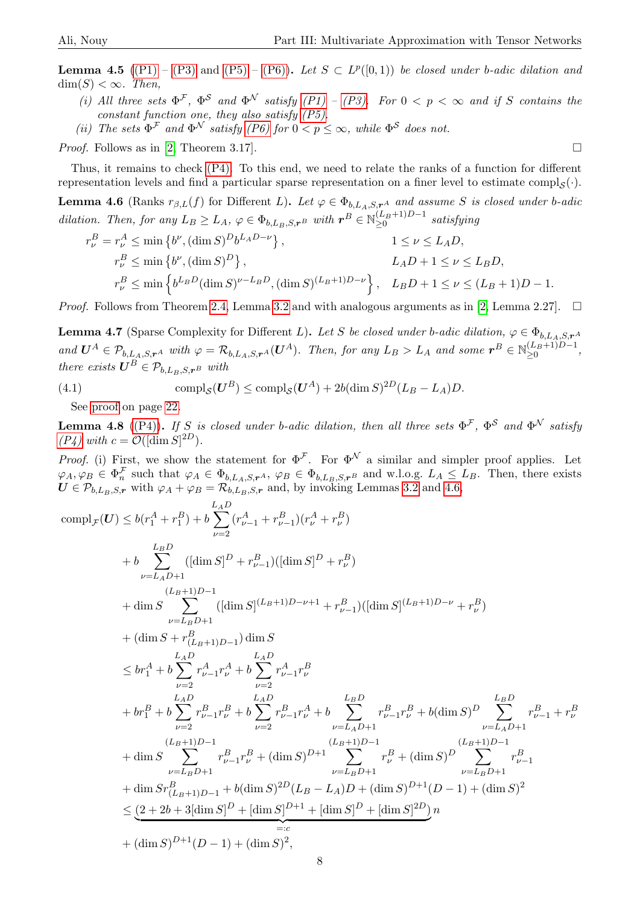**Lemma 4.5** ((P1) – (P3) and (P5) – (P6)). *Let $S \subset L^p([0,1))$ be closed under $b$-adic dilation and $\dim(S) < \infty$. Then,*

*(i) All three sets $\Phi^{\mathcal{F}}$, $\Phi^{\mathcal{S}}$ and $\Phi^{\mathcal{N}}$ satisfy (P1) – (P3). For $0 < p < \infty$ and if $S$ contains the constant function one, they also satisfy (P5).*

*(ii) The sets $\Phi^{\mathcal{F}}$ and $\Phi^{\mathcal{N}}$ satisfy (P6) for $0 < p \leq \infty$, while $\Phi^{\mathcal{S}}$ does not.*

*Proof.* Follows as in [2, Theorem 3.17]. □

Thus, it remains to check (P4). To this end, we need to relate the ranks of a function for different representation levels and find a particular sparse representation on a finer level to estimate $\mathrm{compl}_{\mathcal{S}}(\cdot)$.

**Lemma 4.6** (Ranks $r_{\beta,L}(f)$ for Different $L$). *Let $\varphi \in \Phi_{b,L_A,S,\boldsymbol{r}^A}$ and assume $S$ is closed under $b$-adic dilation. Then, for any $L_B \geq L_A$, $\varphi \in \Phi_{b,L_B,S,\boldsymbol{r}^B}$ with $\boldsymbol{r}^B \in \mathbb{N}_{\geq 0}^{(L_B+1)D-1}$ satisfying*

$$
\begin{aligned}
r^B_\nu = r^A_\nu &\leq \min\left\{b^\nu, (\dim S)^D b^{L_A D - \nu}\right\}, && 1 \leq \nu \leq L_A D,\\
r^B_\nu &\leq \min\left\{b^\nu, (\dim S)^D\right\}, && L_A D + 1 \leq \nu \leq L_B D,\\
r^B_\nu &\leq \min\left\{b^{L_B D}(\dim S)^{\nu - L_B D}, (\dim S)^{(L_B+1)D-\nu}\right\}, && L_B D + 1 \leq \nu \leq (L_B+1)D - 1.
\end{aligned}
$$

*Proof.* Follows from Theorem 2.4, Lemma 3.2 and with analogous arguments as in [2, Lemma 2.27]. □

**Lemma 4.7** (Sparse Complexity for Different $L$). *Let $S$ be closed under $b$-adic dilation, $\varphi \in \Phi_{b,L_A,S,\boldsymbol{r}^A}$ and $\boldsymbol{U}^A \in \mathcal{P}_{b,L_A,S,\boldsymbol{r}^A}$ with $\varphi = \mathcal{R}_{b,L_A,S,\boldsymbol{r}^A}(\boldsymbol{U}^A)$. Then, for any $L_B > L_A$ and some $\boldsymbol{r}^B \in \mathbb{N}_{\geq 0}^{(L_B+1)D-1}$, there exists $\boldsymbol{U}^B \in \mathcal{P}_{b,L_B,S,\boldsymbol{r}^B}$ with*

$$
\mathrm{compl}_{\mathcal{S}}(\boldsymbol{U}^B) \leq \mathrm{compl}_{\mathcal{S}}(\boldsymbol{U}^A) + 2b(\dim S)^{2D}(L_B - L_A)D. \tag{4.1}
$$

See proof on page 22.

**Lemma 4.8** ((P4)). *If $S$ is closed under $b$-adic dilation, then all three sets $\Phi^{\mathcal{F}}$, $\Phi^{\mathcal{S}}$ and $\Phi^{\mathcal{N}}$ satisfy (P4) with $c = \mathcal{O}([\dim S]^{2D})$.*

*Proof.* (i) First, we show the statement for $\Phi^{\mathcal{F}}$. For $\Phi^{\mathcal{N}}$ a similar and simpler proof applies. Let $\varphi_A, \varphi_B \in \Phi^{\mathcal{F}}_n$ such that $\varphi_A \in \Phi_{b,L_A,S,\boldsymbol{r}^A}$, $\varphi_B \in \Phi_{b,L_B,S,\boldsymbol{r}^B}$ and w.l.o.g. $L_A \leq L_B$. Then, there exists $\boldsymbol{U} \in \mathcal{P}_{b,L_B,S,\boldsymbol{r}}$ with $\varphi_A + \varphi_B = \mathcal{R}_{b,L_B,S,\boldsymbol{r}}$ and, by invoking Lemmas 3.2 and 4.6,

$$
\begin{aligned}
\mathrm{compl}_{\mathcal{F}}(\boldsymbol{U}) &\leq b(r^A_1 + r^B_1) + b\sum_{\nu=2}^{L_A D}(r^A_{\nu-1} + r^B_{\nu-1})(r^A_\nu + r^B_\nu)\\
&\quad + b\sum_{\nu=L_A D+1}^{L_B D}([\dim S]^D + r^B_{\nu-1})([\dim S]^D + r^B_\nu)\\
&\quad + \dim S\sum_{\nu=L_B D+1}^{(L_B+1)D-1}([\dim S]^{(L_B+1)D-\nu+1} + r^B_{\nu-1})([\dim S]^{(L_B+1)D-\nu} + r^B_\nu)\\
&\quad + (\dim S + r^B_{(L_B+1)D-1})\dim S\\
&\leq b r^A_1 + b\sum_{\nu=2}^{L_A D} r^A_{\nu-1} r^A_\nu + b\sum_{\nu=2}^{L_A D} r^A_{\nu-1} r^B_\nu\\
&\quad + b r^B_1 + b\sum_{\nu=2}^{L_A D} r^B_{\nu-1} r^B_\nu + b\sum_{\nu=2}^{L_A D} r^B_{\nu-1} r^A_\nu + b\sum_{\nu=L_A D+1}^{L_B D} r^B_{\nu-1} r^B_\nu + b(\dim S)^D \sum_{\nu=L_A D+1}^{L_B D} r^B_{\nu-1} + r^B_\nu\\
&\quad + \dim S\sum_{\nu=L_B D+1}^{(L_B+1)D-1} r^B_{\nu-1} r^B_\nu + (\dim S)^{D+1}\sum_{\nu=L_B D+1}^{(L_B+1)D-1} r^B_\nu + (\dim S)^D\sum_{\nu=L_B D+1}^{(L_B+1)D-1} r^B_{\nu-1}\\
&\quad + \dim S\, r^B_{(L_B+1)D-1} + b(\dim S)^{2D}(L_B - L_A)D + (\dim S)^{D+1}(D-1) + (\dim S)^2\\
&\leq \underbrace{\left(2 + 2b + 3[\dim S]^D + [\dim S]^{D+1} + [\dim S]^D + [\dim S]^{2D}\right)}_{=:c} n\\
&\quad + (\dim S)^{D+1}(D-1) + (\dim S)^2,
\end{aligned}
$$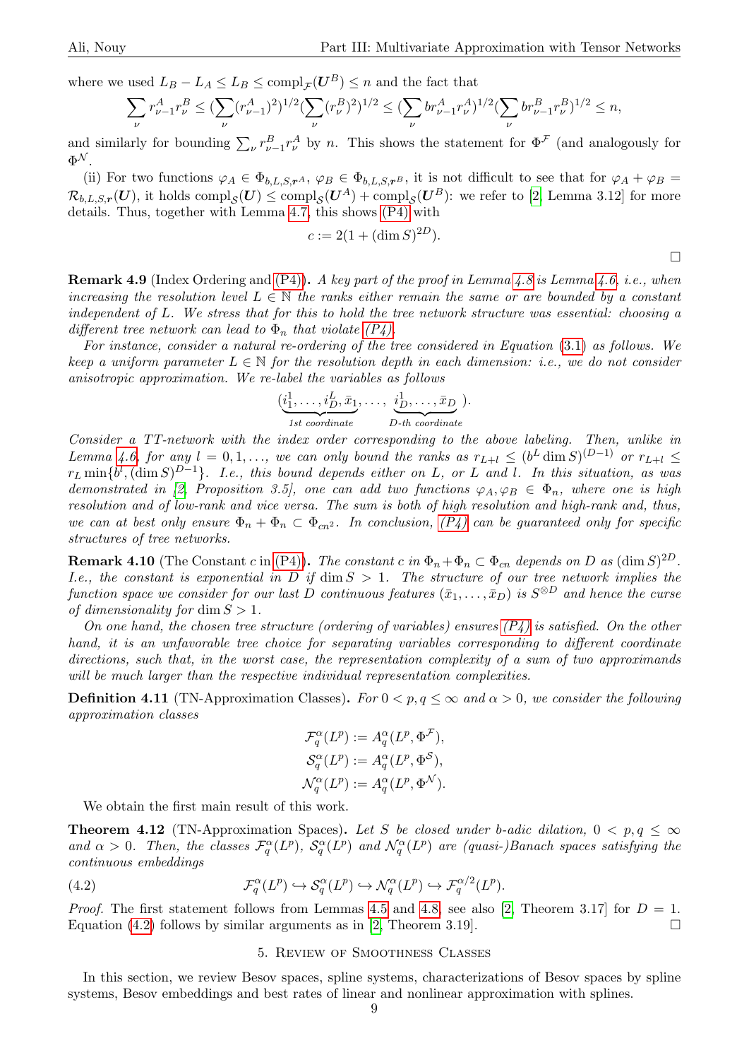where we used $L_B - L_A \leq L_B \leq \mathrm{compl}_{\mathcal{F}}(\boldsymbol{U}^B) \leq n$ and the fact that

$$\sum_\nu r_{\nu-1}^A r_\nu^B \leq (\sum_\nu (r_{\nu-1}^A)^2)^{1/2} (\sum_\nu (r_\nu^B)^2)^{1/2} \leq (\sum_\nu b r_{\nu-1}^A r_\nu^A)^{1/2} (\sum_\nu b r_{\nu-1}^B r_\nu^B)^{1/2} \leq n,$$

and similarly for bounding $\sum_\nu r_{\nu-1}^B r_\nu^A$ by $n$. This shows the statement for $\Phi^{\mathcal{F}}$ (and analogously for $\Phi^{\mathcal{N}}$.

(ii) For two functions $\varphi_A \in \Phi_{b,L,S,\boldsymbol{r}^A}$, $\varphi_B \in \Phi_{b,L,S,\boldsymbol{r}^B}$, it is not difficult to see that for $\varphi_A + \varphi_B = \mathcal{R}_{b,L,S,\boldsymbol{r}}(\boldsymbol{U})$, it holds $\mathrm{compl}_{\mathcal{S}}(\boldsymbol{U}) \leq \mathrm{compl}_{\mathcal{S}}(\boldsymbol{U}^A) + \mathrm{compl}_{\mathcal{S}}(\boldsymbol{U}^B)$: we refer to [2, Lemma 3.12] for more details. Thus, together with Lemma 4.7, this shows (P4) with

$$c := 2(1 + (\dim S)^{2D}).$$

□

**Remark 4.9** (Index Ordering and (P4)). *A key part of the proof in Lemma 4.8 is Lemma 4.6, i.e., when increasing the resolution level $L \in \mathbb{N}$ the ranks either remain the same or are bounded by a constant independent of $L$. We stress that for this to hold the tree network structure was essential: choosing a different tree network can lead to $\Phi_n$ that violate (P4).*

*For instance, consider a natural re-ordering of the tree considered in Equation (3.1) as follows. We keep a uniform parameter $L \in \mathbb{N}$ for the resolution depth in each dimension: i.e., we do not consider anisotropic approximation. We re-label the variables as follows*

$$(\underbrace{i_1^1, \ldots, i_D^L, \bar{x}_1}_{\text{1st coordinate}}, \ldots, \underbrace{i_D^1, \ldots, \bar{x}_D}_{\text{D-th coordinate}}).$$

*Consider a TT-network with the index order corresponding to the above labeling. Then, unlike in Lemma 4.6, for any $l = 0, 1, \ldots$, we can only bound the ranks as $r_{L+l} \leq (b^L \dim S)^{(D-1)}$ or $r_{L+l} \leq r_L \min\{b^l, (\dim S)^{D-1}\}$. I.e., this bound depends either on $L$, or $L$ and $l$. In this situation, as was demonstrated in [2, Proposition 3.5], one can add two functions $\varphi_A, \varphi_B \in \Phi_n$, where one is high resolution and of low-rank and vice versa. The sum is both of high resolution and high-rank and, thus, we can at best only ensure $\Phi_n + \Phi_n \subset \Phi_{cn^2}$. In conclusion, (P4) can be guaranteed only for specific structures of tree networks.*

**Remark 4.10** (The Constant $c$ in (P4)). *The constant $c$ in $\Phi_n + \Phi_n \subset \Phi_{cn}$ depends on $D$ as $(\dim S)^{2D}$. I.e., the constant is exponential in $D$ if $\dim S > 1$. The structure of our tree network implies the function space we consider for our last $D$ continuous features $(\bar{x}_1, \ldots, \bar{x}_D)$ is $S^{\otimes D}$ and hence the curse of dimensionality for $\dim S > 1$.*

*On one hand, the chosen tree structure (ordering of variables) ensures (P4) is satisfied. On the other hand, it is an unfavorable tree choice for separating variables corresponding to different coordinate directions, such that, in the worst case, the representation complexity of a sum of two approximands will be much larger than the respective individual representation complexities.*

**Definition 4.11** (TN-Approximation Classes). *For $0 < p, q \leq \infty$ and $\alpha > 0$, we consider the following approximation classes*

$$\mathcal{F}_q^\alpha(L^p) := A_q^\alpha(L^p, \Phi^{\mathcal{F}}),$$
$$\mathcal{S}_q^\alpha(L^p) := A_q^\alpha(L^p, \Phi^{\mathcal{S}}),$$
$$\mathcal{N}_q^\alpha(L^p) := A_q^\alpha(L^p, \Phi^{\mathcal{N}}).$$

We obtain the first main result of this work.

**Theorem 4.12** (TN-Approximation Spaces). *Let $S$ be closed under $b$-adic dilation, $0 < p, q \leq \infty$ and $\alpha > 0$. Then, the classes $\mathcal{F}_q^\alpha(L^p)$, $\mathcal{S}_q^\alpha(L^p)$ and $\mathcal{N}_q^\alpha(L^p)$ are (quasi-)Banach spaces satisfying the continuous embeddings*

$$\mathcal{F}_q^\alpha(L^p) \hookrightarrow \mathcal{S}_q^\alpha(L^p) \hookrightarrow \mathcal{N}_q^\alpha(L^p) \hookrightarrow \mathcal{F}_q^{\alpha/2}(L^p). \tag{4.2}$$

*Proof.* The first statement follows from Lemmas 4.5 and 4.8, see also [2, Theorem 3.17] for $D = 1$. Equation (4.2) follows by similar arguments as in [2, Theorem 3.19]. □

## 5. Review of Smoothness Classes

In this section, we review Besov spaces, spline systems, characterizations of Besov spaces by spline systems, Besov embeddings and best rates of linear and nonlinear approximation with splines.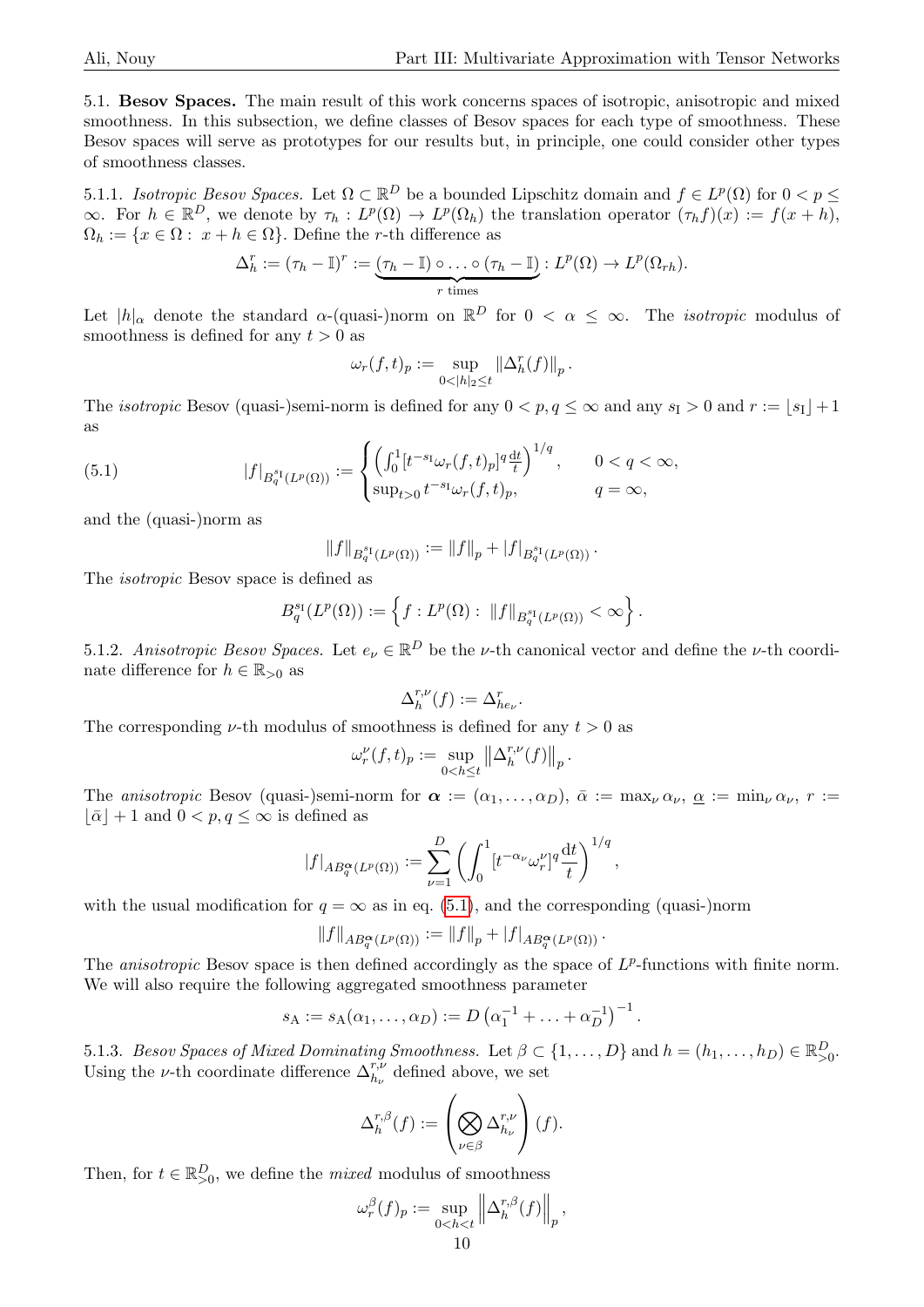5.1. **Besov Spaces.** The main result of this work concerns spaces of isotropic, anisotropic and mixed smoothness. In this subsection, we define classes of Besov spaces for each type of smoothness. These Besov spaces will serve as prototypes for our results but, in principle, one could consider other types of smoothness classes.

5.1.1. *Isotropic Besov Spaces.* Let $\Omega \subset \mathbb{R}^D$ be a bounded Lipschitz domain and $f \in L^p(\Omega)$ for $0 < p \leq \infty$. For $h \in \mathbb{R}^D$, we denote by $\tau_h : L^p(\Omega) \to L^p(\Omega_h)$ the translation operator $(\tau_h f)(x) := f(x+h)$, $\Omega_h := \{x \in \Omega : \; x + h \in \Omega\}$. Define the $r$-th difference as

$$\Delta_h^r := (\tau_h - \mathbb{I})^r := \underbrace{(\tau_h - \mathbb{I}) \circ \ldots \circ (\tau_h - \mathbb{I})}_{r \text{ times}} : L^p(\Omega) \to L^p(\Omega_{rh}).$$

Let $|h|_\alpha$ denote the standard $\alpha$-(quasi-)norm on $\mathbb{R}^D$ for $0 < \alpha \leq \infty$. The *isotropic* modulus of smoothness is defined for any $t > 0$ as

$$\omega_r(f,t)_p := \sup_{0 < |h|_2 \leq t} \left\| \Delta_h^r(f) \right\|_p .$$

The *isotropic* Besov (quasi-)semi-norm is defined for any $0 < p, q \leq \infty$ and any $s_{\mathrm{I}} > 0$ and $r := \lfloor s_{\mathrm{I}} \rfloor + 1$ as

$$|f|_{B_q^{s_{\mathrm{I}}}(L^p(\Omega))} := \begin{cases} \left( \int_0^1 [t^{-s_{\mathrm{I}}} \omega_r(f,t)_p]^q \frac{\mathrm{d}t}{t} \right)^{1/q}, & 0 < q < \infty, \\ \sup_{t > 0} t^{-s_{\mathrm{I}}} \omega_r(f,t)_p, & q = \infty, \end{cases} \tag{5.1}$$

and the (quasi-)norm as

$$\|f\|_{B_q^{s_{\mathrm{I}}}(L^p(\Omega))} := \|f\|_p + |f|_{B_q^{s_{\mathrm{I}}}(L^p(\Omega))} .$$

The *isotropic* Besov space is defined as

$$B_q^{s_{\mathrm{I}}}(L^p(\Omega)) := \left\{ f : L^p(\Omega) : \; \|f\|_{B_q^{s_{\mathrm{I}}}(L^p(\Omega))} < \infty \right\} .$$

5.1.2. *Anisotropic Besov Spaces.* Let $e_\nu \in \mathbb{R}^D$ be the $\nu$-th canonical vector and define the $\nu$-th coordinate difference for $h \in \mathbb{R}_{>0}$ as

$$\Delta_h^{r,\nu}(f) := \Delta_{he_\nu}^r .$$

The corresponding $\nu$-th modulus of smoothness is defined for any $t > 0$ as

$$\omega_r^\nu(f,t)_p := \sup_{0 < h \leq t} \left\| \Delta_h^{r,\nu}(f) \right\|_p .$$

The *anisotropic* Besov (quasi-)semi-norm for $\boldsymbol{\alpha} := (\alpha_1, \ldots, \alpha_D)$, $\bar{\alpha} := \max_\nu \alpha_\nu$, $\underline{\alpha} := \min_\nu \alpha_\nu$, $r := \lfloor \bar{\alpha} \rfloor + 1$ and $0 < p, q \leq \infty$ is defined as

$$|f|_{AB_q^{\boldsymbol{\alpha}}(L^p(\Omega))} := \sum_{\nu=1}^D \left( \int_0^1 [t^{-\alpha_\nu} \omega_r^\nu]^q \frac{\mathrm{d}t}{t} \right)^{1/q} ,$$

with the usual modification for $q = \infty$ as in eq. (5.1), and the corresponding (quasi-)norm

$$\|f\|_{AB_q^{\boldsymbol{\alpha}}(L^p(\Omega))} := \|f\|_p + |f|_{AB_q^{\boldsymbol{\alpha}}(L^p(\Omega))} .$$

The *anisotropic* Besov space is then defined accordingly as the space of $L^p$-functions with finite norm. We will also require the following aggregated smoothness parameter

$$s_{\mathrm{A}} := s_{\mathrm{A}}(\alpha_1, \ldots, \alpha_D) := D \left( \alpha_1^{-1} + \ldots + \alpha_D^{-1} \right)^{-1} .$$

5.1.3. *Besov Spaces of Mixed Dominating Smoothness.* Let $\beta \subset \{1, \ldots, D\}$ and $h = (h_1, \ldots, h_D) \in \mathbb{R}_{>0}^D$. Using the $\nu$-th coordinate difference $\Delta_{h_\nu}^{r,\nu}$ defined above, we set

$$\Delta_h^{r,\beta}(f) := \left( \bigotimes_{\nu \in \beta} \Delta_{h_\nu}^{r,\nu} \right)(f).$$

Then, for $t \in \mathbb{R}_{>0}^D$, we define the *mixed* modulus of smoothness

$$\omega_r^\beta(f)_p := \sup_{0 < h < t} \left\| \Delta_h^{r,\beta}(f) \right\|_p ,$$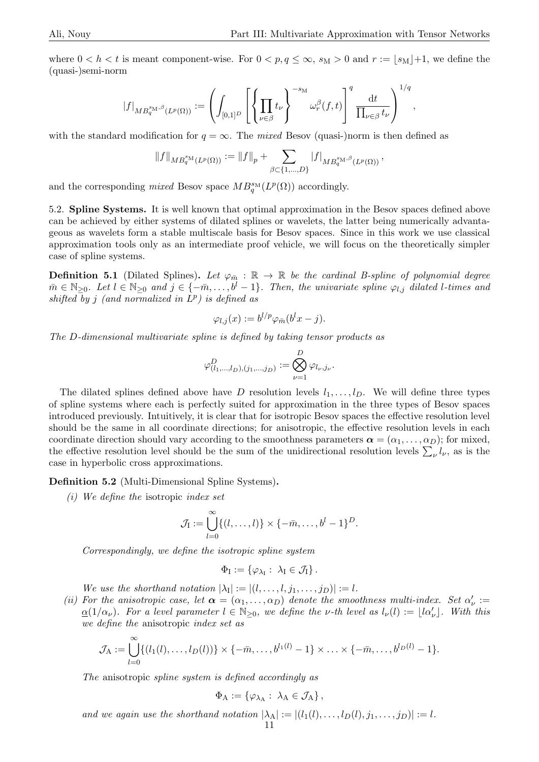where $0 < h < t$ is meant component-wise. For $0 < p, q \leq \infty$, $s_{\mathrm{M}} > 0$ and $r := \lfloor s_{\mathrm{M}} \rfloor + 1$, we define the (quasi-)semi-norm

$$|f|_{MB_q^{s_{\mathrm{M}},\beta}(L^p(\Omega))} := \left( \int_{[0,1]^D} \left[ \left\{ \prod_{\nu \in \beta} t_\nu \right\}^{-s_{\mathrm{M}}} \omega_r^\beta(f,t) \right]^q \frac{\mathrm{d}t}{\prod_{\nu \in \beta} t_\nu} \right)^{1/q},$$

with the standard modification for $q = \infty$. The *mixed* Besov (quasi-)norm is then defined as

$$\|f\|_{MB_q^{s_{\mathrm{M}}}(L^p(\Omega))} := \|f\|_p + \sum_{\beta \subset \{1,\ldots,D\}} |f|_{MB_q^{s_{\mathrm{M}},\beta}(L^p(\Omega))},$$

and the corresponding *mixed* Besov space $MB_q^{s_{\mathrm{M}}}(L^p(\Omega))$ accordingly.

5.2. **Spline Systems.** It is well known that optimal approximation in the Besov spaces defined above can be achieved by either systems of dilated splines or wavelets, the latter being numerically advantageous as wavelets form a stable multiscale basis for Besov spaces. Since in this work we use classical approximation tools only as an intermediate proof vehicle, we will focus on the theoretically simpler case of spline systems.

**Definition 5.1** (Dilated Splines)**.** *Let $\varphi_{\bar{m}} : \mathbb{R} \to \mathbb{R}$ be the cardinal B-spline of polynomial degree $\bar{m} \in \mathbb{N}_{\geq 0}$. Let $l \in \mathbb{N}_{\geq 0}$ and $j \in \{-\bar{m}, \ldots, b^l - 1\}$. Then, the univariate spline $\varphi_{l,j}$ dilated $l$-times and shifted by $j$ (and normalized in $L^p$) is defined as*

$$\varphi_{l,j}(x) := b^{l/p} \varphi_{\bar{m}}(b^l x - j).$$

*The $D$-dimensional multivariate spline is defined by taking tensor products as*

$$\varphi^D_{(l_1,\ldots,l_D),(j_1,\ldots,j_D)} := \bigotimes_{\nu=1}^D \varphi_{l_\nu,j_\nu}.$$

The dilated splines defined above have $D$ resolution levels $l_1, \ldots, l_D$. We will define three types of spline systems where each is perfectly suited for approximation in the three types of Besov spaces introduced previously. Intuitively, it is clear that for isotropic Besov spaces the effective resolution level should be the same in all coordinate directions; for anisotropic, the effective resolution levels in each coordinate direction should vary according to the smoothness parameters $\boldsymbol{\alpha} = (\alpha_1, \ldots, \alpha_D)$; for mixed, the effective resolution level should be the sum of the unidirectional resolution levels $\sum_\nu l_\nu$, as is the case in hyperbolic cross approximations.

**Definition 5.2** (Multi-Dimensional Spline Systems)**.**

*(i) We define the* isotropic *index set*

$$\mathcal{J}_{\mathrm{I}} := \bigcup_{l=0}^\infty \{(l, \ldots, l)\} \times \{-\bar{m}, \ldots, b^l - 1\}^D.$$

*Correspondingly, we define the isotropic spline system*

$$\Phi_{\mathrm{I}} := \{\varphi_{\lambda_{\mathrm{I}}} : \lambda_{\mathrm{I}} \in \mathcal{J}_{\mathrm{I}}\}.$$

*We use the shorthand notation $|\lambda_{\mathrm{I}}| := |(l, \ldots, l, j_1, \ldots, j_D)| := l$.*

*(ii) For the anisotropic case, let $\boldsymbol{\alpha} = (\alpha_1, \ldots, \alpha_D)$ denote the smoothness multi-index. Set $\alpha'_\nu := \underline{\alpha}(1/\alpha_\nu)$. For a level parameter $l \in \mathbb{N}_{\geq 0}$, we define the $\nu$-th level as $l_\nu(l) := \lfloor l\alpha'_\nu \rfloor$. With this we define the* anisotropic *index set as*

$$\mathcal{J}_{\mathrm{A}} := \bigcup_{l=0}^\infty \{(l_1(l), \ldots, l_D(l))\} \times \{-\bar{m}, \ldots, b^{l_1(l)} - 1\} \times \ldots \times \{-\bar{m}, \ldots, b^{l_D(l)} - 1\}.$$

*The* anisotropic *spline system is defined accordingly as*

$$\Phi_{\mathrm{A}} := \{\varphi_{\lambda_{\mathrm{A}}} : \lambda_{\mathrm{A}} \in \mathcal{J}_{\mathrm{A}}\},$$

*and we again use the shorthand notation $|\lambda_{\mathrm{A}}| := |(l_1(l), \ldots, l_D(l), j_1, \ldots, j_D)| := l$.*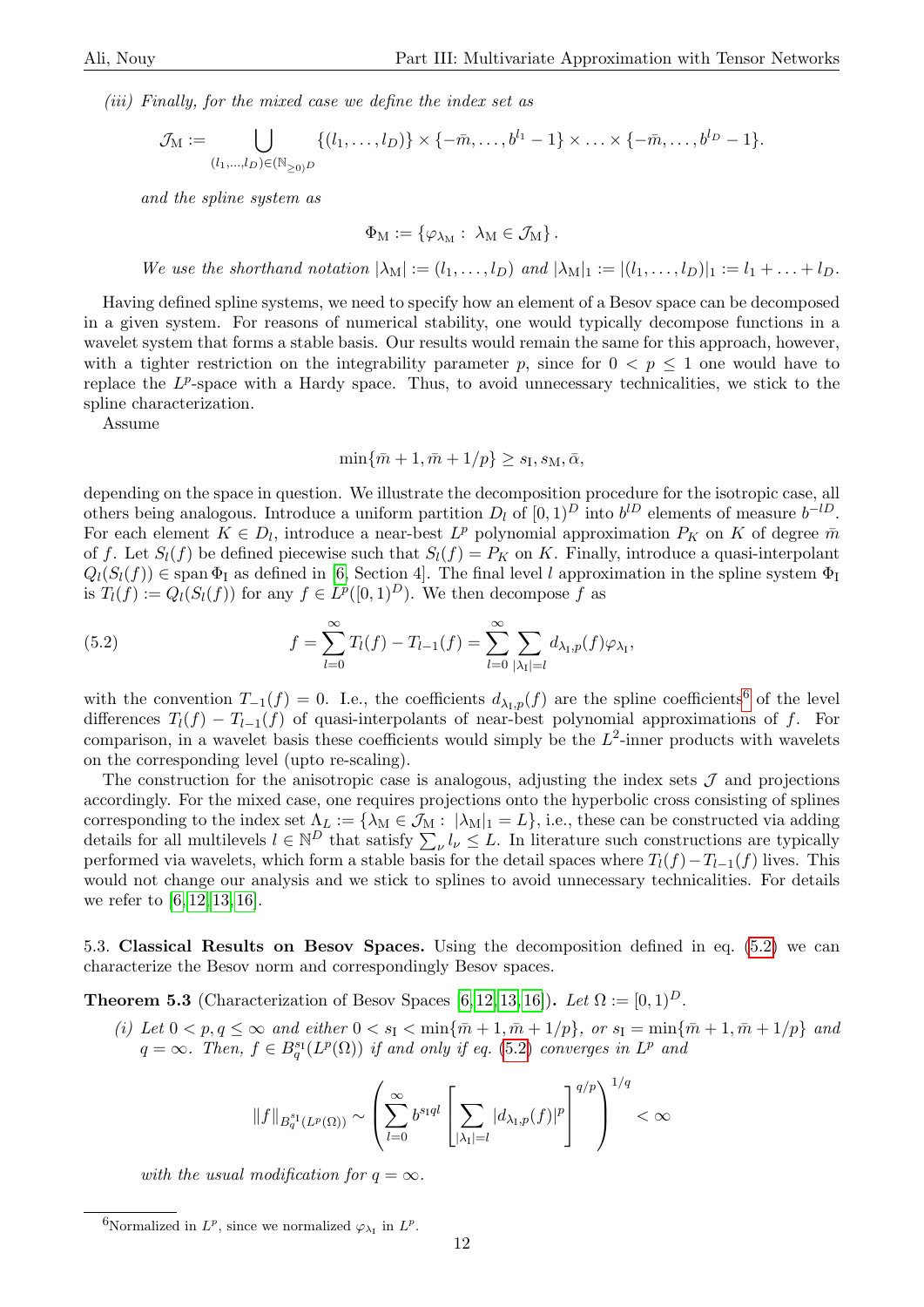*(iii) Finally, for the mixed case we define the index set as*

$$\mathcal{J}_{\mathrm{M}} := \bigcup_{(l_1,\ldots,l_D)\in(\mathbb{N}_{\geq 0})^D} \{(l_1,\ldots,l_D)\} \times \{-\bar{m},\ldots,b^{l_1}-1\} \times \ldots \times \{-\bar{m},\ldots,b^{l_D}-1\}.$$

*and the spline system as*

$$\Phi_{\mathrm{M}} := \{\varphi_{\lambda_{\mathrm{M}}} : \ \lambda_{\mathrm{M}} \in \mathcal{J}_{\mathrm{M}}\}.$$

*We use the shorthand notation* $|\lambda_{\mathrm{M}}| := (l_1,\ldots,l_D)$ *and* $|\lambda_{\mathrm{M}}|_1 := |(l_1,\ldots,l_D)|_1 := l_1 + \ldots + l_D$.

Having defined spline systems, we need to specify how an element of a Besov space can be decomposed in a given system. For reasons of numerical stability, one would typically decompose functions in a wavelet system that forms a stable basis. Our results would remain the same for this approach, however, with a tighter restriction on the integrability parameter $p$, since for $0 < p \leq 1$ one would have to replace the $L^p$-space with a Hardy space. Thus, to avoid unnecessary technicalities, we stick to the spline characterization.

Assume

$$\min\{\bar{m}+1, \bar{m}+1/p\} \geq s_{\mathrm{I}}, s_{\mathrm{M}}, \bar{\alpha},$$

depending on the space in question. We illustrate the decomposition procedure for the isotropic case, all others being analogous. Introduce a uniform partition $D_l$ of $[0,1)^D$ into $b^{lD}$ elements of measure $b^{-lD}$. For each element $K \in D_l$, introduce a near-best $L^p$ polynomial approximation $P_K$ on $K$ of degree $\bar{m}$ of $f$. Let $S_l(f)$ be defined piecewise such that $S_l(f) = P_K$ on $K$. Finally, introduce a quasi-interpolant $Q_l(S_l(f)) \in \operatorname{span}\Phi_{\mathrm{I}}$ as defined in [6, Section 4]. The final level $l$ approximation in the spline system $\Phi_{\mathrm{I}}$ is $T_l(f) := Q_l(S_l(f))$ for any $f \in L^p([0,1)^D)$. We then decompose $f$ as

$$f = \sum_{l=0}^{\infty} T_l(f) - T_{l-1}(f) = \sum_{l=0}^{\infty} \sum_{|\lambda_{\mathrm{I}}|=l} d_{\lambda_{\mathrm{I}},p}(f)\varphi_{\lambda_{\mathrm{I}}}, \tag{5.2}$$

with the convention $T_{-1}(f) = 0$. I.e., the coefficients $d_{\lambda_{\mathrm{I}},p}(f)$ are the spline coefficients[6] of the level differences $T_l(f) - T_{l-1}(f)$ of quasi-interpolants of near-best polynomial approximations of $f$. For comparison, in a wavelet basis these coefficients would simply be the $L^2$-inner products with wavelets on the corresponding level (upto re-scaling).

The construction for the anisotropic case is analogous, adjusting the index sets $\mathcal{J}$ and projections accordingly. For the mixed case, one requires projections onto the hyperbolic cross consisting of splines corresponding to the index set $\Lambda_L := \{\lambda_{\mathrm{M}} \in \mathcal{J}_{\mathrm{M}} : \ |\lambda_{\mathrm{M}}|_1 = L\}$, i.e., these can be constructed via adding details for all multilevels $l \in \mathbb{N}^D$ that satisfy $\sum_\nu l_\nu \leq L$. In literature such constructions are typically performed via wavelets, which form a stable basis for the detail spaces where $T_l(f) - T_{l-1}(f)$ lives. This would not change our analysis and we stick to splines to avoid unnecessary technicalities. For details we refer to [6, 12, 13, 16].

5.3. **Classical Results on Besov Spaces.** Using the decomposition defined in eq. (5.2) we can characterize the Besov norm and correspondingly Besov spaces.

**Theorem 5.3** (Characterization of Besov Spaces [6, 12, 13, 16]). *Let* $\Omega := [0,1)^D$.

*(i) Let* $0 < p, q \leq \infty$ *and either* $0 < s_{\mathrm{I}} < \min\{\bar{m}+1, \bar{m}+1/p\}$, *or* $s_{\mathrm{I}} = \min\{\bar{m}+1, \bar{m}+1/p\}$ *and* $q = \infty$. *Then,* $f \in B^{s_{\mathrm{I}}}_q(L^p(\Omega))$ *if and only if eq. (5.2) converges in* $L^p$ *and*

$$\|f\|_{B^{s_{\mathrm{I}}}_q(L^p(\Omega))} \sim \left( \sum_{l=0}^{\infty} b^{s_{\mathrm{I}} q l} \left[ \sum_{|\lambda_{\mathrm{I}}|=l} |d_{\lambda_{\mathrm{I}},p}(f)|^p \right]^{q/p} \right)^{1/q} < \infty$$

*with the usual modification for* $q = \infty$.

[6] Normalized in $L^p$, since we normalized $\varphi_{\lambda_{\mathrm{I}}}$ in $L^p$.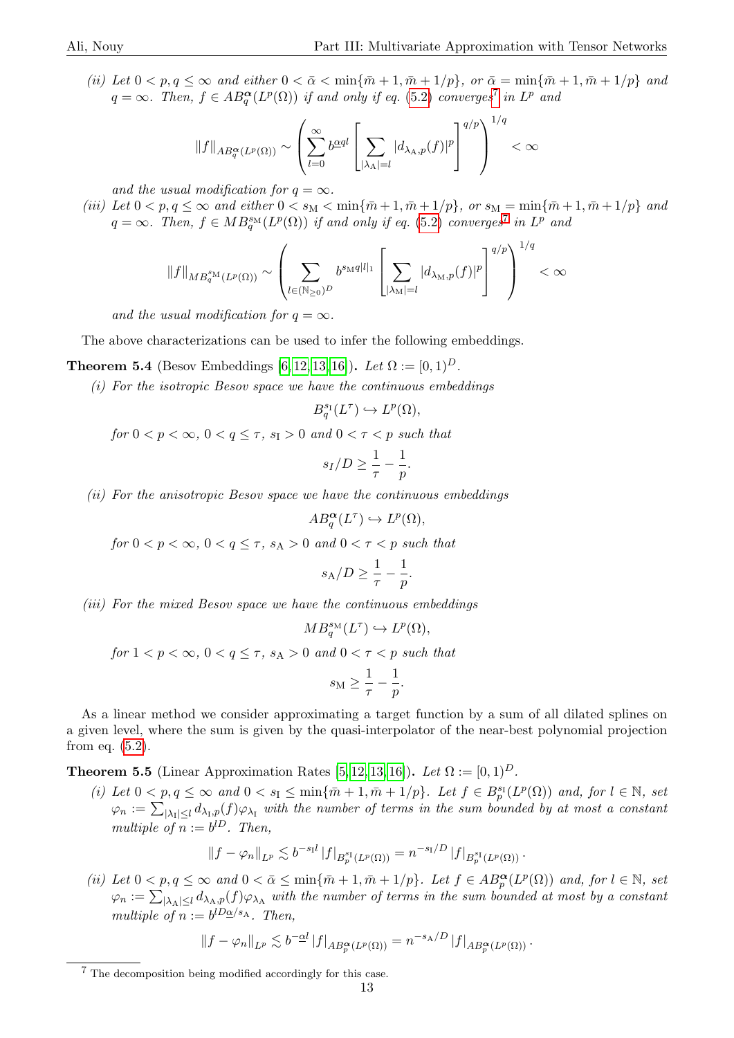*(ii) Let $0 < p, q \leq \infty$ and either $0 < \bar{\alpha} < \min\{\bar{m}+1, \bar{m}+1/p\}$, or $\bar{\alpha} = \min\{\bar{m}+1, \bar{m}+1/p\}$ and $q = \infty$. Then, $f \in AB^{\boldsymbol{\alpha}}_q(L^p(\Omega))$ if and only if eq. (5.2) converges[7] in $L^p$ and*

$$\|f\|_{AB^{\boldsymbol{\alpha}}_q(L^p(\Omega))} \sim \left( \sum_{l=0}^{\infty} b^{\underline{\alpha} ql} \left[ \sum_{|\lambda_{\mathrm{A}}|=l} |d_{\lambda_{\mathrm{A}},p}(f)|^p \right]^{q/p} \right)^{1/q} < \infty$$

*and the usual modification for $q = \infty$.*

*(iii) Let $0 < p, q \leq \infty$ and either $0 < s_{\mathrm{M}} < \min\{\bar{m}+1, \bar{m}+1/p\}$, or $s_{\mathrm{M}} = \min\{\bar{m}+1, \bar{m}+1/p\}$ and $q = \infty$. Then, $f \in MB^{s_{\mathrm{M}}}_q(L^p(\Omega))$ if and only if eq. (5.2) converges[7] in $L^p$ and*

$$\|f\|_{MB^{s_{\mathrm{M}}}_q(L^p(\Omega))} \sim \left( \sum_{l \in (\mathbb{N}_{\geq 0})^D} b^{s_{\mathrm{M}} q |l|_1} \left[ \sum_{|\lambda_{\mathrm{M}}|=l} |d_{\lambda_{\mathrm{M}},p}(f)|^p \right]^{q/p} \right)^{1/q} < \infty$$

*and the usual modification for $q = \infty$.*

The above characterizations can be used to infer the following embeddings.

**Theorem 5.4** (Besov Embeddings [6, 12, 13, 16])**.** *Let $\Omega := [0,1)^D$.*

*(i) For the isotropic Besov space we have the continuous embeddings*

$$B^{s_{\mathrm{I}}}_q(L^\tau) \hookrightarrow L^p(\Omega),$$

*for $0 < p < \infty$, $0 < q \leq \tau$, $s_{\mathrm{I}} > 0$ and $0 < \tau < p$ such that*

$$s_I/D \geq \frac{1}{\tau} - \frac{1}{p}.$$

*(ii) For the anisotropic Besov space we have the continuous embeddings*

$$AB^{\boldsymbol{\alpha}}_q(L^\tau) \hookrightarrow L^p(\Omega),$$

*for $0 < p < \infty$, $0 < q \leq \tau$, $s_{\mathrm{A}} > 0$ and $0 < \tau < p$ such that*

$$s_{\mathrm{A}}/D \geq \frac{1}{\tau} - \frac{1}{p}.$$

*(iii) For the mixed Besov space we have the continuous embeddings*

$$MB^{s_{\mathrm{M}}}_q(L^\tau) \hookrightarrow L^p(\Omega),$$

*for $1 < p < \infty$, $0 < q \leq \tau$, $s_{\mathrm{A}} > 0$ and $0 < \tau < p$ such that*

$$s_{\mathrm{M}} \geq \frac{1}{\tau} - \frac{1}{p}.$$

As a linear method we consider approximating a target function by a sum of all dilated splines on a given level, where the sum is given by the quasi-interpolator of the near-best polynomial projection from eq. (5.2).

**Theorem 5.5** (Linear Approximation Rates [5, 12, 13, 16])**.** *Let $\Omega := [0,1)^D$.*

*(i) Let $0 < p, q \leq \infty$ and $0 < s_{\mathrm{I}} \leq \min\{\bar{m}+1, \bar{m}+1/p\}$. Let $f \in B^{s_{\mathrm{I}}}_p(L^p(\Omega))$ and, for $l \in \mathbb{N}$, set $\varphi_n := \sum_{|\lambda_{\mathrm{I}}| \leq l} d_{\lambda_{\mathrm{I}},p}(f)\varphi_{\lambda_{\mathrm{I}}}$ with the number of terms in the sum bounded by at most a constant multiple of $n := b^{lD}$. Then,*

$$\|f - \varphi_n\|_{L^p} \lesssim b^{-s_{\mathrm{I}} l} |f|_{B^{s_{\mathrm{I}}}_p(L^p(\Omega))} = n^{-s_{\mathrm{I}}/D} |f|_{B^{s_{\mathrm{I}}}_p(L^p(\Omega))}.$$

*(ii) Let $0 < p, q \leq \infty$ and $0 < \bar{\alpha} \leq \min\{\bar{m}+1, \bar{m}+1/p\}$. Let $f \in AB^{\boldsymbol{\alpha}}_p(L^p(\Omega))$ and, for $l \in \mathbb{N}$, set $\varphi_n := \sum_{|\lambda_{\mathrm{A}}| \leq l} d_{\lambda_{\mathrm{A}},p}(f)\varphi_{\lambda_{\mathrm{A}}}$ with the number of terms in the sum bounded at most by a constant multiple of $n := b^{lD\underline{\alpha}/s_{\mathrm{A}}}$. Then,*

$$\|f - \varphi_n\|_{L^p} \lesssim b^{-\underline{\alpha} l} |f|_{AB^{\boldsymbol{\alpha}}_p(L^p(\Omega))} = n^{-s_{\mathrm{A}}/D} |f|_{AB^{\boldsymbol{\alpha}}_p(L^p(\Omega))}.$$

---

[7] The decomposition being modified accordingly for this case.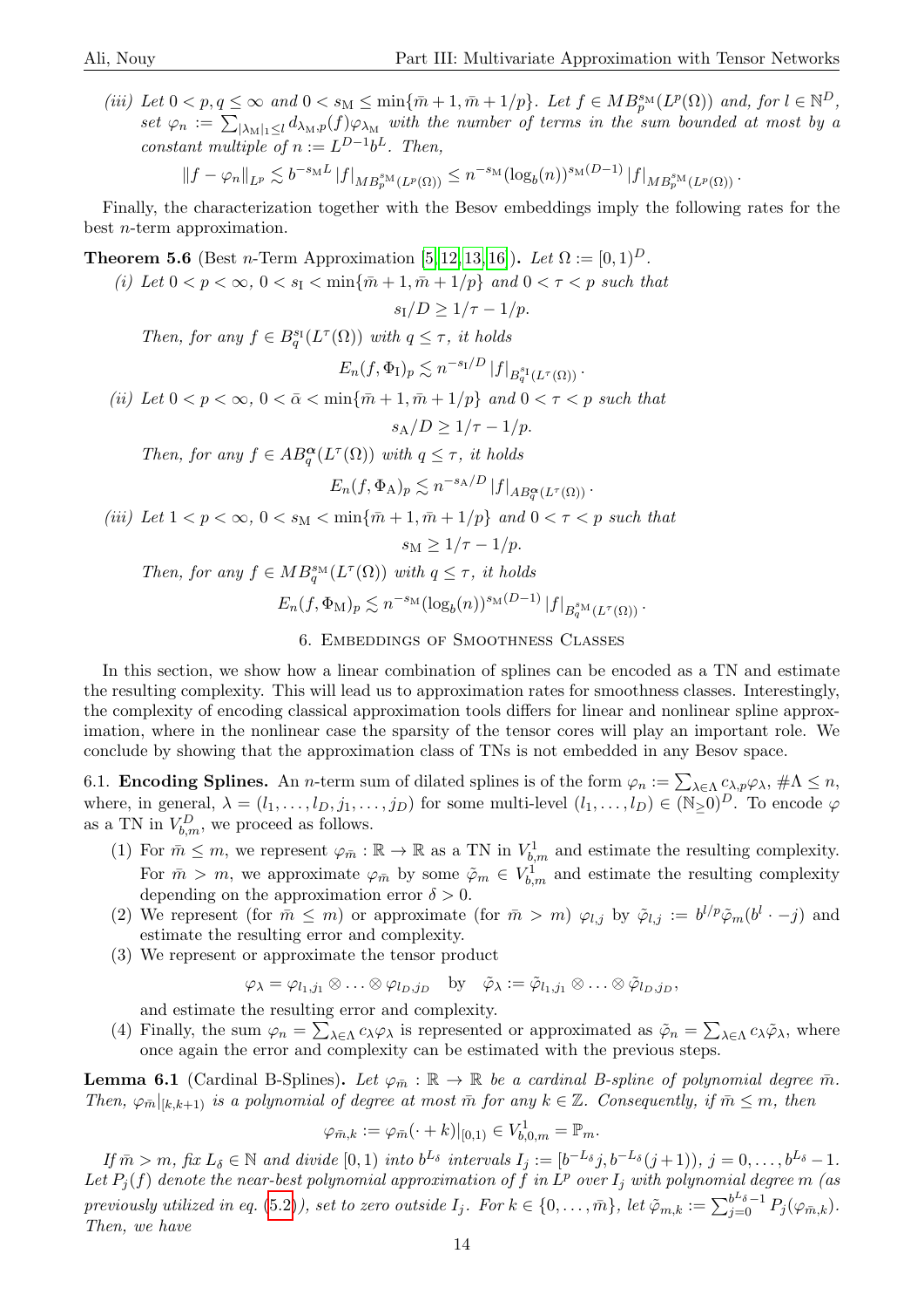*(iii)* *Let $0 < p, q \leq \infty$ and $0 < s_{\mathrm{M}} \leq \min\{\bar{m}+1, \bar{m}+1/p\}$. Let $f \in MB_p^{s_{\mathrm{M}}}(L^p(\Omega))$ and, for $l \in \mathbb{N}^D$, set $\varphi_n := \sum_{|\lambda_{\mathrm{M}}|_1 \leq l} d_{\lambda_{\mathrm{M}},p}(f)\varphi_{\lambda_{\mathrm{M}}}$ with the number of terms in the sum bounded at most by a constant multiple of $n := L^{D-1}b^L$. Then,*

$$\|f - \varphi_n\|_{L^p} \lesssim b^{-s_{\mathrm{M}}L} |f|_{MB_p^{s_{\mathrm{M}}}(L^p(\Omega))} \leq n^{-s_{\mathrm{M}}}(\log_b(n))^{s_{\mathrm{M}}(D-1)} |f|_{MB_p^{s_{\mathrm{M}}}(L^p(\Omega))}.$$

Finally, the characterization together with the Besov embeddings imply the following rates for the best $n$-term approximation.

**Theorem 5.6** (Best $n$-Term Approximation [5,12,13,16])**.** *Let $\Omega := [0,1)^D$.*

*(i)* *Let $0 < p < \infty$, $0 < s_{\mathrm{I}} < \min\{\bar{m}+1, \bar{m}+1/p\}$ and $0 < \tau < p$ such that*

$$s_{\mathrm{I}}/D \geq 1/\tau - 1/p.$$

*Then, for any $f \in B_q^{s_{\mathrm{I}}}(L^\tau(\Omega))$ with $q \leq \tau$, it holds*

$$E_n(f, \Phi_{\mathrm{I}})_p \lesssim n^{-s_{\mathrm{I}}/D} |f|_{B_q^{s_{\mathrm{I}}}(L^\tau(\Omega))}.$$

*(ii)* *Let $0 < p < \infty$, $0 < \bar{\alpha} < \min\{\bar{m}+1, \bar{m}+1/p\}$ and $0 < \tau < p$ such that*

$$s_{\mathrm{A}}/D \geq 1/\tau - 1/p.$$

*Then, for any $f \in AB_q^{\boldsymbol{\alpha}}(L^\tau(\Omega))$ with $q \leq \tau$, it holds*

$$E_n(f, \Phi_{\mathrm{A}})_p \lesssim n^{-s_{\mathrm{A}}/D} |f|_{AB_q^{\boldsymbol{\alpha}}(L^\tau(\Omega))}.$$

*(iii)* *Let $1 < p < \infty$, $0 < s_{\mathrm{M}} < \min\{\bar{m}+1, \bar{m}+1/p\}$ and $0 < \tau < p$ such that*

$$s_{\mathrm{M}} \geq 1/\tau - 1/p.$$

*Then, for any $f \in MB_q^{s_{\mathrm{M}}}(L^\tau(\Omega))$ with $q \leq \tau$, it holds*

$$E_n(f, \Phi_{\mathrm{M}})_p \lesssim n^{-s_{\mathrm{M}}}(\log_b(n))^{s_{\mathrm{M}}(D-1)} |f|_{B_q^{s_{\mathrm{M}}}(L^\tau(\Omega))}.$$

## 6. Embeddings of Smoothness Classes

In this section, we show how a linear combination of splines can be encoded as a TN and estimate the resulting complexity. This will lead us to approximation rates for smoothness classes. Interestingly, the complexity of encoding classical approximation tools differs for linear and nonlinear spline approximation, where in the nonlinear case the sparsity of the tensor cores will play an important role. We conclude by showing that the approximation class of TNs is not embedded in any Besov space.

6.1. **Encoding Splines.** An $n$-term sum of dilated splines is of the form $\varphi_n := \sum_{\lambda \in \Lambda} c_{\lambda,p}\varphi_\lambda$, $\#\Lambda \leq n$, where, in general, $\lambda = (l_1, \ldots, l_D, j_1, \ldots, j_D)$ for some multi-level $(l_1, \ldots, l_D) \in (\mathbb{N}_{\geq}0)^D$. To encode $\varphi$ as a TN in $V_{b,m}^D$, we proceed as follows.

1. For $\bar{m} \leq m$, we represent $\varphi_{\bar{m}} : \mathbb{R} \to \mathbb{R}$ as a TN in $V_{b,m}^1$ and estimate the resulting complexity. For $\bar{m} > m$, we approximate $\varphi_{\bar{m}}$ by some $\tilde{\varphi}_m \in V_{b,m}^1$ and estimate the resulting complexity depending on the approximation error $\delta > 0$.
2. We represent (for $\bar{m} \leq m$) or approximate (for $\bar{m} > m$) $\varphi_{l,j}$ by $\tilde{\varphi}_{l,j} := b^{l/p}\tilde{\varphi}_m(b^l \cdot -j)$ and estimate the resulting error and complexity.
3. We represent or approximate the tensor product
$$\varphi_\lambda = \varphi_{l_1,j_1} \otimes \ldots \otimes \varphi_{l_D,j_D} \quad \text{by} \quad \tilde{\varphi}_\lambda := \tilde{\varphi}_{l_1,j_1} \otimes \ldots \otimes \tilde{\varphi}_{l_D,j_D},$$
and estimate the resulting error and complexity.
4. Finally, the sum $\varphi_n = \sum_{\lambda \in \Lambda} c_\lambda \varphi_\lambda$ is represented or approximated as $\tilde{\varphi}_n = \sum_{\lambda \in \Lambda} c_\lambda \tilde{\varphi}_\lambda$, where once again the error and complexity can be estimated with the previous steps.

**Lemma 6.1** (Cardinal B-Splines)**.** *Let $\varphi_{\bar{m}} : \mathbb{R} \to \mathbb{R}$ be a cardinal B-spline of polynomial degree $\bar{m}$. Then, $\varphi_{\bar{m}}|_{[k,k+1)}$ is a polynomial of degree at most $\bar{m}$ for any $k \in \mathbb{Z}$. Consequently, if $\bar{m} \leq m$, then*

$$\varphi_{\bar{m},k} := \varphi_{\bar{m}}(\cdot + k)|_{[0,1)} \in V_{b,0,m}^1 = \mathbb{P}_m.$$

*If $\bar{m} > m$, fix $L_\delta \in \mathbb{N}$ and divide $[0,1)$ into $b^{L_\delta}$ intervals $I_j := [b^{-L_\delta}j, b^{-L_\delta}(j+1))$, $j = 0, \ldots, b^{L_\delta} - 1$. Let $P_j(f)$ denote the near-best polynomial approximation of $f$ in $L^p$ over $I_j$ with polynomial degree $m$ (as previously utilized in eq. (5.2)), set to zero outside $I_j$. For $k \in \{0, \ldots, \bar{m}\}$, let $\tilde{\varphi}_{m,k} := \sum_{j=0}^{b^{L_\delta}-1} P_j(\varphi_{\bar{m},k})$. Then, we have*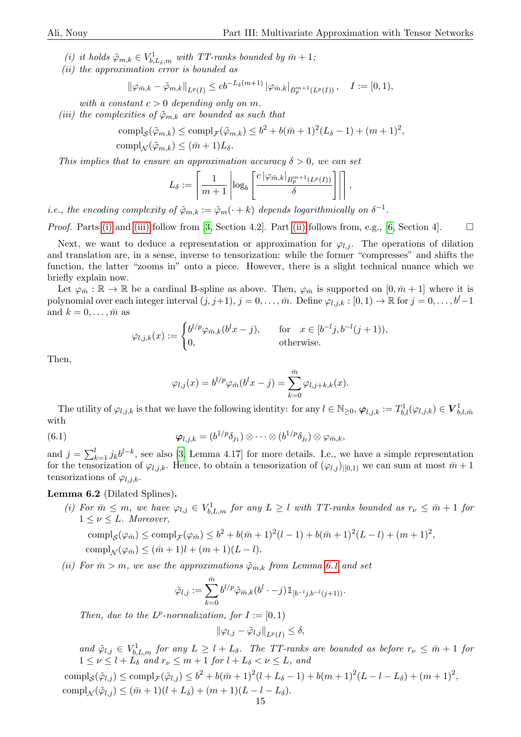*(i) it holds $\tilde{\varphi}_{m,k} \in V^1_{b,L_\delta,m}$ with TT-ranks bounded by $\bar{m}+1$;*

*(ii) the approximation error is bounded as*

$$\|\varphi_{\bar{m},k} - \tilde{\varphi}_{m,k}\|_{L^p(I)} \le c b^{-L_\delta(m+1)} |\varphi_{\bar{m},k}|_{B^{m+1}_p(L^p(I))}, \quad I := [0,1),$$

*with a constant $c > 0$ depending only on $m$.*

*(iii) the complexities of $\tilde{\varphi}_{m,k}$ are bounded as such that*

$$\mathrm{compl}_{\mathcal{S}}(\tilde{\varphi}_{m,k}) \le \mathrm{compl}_{\mathcal{F}}(\tilde{\varphi}_{m,k}) \le b^2 + b(\bar{m}+1)^2(L_\delta - 1) + (m+1)^2,$$
$$\mathrm{compl}_{\mathcal{N}}(\tilde{\varphi}_{m,k}) \le (\bar{m}+1)L_\delta.$$

*This implies that to ensure an approximation accuracy $\delta > 0$, we can set*

$$L_\delta := \left\lceil \frac{1}{m+1} \left| \log_b \left[ \frac{c\,|\varphi_{\bar{m},k}|_{B^{m+1}_p(L^p(I))}}{\delta} \right] \right| \right\rceil,$$

*i.e., the encoding complexity of $\tilde{\varphi}_{m,k} := \tilde{\varphi}_m(\cdot + k)$ depends logarithmically on $\delta^{-1}$.*

*Proof.* Parts (i) and (iii) follow from [3, Section 4.2]. Part (ii) follows from, e.g., [6, Section 4]. □

Next, we want to deduce a representation or approximation for $\varphi_{l,j}$. The operations of dilation and translation are, in a sense, inverse to tensorization: while the former "compresses" and shifts the function, the latter "zooms in" onto a piece. However, there is a slight technical nuance which we briefly explain now.

Let $\varphi_{\bar{m}} : \mathbb{R} \to \mathbb{R}$ be a cardinal B-spline as above. Then, $\varphi_{\bar{m}}$ is supported on $[0, \bar{m}+1]$ where it is polynomial over each integer interval $(j, j+1)$, $j = 0, \ldots, \bar{m}$. Define $\varphi_{l,j,k} : [0,1) \to \mathbb{R}$ for $j = 0, \ldots, b^l - 1$ and $k = 0, \ldots, \bar{m}$ as

$$\varphi_{l,j,k}(x) := \begin{cases} b^{l/p}\varphi_{\bar{m},k}(b^l x - j), & \text{for} \quad x \in [b^{-l}j, b^{-l}(j+1)), \\ 0, & \text{otherwise.} \end{cases}$$

Then,

$$\varphi_{l,j}(x) = b^{l/p}\varphi_{\bar{m}}(b^l x - j) = \sum_{k=0}^{\bar{m}} \varphi_{l,j+k,k}(x).$$

The utility of $\varphi_{l,j,k}$ is that we have the following identity: for any $l \in \mathbb{N}_{\ge 0}$, $\boldsymbol{\varphi}_{l,j,k} := T^1_{b,l}(\varphi_{l,j,k}) \in \boldsymbol{V}^1_{b,l,\bar{m}}$ with

$$\boldsymbol{\varphi}_{l,j,k} = (b^{1/p}\delta_{j_1}) \otimes \cdots \otimes (b^{1/p}\delta_{j_l}) \otimes \varphi_{\bar{m},k}, \tag{6.1}$$

and $j = \sum_{k=1}^{l} j_k b^{l-k}$, see also [3, Lemma 4.17] for more details. I.e., we have a simple representation for the tensorization of $\varphi_{l,j,k}$. Hence, to obtain a tensorization of $(\varphi_{l,j})_{|[0,1)}$ we can sum at most $\bar{m}+1$ tensorizations of $\varphi_{l,j,k}$.

**Lemma 6.2** (Dilated Splines)**.**

*(i) For $\bar{m} \le m$, we have $\varphi_{l,j} \in V^1_{b,L,m}$ for any $L \ge l$ with TT-ranks bounded as $r_\nu \le \bar{m}+1$ for $1 \le \nu \le L$. Moreover,*

$$\mathrm{compl}_{\mathcal{S}}(\varphi_{\bar{m}}) \le \mathrm{compl}_{\mathcal{F}}(\varphi_{\bar{m}}) \le b^2 + b(\bar{m}+1)^2(l-1) + b(\bar{m}+1)^2(L-l) + (m+1)^2,$$
$$\mathrm{compl}_{\mathcal{N}}(\varphi_{\bar{m}}) \le (\bar{m}+1)l + (m+1)(L-l).$$

*(ii) For $\bar{m} > m$, we use the approximations $\tilde{\varphi}_{m,k}$ from Lemma 6.1 and set*

$$\tilde{\varphi}_{l,j} := \sum_{k=0}^{\bar{m}} b^{l/p}\tilde{\varphi}_{\bar{m},k}(b^l \cdot - j)\mathbb{1}_{[b^{-l}j, b^{-l}(j+1))}.$$

*Then, due to the $L^p$-normalization, for $I := [0,1)$*

$$\|\varphi_{l,j} - \tilde{\varphi}_{l,j}\|_{L^p(I)} \le \delta,$$

*and $\tilde{\varphi}_{l,j} \in V^1_{b,L,m}$ for any $L \ge l + L_\delta$. The TT-ranks are bounded as before $r_\nu \le \bar{m}+1$ for $1 \le \nu \le l + L_\delta$ and $r_\nu \le m+1$ for $l + L_\delta < \nu \le L$, and*

$$\mathrm{compl}_{\mathcal{S}}(\tilde{\varphi}_{l,j}) \le \mathrm{compl}_{\mathcal{F}}(\tilde{\varphi}_{l,j}) \le b^2 + b(\bar{m}+1)^2(l + L_\delta - 1) + b(m+1)^2(L - l - L_\delta) + (m+1)^2,$$
$$\mathrm{compl}_{\mathcal{N}}(\tilde{\varphi}_{l,j}) \le (\bar{m}+1)(l + L_\delta) + (m+1)(L - l - L_\delta).$$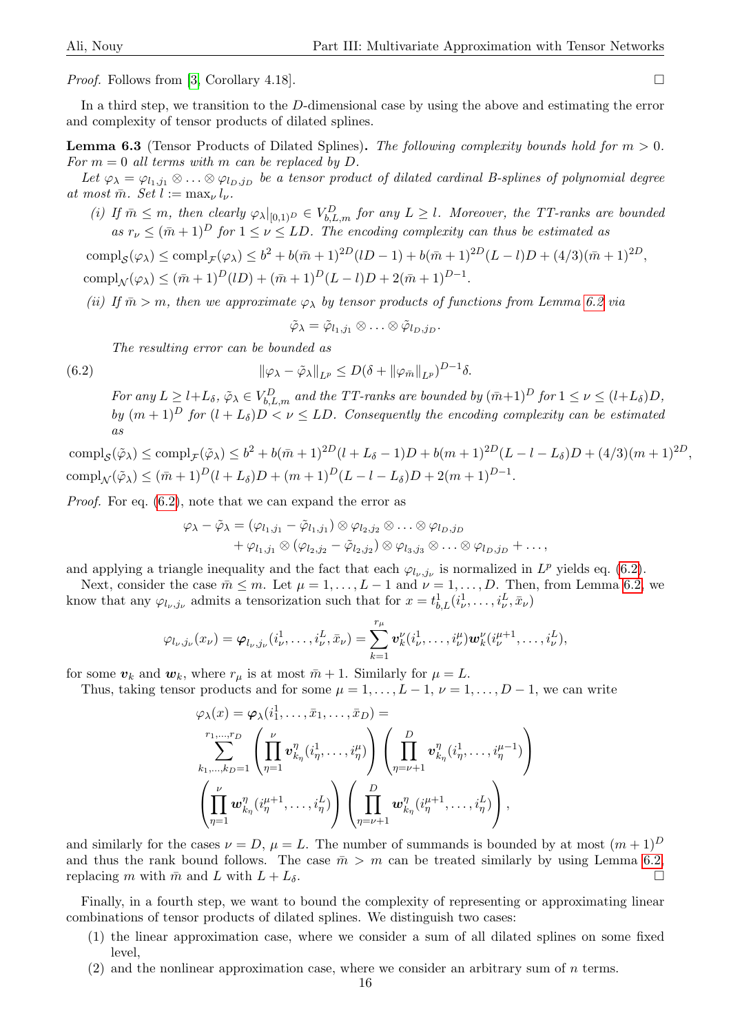*Proof.* Follows from [3, Corollary 4.18]. ☐

In a third step, we transition to the $D$-dimensional case by using the above and estimating the error and complexity of tensor products of dilated splines.

**Lemma 6.3** (Tensor Products of Dilated Splines)**.** *The following complexity bounds hold for $m > 0$. For $m = 0$ all terms with $m$ can be replaced by $D$.*

*Let $\varphi_\lambda = \varphi_{l_1,j_1} \otimes \ldots \otimes \varphi_{l_D,j_D}$ be a tensor product of dilated cardinal B-splines of polynomial degree at most $\bar{m}$. Set $l := \max_\nu l_\nu$.*

*(i) If $\bar{m} \leq m$, then clearly $\varphi_\lambda|_{[0,1)^D} \in V^D_{b,L,m}$ for any $L \geq l$. Moreover, the TT-ranks are bounded as $r_\nu \leq (\bar{m}+1)^D$ for $1 \leq \nu \leq LD$. The encoding complexity can thus be estimated as*

$$\mathrm{compl}_{\mathcal{S}}(\varphi_\lambda) \leq \mathrm{compl}_{\mathcal{F}}(\varphi_\lambda) \leq b^2 + b(\bar{m}+1)^{2D}(lD-1) + b(\bar{m}+1)^{2D}(L-l)D + (4/3)(\bar{m}+1)^{2D},$$

$$\mathrm{compl}_{\mathcal{N}}(\varphi_\lambda) \leq (\bar{m}+1)^D(lD) + (\bar{m}+1)^D(L-l)D + 2(\bar{m}+1)^{D-1}.$$

*(ii) If $\bar{m} > m$, then we approximate $\varphi_\lambda$ by tensor products of functions from Lemma 6.2 via*

$$\tilde{\varphi}_\lambda = \tilde{\varphi}_{l_1,j_1} \otimes \ldots \otimes \tilde{\varphi}_{l_D,j_D}.$$

*The resulting error can be bounded as*

$$\|\varphi_\lambda - \tilde{\varphi}_\lambda\|_{L^p} \leq D(\delta + \|\varphi_{\bar{m}}\|_{L^p})^{D-1}\delta. \tag{6.2}$$

*For any $L \geq l + L_\delta$, $\tilde{\varphi}_\lambda \in V^D_{b,L,m}$ and the TT-ranks are bounded by $(\bar{m}+1)^D$ for $1 \leq \nu \leq (l+L_\delta)D$, by $(m+1)^D$ for $(l+L_\delta)D < \nu \leq LD$. Consequently the encoding complexity can be estimated as*

$$\mathrm{compl}_{\mathcal{S}}(\tilde{\varphi}_\lambda) \leq \mathrm{compl}_{\mathcal{F}}(\tilde{\varphi}_\lambda) \leq b^2 + b(\bar{m}+1)^{2D}(l+L_\delta-1)D + b(m+1)^{2D}(L-l-L_\delta)D + (4/3)(m+1)^{2D},$$

$$\mathrm{compl}_{\mathcal{N}}(\tilde{\varphi}_\lambda) \leq (\bar{m}+1)^D(l+L_\delta)D + (m+1)^D(L-l-L_\delta)D + 2(m+1)^{D-1}.$$

*Proof.* For eq. (6.2), note that we can expand the error as

$$\begin{aligned}\varphi_\lambda - \tilde{\varphi}_\lambda = &(\varphi_{l_1,j_1} - \tilde{\varphi}_{l_1,j_1}) \otimes \varphi_{l_2,j_2} \otimes \ldots \otimes \varphi_{l_D,j_D} \\ &+ \varphi_{l_1,j_1} \otimes (\varphi_{l_2,j_2} - \tilde{\varphi}_{l_2,j_2}) \otimes \varphi_{l_3,j_3} \otimes \ldots \otimes \varphi_{l_D,j_D} + \ldots,\end{aligned}$$

and applying a triangle inequality and the fact that each $\varphi_{l_\nu,j_\nu}$ is normalized in $L^p$ yields eq. (6.2).

Next, consider the case $\bar{m} \leq m$. Let $\mu = 1, \ldots, L-1$ and $\nu = 1, \ldots, D$. Then, from Lemma 6.2, we know that any $\varphi_{l_\nu,j_\nu}$ admits a tensorization such that for $x = t^1_{b,L}(i^1_\nu, \ldots, i^L_\nu, \bar{x}_\nu)$

$$\varphi_{l_\nu,j_\nu}(x_\nu) = \boldsymbol{\varphi}_{l_\nu,j_\nu}(i^1_\nu, \ldots, i^L_\nu, \bar{x}_\nu) = \sum_{k=1}^{r_\mu} \boldsymbol{v}^\nu_k(i^1_\nu, \ldots, i^\mu_\nu)\boldsymbol{w}^\nu_k(i^{\mu+1}_\nu, \ldots, i^L_\nu),$$

for some $\boldsymbol{v}_k$ and $\boldsymbol{w}_k$, where $r_\mu$ is at most $\bar{m}+1$. Similarly for $\mu = L$.

Thus, taking tensor products and for some $\mu = 1, \ldots, L-1$, $\nu = 1, \ldots, D-1$, we can write

$$\begin{aligned}&\varphi_\lambda(x) = \boldsymbol{\varphi}_\lambda(i^1_1, \ldots, \bar{x}_1, \ldots, \bar{x}_D) = \\ &\sum_{k_1,\ldots,k_D=1}^{r_1,\ldots,r_D} \left(\prod_{\eta=1}^{\nu} \boldsymbol{v}^\eta_{k_\eta}(i^1_\eta, \ldots, i^\mu_\eta)\right)\left(\prod_{\eta=\nu+1}^{D} \boldsymbol{v}^\eta_{k_\eta}(i^1_\eta, \ldots, i^{\mu-1}_\eta)\right) \\ &\left(\prod_{\eta=1}^{\nu} \boldsymbol{w}^\eta_{k_\eta}(i^{\mu+1}_\eta, \ldots, i^L_\eta)\right)\left(\prod_{\eta=\nu+1}^{D} \boldsymbol{w}^\eta_{k_\eta}(i^{\mu+1}_\eta, \ldots, i^L_\eta)\right),\end{aligned}$$

and similarly for the cases $\nu = D$, $\mu = L$. The number of summands is bounded by at most $(m+1)^D$ and thus the rank bound follows. The case $\bar{m} > m$ can be treated similarly by using Lemma 6.2, replacing $m$ with $\bar{m}$ and $L$ with $L + L_\delta$. ☐

Finally, in a fourth step, we want to bound the complexity of representing or approximating linear combinations of tensor products of dilated splines. We distinguish two cases:

(1) the linear approximation case, where we consider a sum of all dilated splines on some fixed level,

(2) and the nonlinear approximation case, where we consider an arbitrary sum of $n$ terms.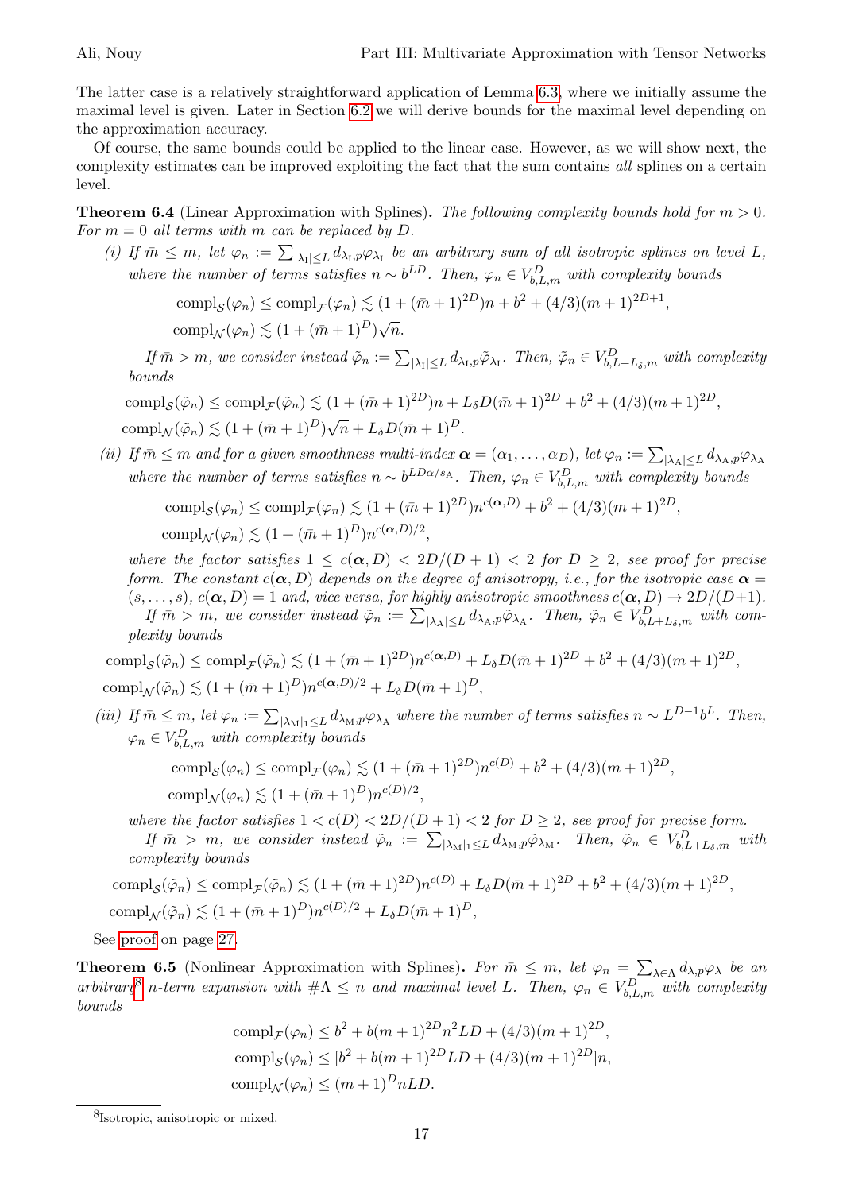The latter case is a relatively straightforward application of Lemma 6.3, where we initially assume the maximal level is given. Later in Section 6.2 we will derive bounds for the maximal level depending on the approximation accuracy.

Of course, the same bounds could be applied to the linear case. However, as we will show next, the complexity estimates can be improved exploiting the fact that the sum contains *all* splines on a certain level.

**Theorem 6.4** (Linear Approximation with Splines)**.** *The following complexity bounds hold for $m > 0$. For $m = 0$ all terms with $m$ can be replaced by $D$.*

*(i) If $\bar m \leq m$, let $\varphi_n := \sum_{|\lambda_{\mathrm{I}}|\leq L} d_{\lambda_{\mathrm{I}},p}\varphi_{\lambda_{\mathrm{I}}}$ be an arbitrary sum of all isotropic splines on level $L$, where the number of terms satisfies $n \sim b^{LD}$. Then, $\varphi_n \in V^D_{b,L,m}$ with complexity bounds*

$$\mathrm{compl}_{\mathcal{S}}(\varphi_n) \leq \mathrm{compl}_{\mathcal{F}}(\varphi_n) \lesssim (1 + (\bar m+1)^{2D})n + b^2 + (4/3)(m+1)^{2D+1},$$
$$\mathrm{compl}_{\mathcal{N}}(\varphi_n) \lesssim (1 + (\bar m + 1)^D)\sqrt{n}.$$

*If $\bar m > m$, we consider instead $\tilde\varphi_n := \sum_{|\lambda_{\mathrm{I}}|\leq L} d_{\lambda_{\mathrm{I}},p}\tilde\varphi_{\lambda_{\mathrm{I}}}$. Then, $\tilde\varphi_n \in V^D_{b,L+L_\delta,m}$ with complexity bounds*

$$\mathrm{compl}_{\mathcal{S}}(\tilde\varphi_n) \leq \mathrm{compl}_{\mathcal{F}}(\tilde\varphi_n) \lesssim (1 + (\bar m+1)^{2D})n + L_\delta D(\bar m+1)^{2D} + b^2 + (4/3)(m+1)^{2D},$$
$$\mathrm{compl}_{\mathcal{N}}(\tilde\varphi_n) \lesssim (1 + (\bar m + 1)^D)\sqrt{n} + L_\delta D(\bar m+1)^D.$$

*(ii) If $\bar m \leq m$ and for a given smoothness multi-index $\boldsymbol\alpha = (\alpha_1, \ldots, \alpha_D)$, let $\varphi_n := \sum_{|\lambda_{\mathrm{A}}|\leq L} d_{\lambda_{\mathrm{A}},p}\varphi_{\lambda_{\mathrm{A}}}$ where the number of terms satisfies $n \sim b^{LD\underline{\alpha}/s_{\mathrm{A}}}$. Then, $\varphi_n \in V^D_{b,L,m}$ with complexity bounds*

$$\mathrm{compl}_{\mathcal{S}}(\varphi_n) \leq \mathrm{compl}_{\mathcal{F}}(\varphi_n) \lesssim (1 + (\bar m+1)^{2D})n^{c(\boldsymbol\alpha,D)} + b^2 + (4/3)(m+1)^{2D},$$
$$\mathrm{compl}_{\mathcal{N}}(\varphi_n) \lesssim (1 + (\bar m + 1)^D)n^{c(\boldsymbol\alpha,D)/2},$$

*where the factor satisfies $1 \leq c(\boldsymbol\alpha, D) < 2D/(D + 1) < 2$ for $D \geq 2$, see proof for precise form. The constant $c(\boldsymbol\alpha, D)$ depends on the degree of anisotropy, i.e., for the isotropic case $\boldsymbol\alpha = (s, \ldots, s)$, $c(\boldsymbol\alpha, D) = 1$ and, vice versa, for highly anisotropic smoothness $c(\boldsymbol\alpha, D) \to 2D/(D+1)$.*

*If $\bar m > m$, we consider instead $\tilde\varphi_n := \sum_{|\lambda_{\mathrm{A}}|\leq L} d_{\lambda_{\mathrm{A}},p}\tilde\varphi_{\lambda_{\mathrm{A}}}$. Then, $\tilde\varphi_n \in V^D_{b,L+L_\delta,m}$ with complexity bounds*

$$\mathrm{compl}_{\mathcal{S}}(\tilde\varphi_n) \leq \mathrm{compl}_{\mathcal{F}}(\tilde\varphi_n) \lesssim (1 + (\bar m+1)^{2D})n^{c(\boldsymbol\alpha,D)} + L_\delta D(\bar m+1)^{2D} + b^2 + (4/3)(m+1)^{2D},$$
$$\mathrm{compl}_{\mathcal{N}}(\tilde\varphi_n) \lesssim (1 + (\bar m + 1)^D)n^{c(\boldsymbol\alpha,D)/2} + L_\delta D(\bar m+1)^D,$$

*(iii) If $\bar m \leq m$, let $\varphi_n := \sum_{|\lambda_{\mathrm{M}}|_1\leq L} d_{\lambda_{\mathrm{M}},p}\varphi_{\lambda_{\mathrm{A}}}$ where the number of terms satisfies $n \sim L^{D-1}b^L$. Then, $\varphi_n \in V^D_{b,L,m}$ with complexity bounds*

$$\mathrm{compl}_{\mathcal{S}}(\varphi_n) \leq \mathrm{compl}_{\mathcal{F}}(\varphi_n) \lesssim (1 + (\bar m+1)^{2D})n^{c(D)} + b^2 + (4/3)(m+1)^{2D},$$
$$\mathrm{compl}_{\mathcal{N}}(\varphi_n) \lesssim (1 + (\bar m + 1)^D)n^{c(D)/2},$$

*where the factor satisfies $1 < c(D) < 2D/(D + 1) < 2$ for $D \geq 2$, see proof for precise form.*

*If $\bar m > m$, we consider instead $\tilde\varphi_n := \sum_{|\lambda_{\mathrm{M}}|_1\leq L} d_{\lambda_{\mathrm{M}},p}\tilde\varphi_{\lambda_{\mathrm{M}}}$. Then, $\tilde\varphi_n \in V^D_{b,L+L_\delta,m}$ with complexity bounds*

$$\mathrm{compl}_{\mathcal{S}}(\tilde\varphi_n) \leq \mathrm{compl}_{\mathcal{F}}(\tilde\varphi_n) \lesssim (1 + (\bar m+1)^{2D})n^{c(D)} + L_\delta D(\bar m+1)^{2D} + b^2 + (4/3)(m+1)^{2D},$$
$$\mathrm{compl}_{\mathcal{N}}(\tilde\varphi_n) \lesssim (1 + (\bar m + 1)^D)n^{c(D)/2} + L_\delta D(\bar m+1)^D,$$

See proof on page 27.

**Theorem 6.5** (Nonlinear Approximation with Splines)**.** *For $\bar m \leq m$, let $\varphi_n = \sum_{\lambda\in\Lambda} d_{\lambda,p}\varphi_\lambda$ be an arbitrary[8] $n$-term expansion with $\#\Lambda \leq n$ and maximal level $L$. Then, $\varphi_n \in V^D_{b,L,m}$ with complexity bounds*

$$\mathrm{compl}_{\mathcal{F}}(\varphi_n) \leq b^2 + b(m+1)^{2D}n^2LD + (4/3)(m+1)^{2D},$$
$$\mathrm{compl}_{\mathcal{S}}(\varphi_n) \leq [b^2 + b(m+1)^{2D}LD + (4/3)(m+1)^{2D}]n,$$
$$\mathrm{compl}_{\mathcal{N}}(\varphi_n) \leq (m+1)^D nLD.$$

[8] Isotropic, anisotropic or mixed.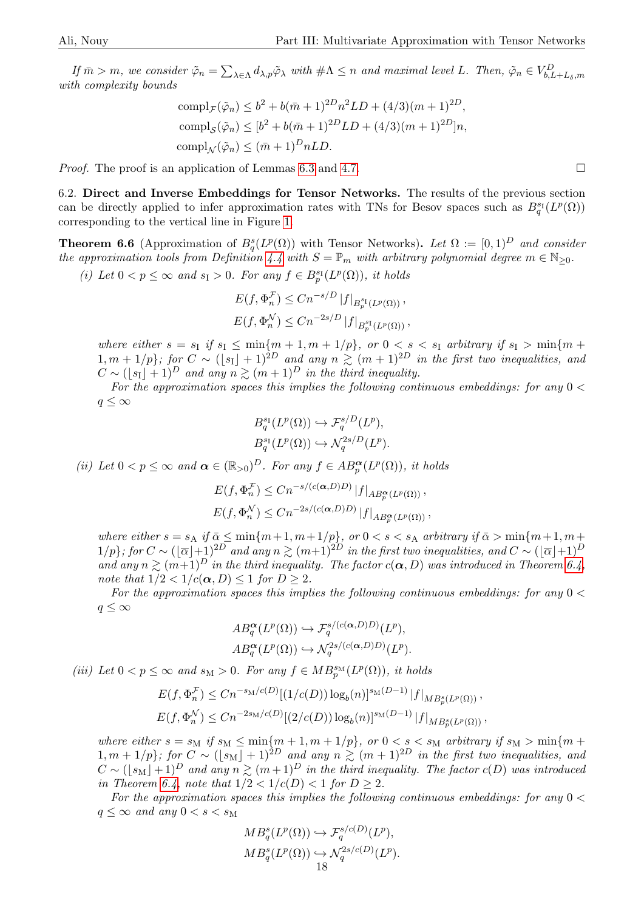*If $\bar{m} > m$, we consider $\tilde{\varphi}_n = \sum_{\lambda \in \Lambda} d_{\lambda,p} \tilde{\varphi}_\lambda$ with $\#\Lambda \leq n$ and maximal level $L$. Then, $\tilde{\varphi}_n \in V^D_{b,L+L_\delta,m}$ with complexity bounds*

$$
\begin{aligned}
\mathrm{compl}_{\mathcal{F}}(\tilde{\varphi}_n) &\leq b^2 + b(\bar{m}+1)^{2D} n^2 LD + (4/3)(m+1)^{2D}, \\
\mathrm{compl}_{\mathcal{S}}(\tilde{\varphi}_n) &\leq [b^2 + b(\bar{m}+1)^{2D} LD + (4/3)(m+1)^{2D}] n, \\
\mathrm{compl}_{\mathcal{N}}(\tilde{\varphi}_n) &\leq (\bar{m}+1)^D nLD.
\end{aligned}
$$

*Proof.* The proof is an application of Lemmas 6.3 and 4.7. □

6.2. **Direct and Inverse Embeddings for Tensor Networks.** The results of the previous section can be directly applied to infer approximation rates with TNs for Besov spaces such as $B^{s_{\mathrm{I}}}_q(L^p(\Omega))$ corresponding to the vertical line in Figure 1.

**Theorem 6.6** (Approximation of $B^s_q(L^p(\Omega))$ with Tensor Networks)**.** *Let $\Omega := [0,1)^D$ and consider the approximation tools from Definition 4.4 with $S = \mathbb{P}_m$ with arbitrary polynomial degree $m \in \mathbb{N}_{\geq 0}$.*

*(i) Let $0 < p \leq \infty$ and $s_{\mathrm{I}} > 0$. For any $f \in B^{s_{\mathrm{I}}}_p(L^p(\Omega))$, it holds*

$$
\begin{aligned}
E(f, \Phi^{\mathcal{F}}_n) &\leq C n^{-s/D} \left|f\right|_{B^{s_{\mathrm{I}}}_p(L^p(\Omega))}, \\
E(f, \Phi^{\mathcal{N}}_n) &\leq C n^{-2s/D} \left|f\right|_{B^{s_{\mathrm{I}}}_p(L^p(\Omega))},
\end{aligned}
$$

*where either $s = s_{\mathrm{I}}$ if $s_{\mathrm{I}} \leq \min\{m+1, m+1/p\}$, or $0 < s < s_{\mathrm{I}}$ arbitrary if $s_{\mathrm{I}} > \min\{m+1, m+1/p\}$; for $C \sim (\lfloor s_{\mathrm{I}} \rfloor + 1)^{2D}$ and any $n \gtrsim (m+1)^{2D}$ in the first two inequalities, and $C \sim (\lfloor s_{\mathrm{I}} \rfloor + 1)^D$ and any $n \gtrsim (m+1)^D$ in the third inequality.*

*For the approximation spaces this implies the following continuous embeddings: for any $0 < q \leq \infty$*

$$
\begin{aligned}
B^{s_{\mathrm{I}}}_q(L^p(\Omega)) &\hookrightarrow \mathcal{F}^{s/D}_q(L^p), \\
B^{s_{\mathrm{I}}}_q(L^p(\Omega)) &\hookrightarrow \mathcal{N}^{2s/D}_q(L^p).
\end{aligned}
$$

*(ii) Let $0 < p \leq \infty$ and $\boldsymbol{\alpha} \in (\mathbb{R}_{>0})^D$. For any $f \in AB^{\boldsymbol{\alpha}}_p(L^p(\Omega))$, it holds*

$$
\begin{aligned}
E(f, \Phi^{\mathcal{F}}_n) &\leq C n^{-s/(c(\boldsymbol{\alpha},D)D)} \left|f\right|_{AB^{\boldsymbol{\alpha}}_p(L^p(\Omega))}, \\
E(f, \Phi^{\mathcal{N}}_n) &\leq C n^{-2s/(c(\boldsymbol{\alpha},D)D)} \left|f\right|_{AB^{\boldsymbol{\alpha}}_p(L^p(\Omega))},
\end{aligned}
$$

*where either $s = s_{\mathrm{A}}$ if $\bar{\alpha} \leq \min\{m+1, m+1/p\}$, or $0 < s < s_{\mathrm{A}}$ arbitrary if $\bar{\alpha} > \min\{m+1, m+1/p\}$; for $C \sim (\lfloor \overline{\alpha} \rfloor + 1)^{2D}$ and any $n \gtrsim (m+1)^{2D}$ in the first two inequalities, and $C \sim (\lfloor \overline{\alpha} \rfloor + 1)^D$ and any $n \gtrsim (m+1)^D$ in the third inequality. The factor $c(\boldsymbol{\alpha}, D)$ was introduced in Theorem 6.4, note that $1/2 < 1/c(\boldsymbol{\alpha}, D) \leq 1$ for $D \geq 2$.*

*For the approximation spaces this implies the following continuous embeddings: for any $0 < q \leq \infty$*

$$
\begin{aligned}
AB^{\boldsymbol{\alpha}}_q(L^p(\Omega)) &\hookrightarrow \mathcal{F}^{s/(c(\boldsymbol{\alpha},D)D)}_q(L^p), \\
AB^{\boldsymbol{\alpha}}_q(L^p(\Omega)) &\hookrightarrow \mathcal{N}^{2s/(c(\boldsymbol{\alpha},D)D)}_q(L^p).
\end{aligned}
$$

*(iii) Let $0 < p \leq \infty$ and $s_{\mathrm{M}} > 0$. For any $f \in MB^{s_{\mathrm{M}}}_p(L^p(\Omega))$, it holds*

$$
\begin{aligned}
E(f, \Phi^{\mathcal{F}}_n) &\leq C n^{-s_{\mathrm{M}}/c(D)} [(1/c(D)) \log_b(n)]^{s_{\mathrm{M}}(D-1)} \left|f\right|_{MB^s_p(L^p(\Omega))}, \\
E(f, \Phi^{\mathcal{N}}_n) &\leq C n^{-2s_{\mathrm{M}}/c(D)} [(2/c(D)) \log_b(n)]^{s_{\mathrm{M}}(D-1)} \left|f\right|_{MB^s_p(L^p(\Omega))},
\end{aligned}
$$

*where either $s = s_{\mathrm{M}}$ if $s_{\mathrm{M}} \leq \min\{m+1, m+1/p\}$, or $0 < s < s_{\mathrm{M}}$ arbitrary if $s_{\mathrm{M}} > \min\{m+1, m+1/p\}$; for $C \sim (\lfloor s_{\mathrm{M}} \rfloor + 1)^{2D}$ and any $n \gtrsim (m+1)^{2D}$ in the first two inequalities, and $C \sim (\lfloor s_{\mathrm{M}} \rfloor + 1)^D$ and any $n \gtrsim (m+1)^D$ in the third inequality. The factor $c(D)$ was introduced in Theorem 6.4, note that $1/2 < 1/c(D) < 1$ for $D \geq 2$.*

*For the approximation spaces this implies the following continuous embeddings: for any $0 < q \leq \infty$ and any $0 < s < s_{\mathrm{M}}$*

$$
\begin{aligned}
MB^s_q(L^p(\Omega)) &\hookrightarrow \mathcal{F}^{s/c(D)}_q(L^p), \\
MB^s_q(L^p(\Omega)) &\hookrightarrow \mathcal{N}^{2s/c(D)}_q(L^p).
\end{aligned}
$$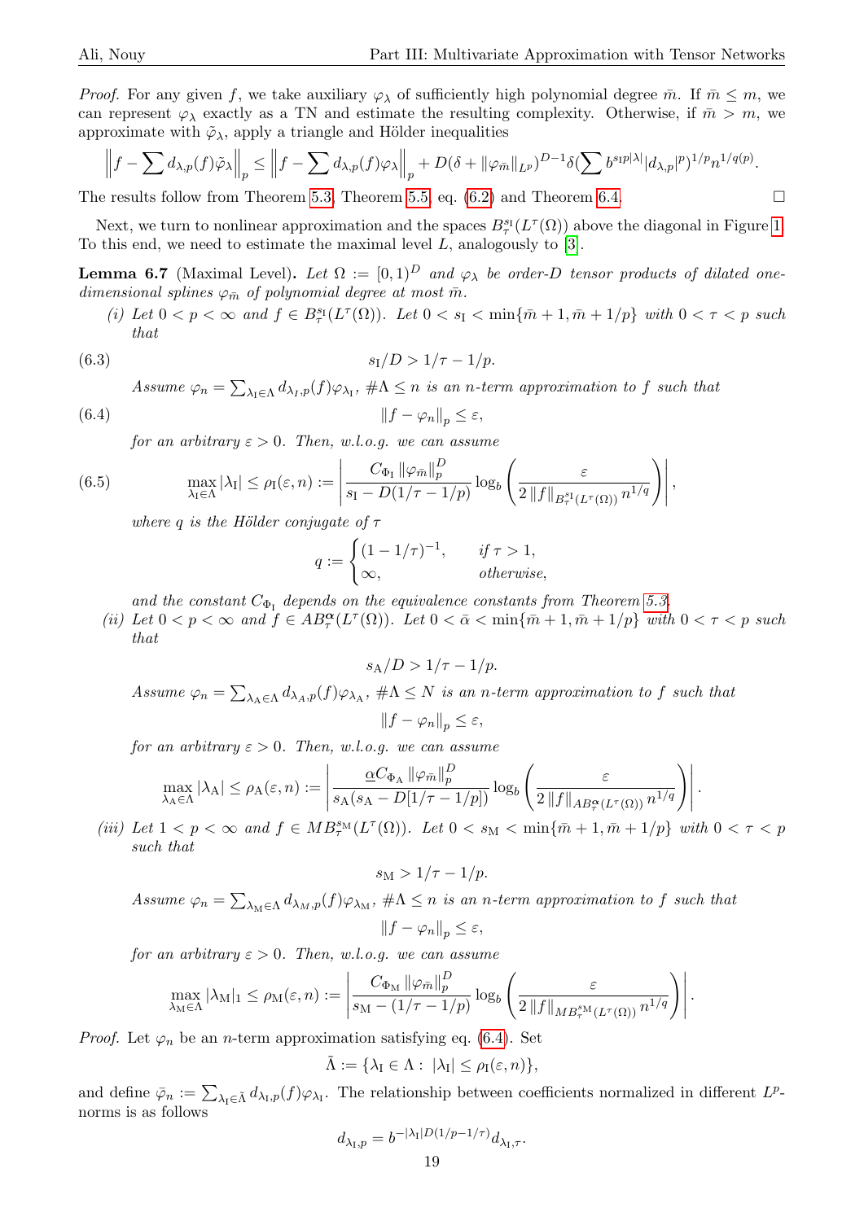*Proof.* For any given $f$, we take auxiliary $\varphi_\lambda$ of sufficiently high polynomial degree $\bar{m}$. If $\bar{m} \leq m$, we can represent $\varphi_\lambda$ exactly as a TN and estimate the resulting complexity. Otherwise, if $\bar{m} > m$, we approximate with $\tilde{\varphi}_\lambda$, apply a triangle and Hölder inequalities

$$\left\| f - \sum d_{\lambda,p}(f)\tilde{\varphi}_\lambda \right\|_p \leq \left\| f - \sum d_{\lambda,p}(f)\varphi_\lambda \right\|_p + D(\delta + \|\varphi_{\bar{m}}\|_{L^p})^{D-1}\delta(\sum b^{s_I p|\lambda|}|d_{\lambda,p}|^p)^{1/p} n^{1/q(p)}.$$

The results follow from Theorem 5.3, Theorem 5.5, eq. (6.2) and Theorem 6.4. $\square$

Next, we turn to nonlinear approximation and the spaces $B^{s_I}_\tau(L^\tau(\Omega))$ above the diagonal in Figure 1. To this end, we need to estimate the maximal level $L$, analogously to [3].

**Lemma 6.7** (Maximal Level)**.** *Let $\Omega := [0,1)^D$ and $\varphi_\lambda$ be order-$D$ tensor products of dilated one-dimensional splines $\varphi_{\bar{m}}$ of polynomial degree at most $\bar{m}$.*

*(i) Let $0 < p < \infty$ and $f \in B^{s_I}_\tau(L^\tau(\Omega))$. Let $0 < s_I < \min\{\bar{m}+1, \bar{m}+1/p\}$ with $0 < \tau < p$ such that*

$$s_I/D > 1/\tau - 1/p. \tag{6.3}$$

*Assume $\varphi_n = \sum_{\lambda_I \in \Lambda} d_{\lambda_I,p}(f)\varphi_{\lambda_I}$, $\#\Lambda \leq n$ is an $n$-term approximation to $f$ such that*

$$\|f - \varphi_n\|_p \leq \varepsilon, \tag{6.4}$$

*for an arbitrary $\varepsilon > 0$. Then, w.l.o.g. we can assume*

$$\max_{\lambda_I \in \Lambda} |\lambda_I| \leq \rho_I(\varepsilon, n) := \left| \frac{C_{\Phi_I}\|\varphi_{\bar{m}}\|_p^D}{s_I - D(1/\tau - 1/p)} \log_b \left( \frac{\varepsilon}{2\|f\|_{B^{s_I}_\tau(L^\tau(\Omega))} n^{1/q}} \right) \right|, \tag{6.5}$$

*where $q$ is the Hölder conjugate of $\tau$*

$$q := \begin{cases} (1 - 1/\tau)^{-1}, & \text{if } \tau > 1, \\ \infty, & \text{otherwise,} \end{cases}$$

*and the constant $C_{\Phi_I}$ depends on the equivalence constants from Theorem 5.3.*

*(ii) Let $0 < p < \infty$ and $f \in AB^{\boldsymbol{\alpha}}_\tau(L^\tau(\Omega))$. Let $0 < \bar{\alpha} < \min\{\bar{m}+1, \bar{m}+1/p\}$ with $0 < \tau < p$ such that*

$$s_A/D > 1/\tau - 1/p.$$

*Assume $\varphi_n = \sum_{\lambda_A \in \Lambda} d_{\lambda_A,p}(f)\varphi_{\lambda_A}$, $\#\Lambda \leq N$ is an $n$-term approximation to $f$ such that*

$$\|f - \varphi_n\|_p \leq \varepsilon,$$

*for an arbitrary $\varepsilon > 0$. Then, w.l.o.g. we can assume*

$$\max_{\lambda_A \in \Lambda} |\lambda_A| \leq \rho_A(\varepsilon, n) := \left| \frac{\underline{\alpha} C_{\Phi_A}\|\varphi_{\bar{m}}\|_p^D}{s_A(s_A - D[1/\tau - 1/p])} \log_b \left( \frac{\varepsilon}{2\|f\|_{AB^{\boldsymbol{\alpha}}_\tau(L^\tau(\Omega))} n^{1/q}} \right) \right|.$$

*(iii) Let $1 < p < \infty$ and $f \in MB^{s_M}_\tau(L^\tau(\Omega))$. Let $0 < s_M < \min\{\bar{m}+1, \bar{m}+1/p\}$ with $0 < \tau < p$ such that*

$$s_M > 1/\tau - 1/p.$$

*Assume $\varphi_n = \sum_{\lambda_M \in \Lambda} d_{\lambda_M,p}(f)\varphi_{\lambda_M}$, $\#\Lambda \leq n$ is an $n$-term approximation to $f$ such that*

$$\|f - \varphi_n\|_p \leq \varepsilon,$$

*for an arbitrary $\varepsilon > 0$. Then, w.l.o.g. we can assume*

$$\max_{\lambda_M \in \Lambda} |\lambda_M|_1 \leq \rho_M(\varepsilon, n) := \left| \frac{C_{\Phi_M}\|\varphi_{\bar{m}}\|_p^D}{s_M - (1/\tau - 1/p)} \log_b \left( \frac{\varepsilon}{2\|f\|_{MB^{s_M}_\tau(L^\tau(\Omega))} n^{1/q}} \right) \right|.$$

*Proof.* Let $\varphi_n$ be an $n$-term approximation satisfying eq. (6.4). Set

$$\tilde{\Lambda} := \{\lambda_I \in \Lambda : \ |\lambda_I| \leq \rho_I(\varepsilon, n)\},$$

and define $\bar{\varphi}_n := \sum_{\lambda_I \in \tilde{\Lambda}} d_{\lambda_I,p}(f)\varphi_{\lambda_I}$. The relationship between coefficients normalized in different $L^p$-norms is as follows

$$d_{\lambda_I,p} = b^{-|\lambda_I|D(1/p - 1/\tau)} d_{\lambda_I,\tau}.$$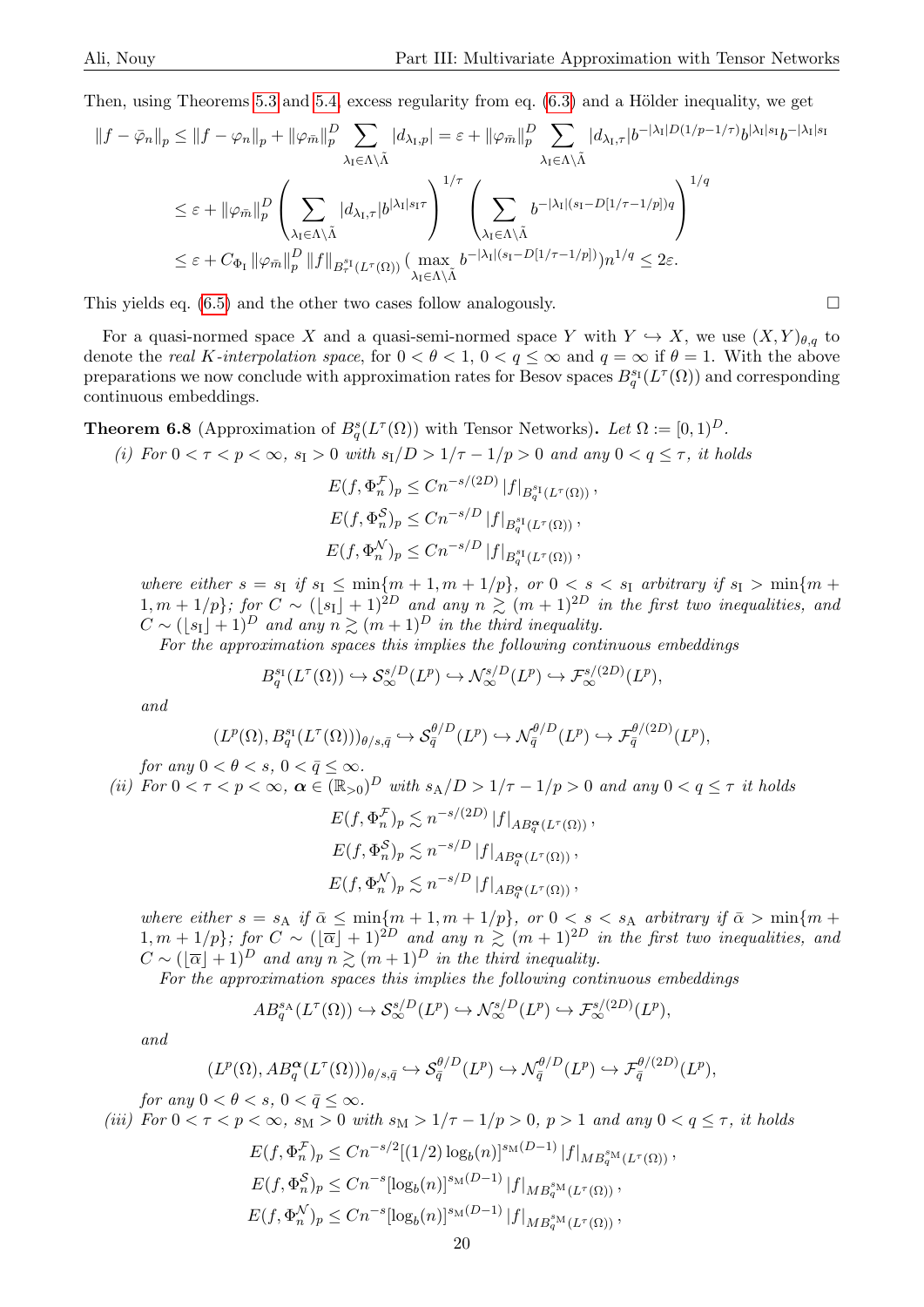Then, using Theorems 5.3 and 5.4, excess regularity from eq. (6.3) and a Hölder inequality, we get

$$
\begin{aligned}
\|f-\bar{\varphi}_n\|_p &\le \|f-\varphi_n\|_p + \|\varphi_{\bar{m}}\|_p^D \sum_{\lambda_{\mathrm{I}}\in\Lambda\setminus\tilde{\Lambda}} |d_{\lambda_{\mathrm{I}},p}| = \varepsilon + \|\varphi_{\bar{m}}\|_p^D \sum_{\lambda_{\mathrm{I}}\in\Lambda\setminus\tilde{\Lambda}} |d_{\lambda_{\mathrm{I}},\tau}| b^{-|\lambda_{\mathrm{I}}|D(1/p-1/\tau)} b^{|\lambda_{\mathrm{I}}|s_{\mathrm{I}}} b^{-|\lambda_{\mathrm{I}}|s_{\mathrm{I}}} \\
&\le \varepsilon + \|\varphi_{\bar{m}}\|_p^D \left(\sum_{\lambda_{\mathrm{I}}\in\Lambda\setminus\tilde{\Lambda}} |d_{\lambda_{\mathrm{I}},\tau}| b^{|\lambda_{\mathrm{I}}|s_{\mathrm{I}}\tau}\right)^{1/\tau} \left(\sum_{\lambda_{\mathrm{I}}\in\Lambda\setminus\tilde{\Lambda}} b^{-|\lambda_{\mathrm{I}}|(s_{\mathrm{I}}-D[1/\tau-1/p])q}\right)^{1/q} \\
&\le \varepsilon + C_{\Phi_{\mathrm{I}}} \|\varphi_{\bar{m}}\|_p^D \|f\|_{B^{s_{\mathrm{I}}}_\tau(L^\tau(\Omega))} \big(\max_{\lambda_{\mathrm{I}}\in\Lambda\setminus\tilde{\Lambda}} b^{-|\lambda_{\mathrm{I}}|(s_{\mathrm{I}}-D[1/\tau-1/p])}\big) n^{1/q} \le 2\varepsilon.
\end{aligned}
$$

This yields eq. (6.5) and the other two cases follow analogously. $\square$

For a quasi-normed space $X$ and a quasi-semi-normed space $Y$ with $Y \hookrightarrow X$, we use $(X,Y)_{\theta,q}$ to denote the *real K-interpolation space*, for $0<\theta<1$, $0<q\le\infty$ and $q=\infty$ if $\theta=1$. With the above preparations we now conclude with approximation rates for Besov spaces $B^{s_{\mathrm{I}}}_q(L^\tau(\Omega))$ and corresponding continuous embeddings.

**Theorem 6.8** (Approximation of $B^s_q(L^\tau(\Omega))$ with Tensor Networks)**.** *Let $\Omega := [0,1)^D$.*

*(i) For $0<\tau<p<\infty$, $s_{\mathrm{I}}>0$ with $s_{\mathrm{I}}/D > 1/\tau - 1/p > 0$ and any $0<q\le\tau$, it holds*

$$
E(f,\Phi^{\mathcal{F}}_n)_p \le C n^{-s/(2D)} |f|_{B^{s_{\mathrm{I}}}_q(L^\tau(\Omega))},
$$
$$
E(f,\Phi^{\mathcal{S}}_n)_p \le C n^{-s/D} |f|_{B^{s_{\mathrm{I}}}_q(L^\tau(\Omega))},
$$
$$
E(f,\Phi^{\mathcal{N}}_n)_p \le C n^{-s/D} |f|_{B^{s_{\mathrm{I}}}_q(L^\tau(\Omega))},
$$

*where either $s=s_{\mathrm{I}}$ if $s_{\mathrm{I}} \le \min\{m+1, m+1/p\}$, or $0<s<s_{\mathrm{I}}$ arbitrary if $s_{\mathrm{I}} > \min\{m+1, m+1/p\}$; for $C \sim (\lfloor s_{\mathrm{I}}\rfloor+1)^{2D}$ and any $n \gtrsim (m+1)^{2D}$ in the first two inequalities, and $C\sim(\lfloor s_{\mathrm{I}}\rfloor+1)^D$ and any $n\gtrsim(m+1)^D$ in the third inequality.*

*For the approximation spaces this implies the following continuous embeddings*

$$
B^{s_{\mathrm{I}}}_q(L^\tau(\Omega)) \hookrightarrow \mathcal{S}^{s/D}_\infty(L^p) \hookrightarrow \mathcal{N}^{s/D}_\infty(L^p) \hookrightarrow \mathcal{F}^{s/(2D)}_\infty(L^p),
$$

*and*

$$
(L^p(\Omega), B^{s_{\mathrm{I}}}_q(L^\tau(\Omega)))_{\theta/s,\bar{q}} \hookrightarrow \mathcal{S}^{\theta/D}_{\bar{q}}(L^p) \hookrightarrow \mathcal{N}^{\theta/D}_{\bar{q}}(L^p) \hookrightarrow \mathcal{F}^{\theta/(2D)}_{\bar{q}}(L^p),
$$

*for any $0<\theta<s$, $0<\bar{q}\le\infty$.*

*(ii) For $0<\tau<p<\infty$, $\boldsymbol{\alpha}\in(\mathbb{R}_{>0})^D$ with $s_{\mathrm{A}}/D > 1/\tau-1/p>0$ and any $0<q\le\tau$ it holds*

$$
E(f,\Phi^{\mathcal{F}}_n)_p \lesssim n^{-s/(2D)} |f|_{AB^{\boldsymbol{\alpha}}_q(L^\tau(\Omega))},
$$
$$
E(f,\Phi^{\mathcal{S}}_n)_p \lesssim n^{-s/D} |f|_{AB^{\boldsymbol{\alpha}}_q(L^\tau(\Omega))},
$$
$$
E(f,\Phi^{\mathcal{N}}_n)_p \lesssim n^{-s/D} |f|_{AB^{\boldsymbol{\alpha}}_q(L^\tau(\Omega))},
$$

*where either $s=s_{\mathrm{A}}$ if $\bar{\alpha}\le\min\{m+1,m+1/p\}$, or $0<s<s_{\mathrm{A}}$ arbitrary if $\bar{\alpha}>\min\{m+1,m+1/p\}$; for $C\sim(\lfloor\overline{\alpha}\rfloor+1)^{2D}$ and any $n\gtrsim(m+1)^{2D}$ in the first two inequalities, and $C\sim(\lfloor\overline{\alpha}\rfloor+1)^D$ and any $n\gtrsim(m+1)^D$ in the third inequality.*

*For the approximation spaces this implies the following continuous embeddings*

$$
AB^{s_{\mathrm{A}}}_q(L^\tau(\Omega)) \hookrightarrow \mathcal{S}^{s/D}_\infty(L^p) \hookrightarrow \mathcal{N}^{s/D}_\infty(L^p) \hookrightarrow \mathcal{F}^{s/(2D)}_\infty(L^p),
$$

*and*

$$
(L^p(\Omega), AB^{\boldsymbol{\alpha}}_q(L^\tau(\Omega)))_{\theta/s,\bar{q}} \hookrightarrow \mathcal{S}^{\theta/D}_{\bar{q}}(L^p) \hookrightarrow \mathcal{N}^{\theta/D}_{\bar{q}}(L^p) \hookrightarrow \mathcal{F}^{\theta/(2D)}_{\bar{q}}(L^p),
$$

*for any $0<\theta<s$, $0<\bar{q}\le\infty$.*

*(iii) For $0<\tau<p<\infty$, $s_{\mathrm{M}}>0$ with $s_{\mathrm{M}}>1/\tau-1/p>0$, $p>1$ and any $0<q\le\tau$, it holds*

$$
E(f,\Phi^{\mathcal{F}}_n)_p \le C n^{-s/2} [(1/2)\log_b(n)]^{s_{\mathrm{M}}(D-1)} |f|_{MB^{s_{\mathrm{M}}}_q(L^\tau(\Omega))},
$$
$$
E(f,\Phi^{\mathcal{S}}_n)_p \le C n^{-s} [\log_b(n)]^{s_{\mathrm{M}}(D-1)} |f|_{MB^{s_{\mathrm{M}}}_q(L^\tau(\Omega))},
$$
$$
E(f,\Phi^{\mathcal{N}}_n)_p \le C n^{-s} [\log_b(n)]^{s_{\mathrm{M}}(D-1)} |f|_{MB^{s_{\mathrm{M}}}_q(L^\tau(\Omega))},
$$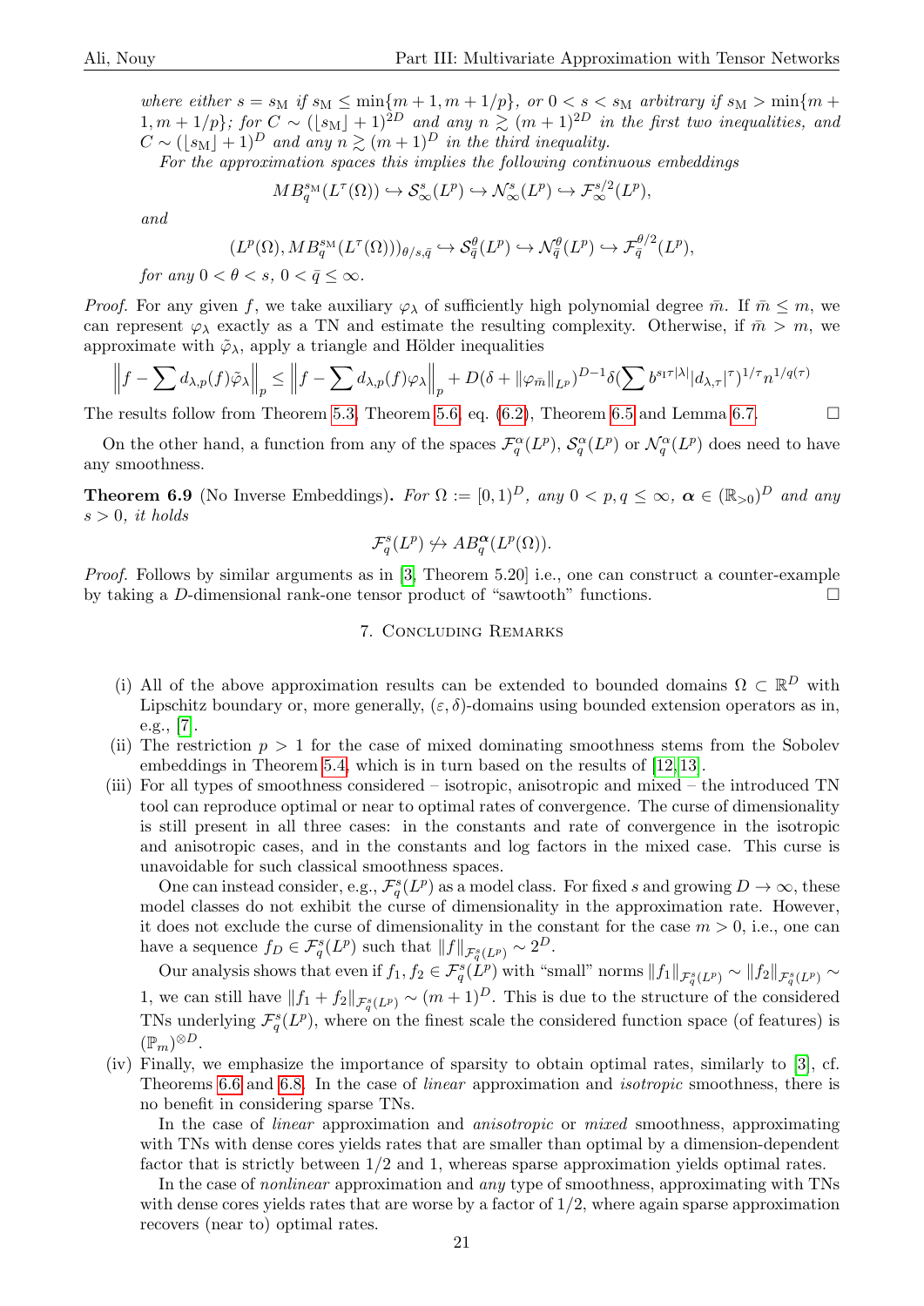*where either $s = s_{\mathrm{M}}$ if $s_{\mathrm{M}} \leq \min\{m+1, m+1/p\}$, or $0 < s < s_{\mathrm{M}}$ arbitrary if $s_{\mathrm{M}} > \min\{m+1, m+1/p\}$; for $C \sim (\lfloor s_{\mathrm{M}} \rfloor + 1)^{2D}$ and any $n \gtrsim (m+1)^{2D}$ in the first two inequalities, and $C \sim (\lfloor s_{\mathrm{M}} \rfloor + 1)^{D}$ and any $n \gtrsim (m+1)^{D}$ in the third inequality.*

*For the approximation spaces this implies the following continuous embeddings*

$$MB_q^{s_{\mathrm{M}}}(L^\tau(\Omega)) \hookrightarrow \mathcal{S}_\infty^s(L^p) \hookrightarrow \mathcal{N}_\infty^s(L^p) \hookrightarrow \mathcal{F}_\infty^{s/2}(L^p),$$

*and*

$$(L^p(\Omega), MB_q^{s_{\mathrm{M}}}(L^\tau(\Omega)))_{\theta/s,\bar{q}} \hookrightarrow \mathcal{S}_{\bar{q}}^{\theta}(L^p) \hookrightarrow \mathcal{N}_{\bar{q}}^{\theta}(L^p) \hookrightarrow \mathcal{F}_{\bar{q}}^{\theta/2}(L^p),$$

*for any $0 < \theta < s$, $0 < \bar{q} \leq \infty$.*

*Proof.* For any given $f$, we take auxiliary $\varphi_\lambda$ of sufficiently high polynomial degree $\bar{m}$. If $\bar{m} \leq m$, we can represent $\varphi_\lambda$ exactly as a TN and estimate the resulting complexity. Otherwise, if $\bar{m} > m$, we approximate with $\tilde{\varphi}_\lambda$, apply a triangle and Hölder inequalities

$$\left\| f - \sum d_{\lambda,p}(f)\tilde{\varphi}_\lambda \right\|_p \leq \left\| f - \sum d_{\lambda,p}(f)\varphi_\lambda \right\|_p + D(\delta + \|\varphi_{\bar{m}}\|_{L^p})^{D-1}\delta\left(\sum b^{s_1\tau|\lambda|}|d_{\lambda,\tau}|^\tau\right)^{1/\tau} n^{1/q(\tau)}$$

The results follow from Theorem 5.3, Theorem 5.6, eq. (6.2), Theorem 6.5 and Lemma 6.7. ☐

On the other hand, a function from any of the spaces $\mathcal{F}_q^\alpha(L^p)$, $\mathcal{S}_q^\alpha(L^p)$ or $\mathcal{N}_q^\alpha(L^p)$ does need to have any smoothness.

**Theorem 6.9** (No Inverse Embeddings). *For $\Omega := [0,1)^D$, any $0 < p, q \leq \infty$, $\boldsymbol{\alpha} \in (\mathbb{R}_{>0})^D$ and any $s > 0$, it holds*

$$\mathcal{F}_q^s(L^p) \not\hookrightarrow AB_q^{\boldsymbol{\alpha}}(L^p(\Omega)).$$

*Proof.* Follows by similar arguments as in [3, Theorem 5.20] i.e., one can construct a counter-example by taking a $D$-dimensional rank-one tensor product of "sawtooth" functions. ☐

## 7. Concluding Remarks

(i) All of the above approximation results can be extended to bounded domains $\Omega \subset \mathbb{R}^D$ with Lipschitz boundary or, more generally, $(\varepsilon, \delta)$-domains using bounded extension operators as in, e.g., [7].

(ii) The restriction $p > 1$ for the case of mixed dominating smoothness stems from the Sobolev embeddings in Theorem 5.4, which is in turn based on the results of [12, 13].

(iii) For all types of smoothness considered – isotropic, anisotropic and mixed – the introduced TN tool can reproduce optimal or near to optimal rates of convergence. The curse of dimensionality is still present in all three cases: in the constants and rate of convergence in the isotropic and anisotropic cases, and in the constants and log factors in the mixed case. This curse is unavoidable for such classical smoothness spaces.

One can instead consider, e.g., $\mathcal{F}_q^s(L^p)$ as a model class. For fixed $s$ and growing $D \to \infty$, these model classes do not exhibit the curse of dimensionality in the approximation rate. However, it does not exclude the curse of dimensionality in the constant for the case $m > 0$, i.e., one can have a sequence $f_D \in \mathcal{F}_{\bar{q}}^s(L^p)$ such that $\|f\|_{\mathcal{F}_{\bar{q}}^s(L^p)} \sim 2^D$.

Our analysis shows that even if $f_1, f_2 \in \mathcal{F}_q^s(L^p)$ with "small" norms $\|f_1\|_{\mathcal{F}_q^s(L^p)} \sim \|f_2\|_{\mathcal{F}_q^s(L^p)} \sim 1$, we can still have $\|f_1 + f_2\|_{\mathcal{F}_q^s(L^p)} \sim (m+1)^D$. This is due to the structure of the considered TNs underlying $\mathcal{F}_q^s(L^p)$, where on the finest scale the considered function space (of features) is $(\mathbb{P}_m)^{\otimes D}$.

(iv) Finally, we emphasize the importance of sparsity to obtain optimal rates, similarly to [3], cf. Theorems 6.6 and 6.8. In the case of *linear* approximation and *isotropic* smoothness, there is no benefit in considering sparse TNs.

In the case of *linear* approximation and *anisotropic* or *mixed* smoothness, approximating with TNs with dense cores yields rates that are smaller than optimal by a dimension-dependent factor that is strictly between 1/2 and 1, whereas sparse approximation yields optimal rates.

In the case of *nonlinear* approximation and *any* type of smoothness, approximating with TNs with dense cores yields rates that are worse by a factor of 1/2, where again sparse approximation recovers (near to) optimal rates.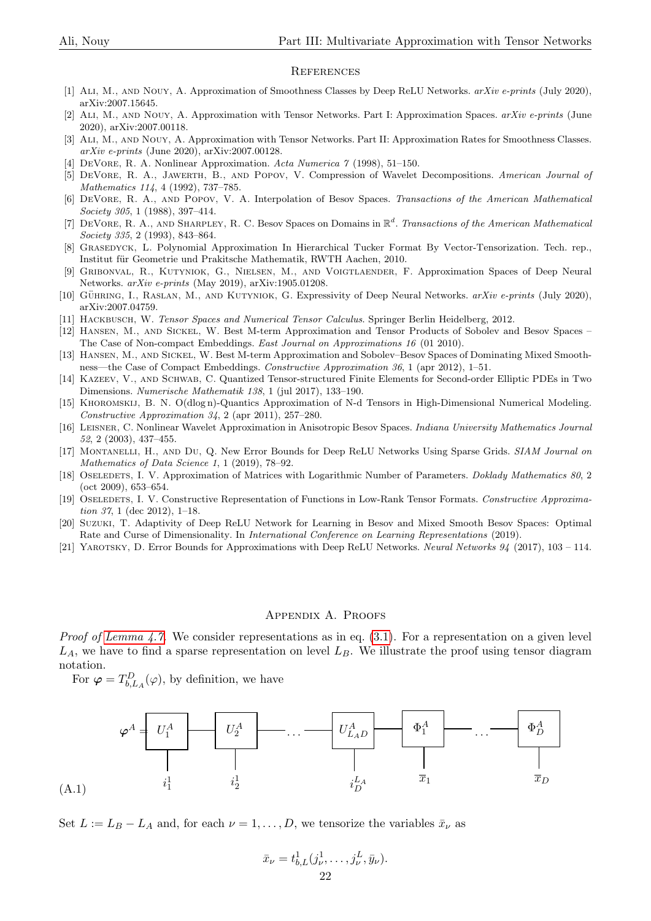## References

[1] Ali, M., and Nouy, A. Approximation of Smoothness Classes by Deep ReLU Networks. *arXiv e-prints* (July 2020), arXiv:2007.15645.

[2] Ali, M., and Nouy, A. Approximation with Tensor Networks. Part I: Approximation Spaces. *arXiv e-prints* (June 2020), arXiv:2007.00118.

[3] Ali, M., and Nouy, A. Approximation with Tensor Networks. Part II: Approximation Rates for Smoothness Classes. *arXiv e-prints* (June 2020), arXiv:2007.00128.

[4] DeVore, R. A. Nonlinear Approximation. *Acta Numerica 7* (1998), 51–150.

[5] DeVore, R. A., Jawerth, B., and Popov, V. Compression of Wavelet Decompositions. *American Journal of Mathematics 114*, 4 (1992), 737–785.

[6] DeVore, R. A., and Popov, V. A. Interpolation of Besov Spaces. *Transactions of the American Mathematical Society 305*, 1 (1988), 397–414.

[7] DeVore, R. A., and Sharpley, R. C. Besov Spaces on Domains in $\mathbb{R}^d$. *Transactions of the American Mathematical Society 335*, 2 (1993), 843–864.

[8] Grasedyck, L. Polynomial Approximation In Hierarchical Tucker Format By Vector-Tensorization. Tech. rep., Institut für Geometrie und Prakitsche Mathematik, RWTH Aachen, 2010.

[9] Gribonval, R., Kutyniok, G., Nielsen, M., and Voigtlaender, F. Approximation Spaces of Deep Neural Networks. *arXiv e-prints* (May 2019), arXiv:1905.01208.

[10] Gühring, I., Raslan, M., and Kutyniok, G. Expressivity of Deep Neural Networks. *arXiv e-prints* (July 2020), arXiv:2007.04759.

[11] Hackbusch, W. *Tensor Spaces and Numerical Tensor Calculus*. Springer Berlin Heidelberg, 2012.

[12] Hansen, M., and Sickel, W. Best M-term Approximation and Tensor Products of Sobolev and Besov Spaces – The Case of Non-compact Embeddings. *East Journal on Approximations 16* (01 2010).

[13] Hansen, M., and Sickel, W. Best M-term Approximation and Sobolev–Besov Spaces of Dominating Mixed Smoothness—the Case of Compact Embeddings. *Constructive Approximation 36*, 1 (apr 2012), 1–51.

[14] Kazeev, V., and Schwab, C. Quantized Tensor-structured Finite Elements for Second-order Elliptic PDEs in Two Dimensions. *Numerische Mathematik 138*, 1 (jul 2017), 133–190.

[15] Khoromskij, B. N. O(dlog n)-Quantics Approximation of N-d Tensors in High-Dimensional Numerical Modeling. *Constructive Approximation 34*, 2 (apr 2011), 257–280.

[16] Leisner, C. Nonlinear Wavelet Approximation in Anisotropic Besov Spaces. *Indiana University Mathematics Journal 52*, 2 (2003), 437–455.

[17] Montanelli, H., and Du, Q. New Error Bounds for Deep ReLU Networks Using Sparse Grids. *SIAM Journal on Mathematics of Data Science 1*, 1 (2019), 78–92.

[18] Oseledets, I. V. Approximation of Matrices with Logarithmic Number of Parameters. *Doklady Mathematics 80*, 2 (oct 2009), 653–654.

[19] Oseledets, I. V. Constructive Representation of Functions in Low-Rank Tensor Formats. *Constructive Approximation 37*, 1 (dec 2012), 1–18.

[20] Suzuki, T. Adaptivity of Deep ReLU Network for Learning in Besov and Mixed Smooth Besov Spaces: Optimal Rate and Curse of Dimensionality. In *International Conference on Learning Representations* (2019).

[21] Yarotsky, D. Error Bounds for Approximations with Deep ReLU Networks. *Neural Networks 94* (2017), 103 – 114.

## Appendix A. Proofs

*Proof of Lemma 4.7.* We consider representations as in eq. (3.1). For a representation on a given level $L_A$, we have to find a sparse representation on level $L_B$. We illustrate the proof using tensor diagram notation.

For $\boldsymbol{\varphi} = T^D_{b,L_A}(\varphi)$, by definition, we have

$$\boldsymbol{\varphi}^A = U_1^A(i_1^1) - U_2^A(i_2^1) - \cdots - U_{L_AD}^A(i_D^{L_A}) - \Phi_1^A(\bar{x}_1) - \cdots - \Phi_D^A(\bar{x}_D) \tag{A.1}$$

Set $L := L_B - L_A$ and, for each $\nu = 1, \ldots, D$, we tensorize the variables $\bar{x}_\nu$ as

$$\bar{x}_\nu = t^1_{b,L}(j^1_\nu, \ldots, j^L_\nu, \bar{y}_\nu).$$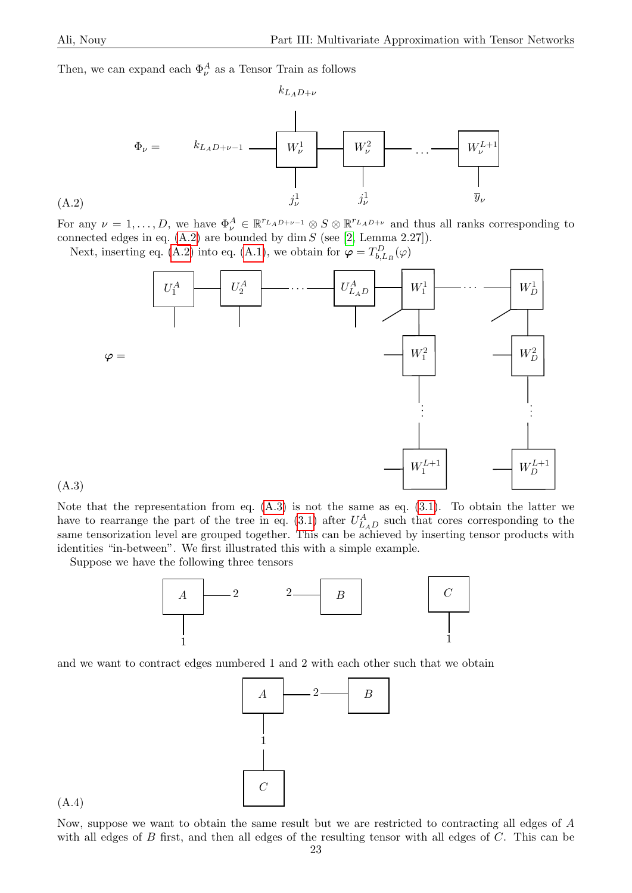Then, we can expand each $\Phi_\nu^A$ as a Tensor Train as follows

(A.2)

For any $\nu = 1, \ldots, D$, we have $\Phi_\nu^A \in \mathbb{R}^{r_{L_A D+\nu-1}} \otimes S \otimes \mathbb{R}^{r_{L_A D+\nu}}$ and thus all ranks corresponding to connected edges in eq. (A.2) are bounded by $\dim S$ (see [2, Lemma 2.27]).

Next, inserting eq. (A.2) into eq. (A.1), we obtain for $\boldsymbol{\varphi} = T_{b,L_B}^D(\varphi)$

(A.3)

Note that the representation from eq. (A.3) is not the same as eq. (3.1). To obtain the latter we have to rearrange the part of the tree in eq. (3.1) after $U_{L_A D}^A$ such that cores corresponding to the same tensorization level are grouped together. This can be achieved by inserting tensor products with identities "in-between". We first illustrated this with a simple example.

Suppose we have the following three tensors

and we want to contract edges numbered 1 and 2 with each other such that we obtain

(A.4)

Now, suppose we want to obtain the same result but we are restricted to contracting all edges of $A$ with all edges of $B$ first, and then all edges of the resulting tensor with all edges of $C$. This can be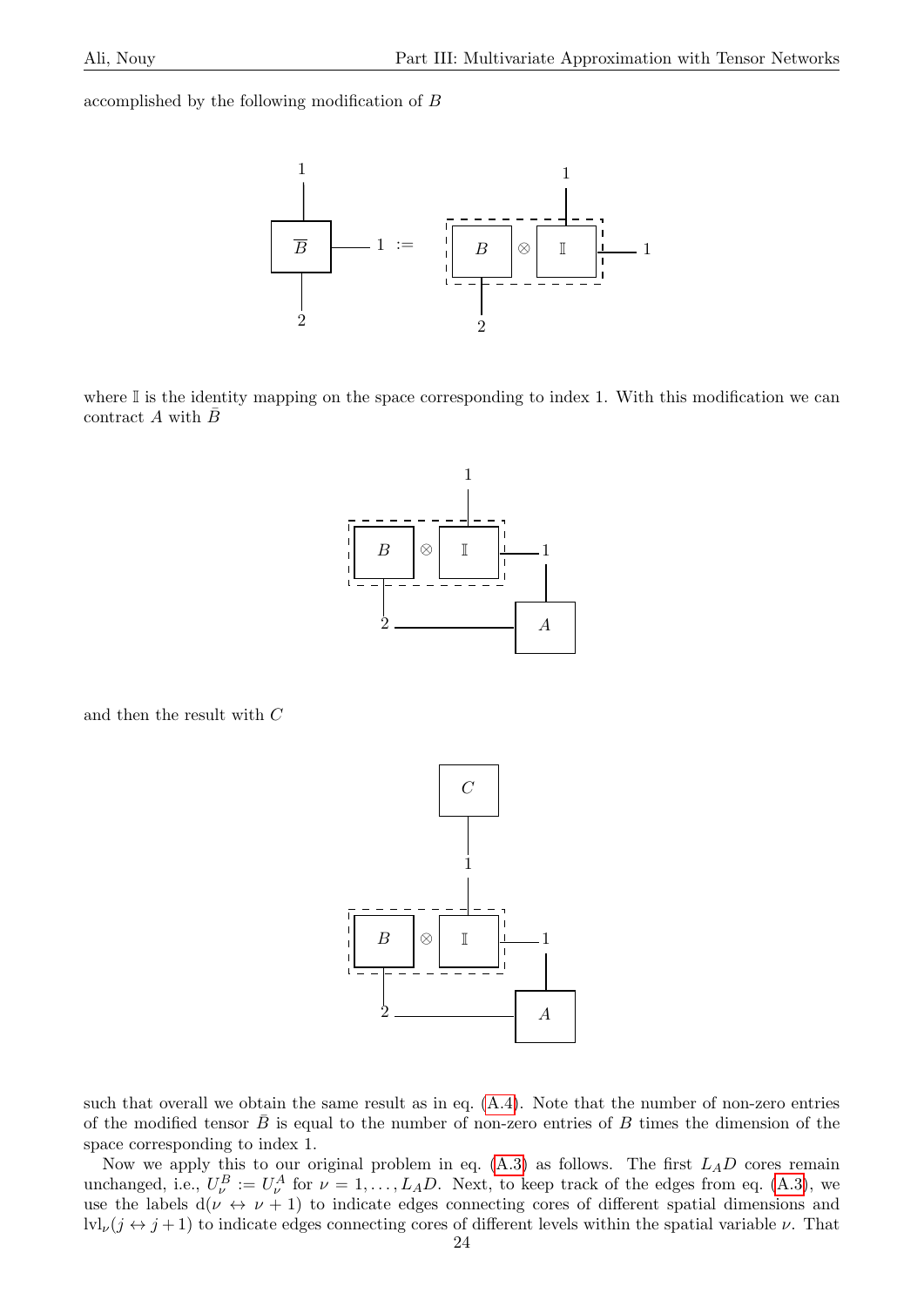accomplished by the following modification of $B$

where $\mathbb{I}$ is the identity mapping on the space corresponding to index 1. With this modification we can contract $A$ with $\bar{B}$

and then the result with $C$

such that overall we obtain the same result as in eq. (A.4). Note that the number of non-zero entries of the modified tensor $\bar{B}$ is equal to the number of non-zero entries of $B$ times the dimension of the space corresponding to index 1.

Now we apply this to our original problem in eq. (A.3) as follows. The first $L_A D$ cores remain unchanged, i.e., $U_\nu^B := U_\nu^A$ for $\nu = 1, \ldots, L_A D$. Next, to keep track of the edges from eq. (A.3), we use the labels $\mathrm{d}(\nu \leftrightarrow \nu + 1)$ to indicate edges connecting cores of different spatial dimensions and $\mathrm{lvl}_\nu(j \leftrightarrow j+1)$ to indicate edges connecting cores of different levels within the spatial variable $\nu$. That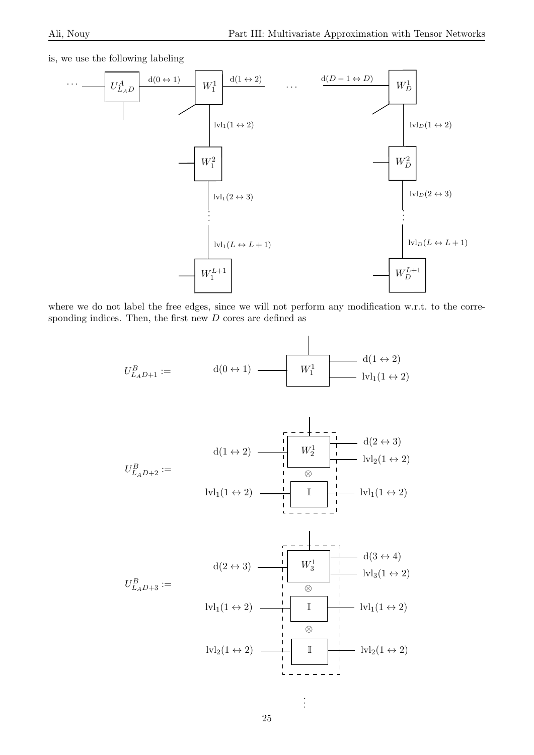is, we use the following labeling

where we do not label the free edges, since we will not perform any modification w.r.t. to the corresponding indices. Then, the first new $D$ cores are defined as

$U^B_{L_AD+1} :=$

$U^B_{L_AD+2} :=$

$U^B_{L_AD+3} :=$

$\vdots$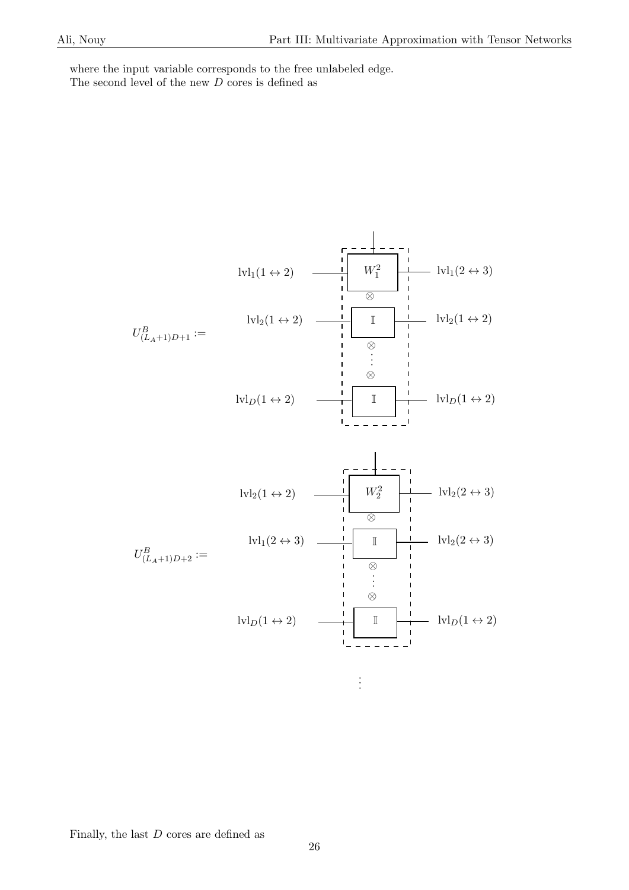where the input variable corresponds to the free unlabeled edge.
The second level of the new $D$ cores is defined as

$U^B_{(L_A+1)D+1} :=$

$\mathrm{lvl}_1(1 \leftrightarrow 2)$ — $W_1^2$ — $\mathrm{lvl}_1(2 \leftrightarrow 3)$

$\otimes$

$\mathrm{lvl}_2(1 \leftrightarrow 2)$ — $\mathbb{I}$ — $\mathrm{lvl}_2(1 \leftrightarrow 2)$

$\otimes \; \vdots \; \otimes$

$\mathrm{lvl}_D(1 \leftrightarrow 2)$ — $\mathbb{I}$ — $\mathrm{lvl}_D(1 \leftrightarrow 2)$

$U^B_{(L_A+1)D+2} :=$

$\mathrm{lvl}_2(1 \leftrightarrow 2)$ — $W_2^2$ — $\mathrm{lvl}_2(2 \leftrightarrow 3)$

$\otimes$

$\mathrm{lvl}_1(2 \leftrightarrow 3)$ — $\mathbb{I}$ — $\mathrm{lvl}_2(2 \leftrightarrow 3)$

$\otimes \; \vdots \; \otimes$

$\mathrm{lvl}_D(1 \leftrightarrow 2)$ — $\mathbb{I}$ — $\mathrm{lvl}_D(1 \leftrightarrow 2)$

$\vdots$

Finally, the last $D$ cores are defined as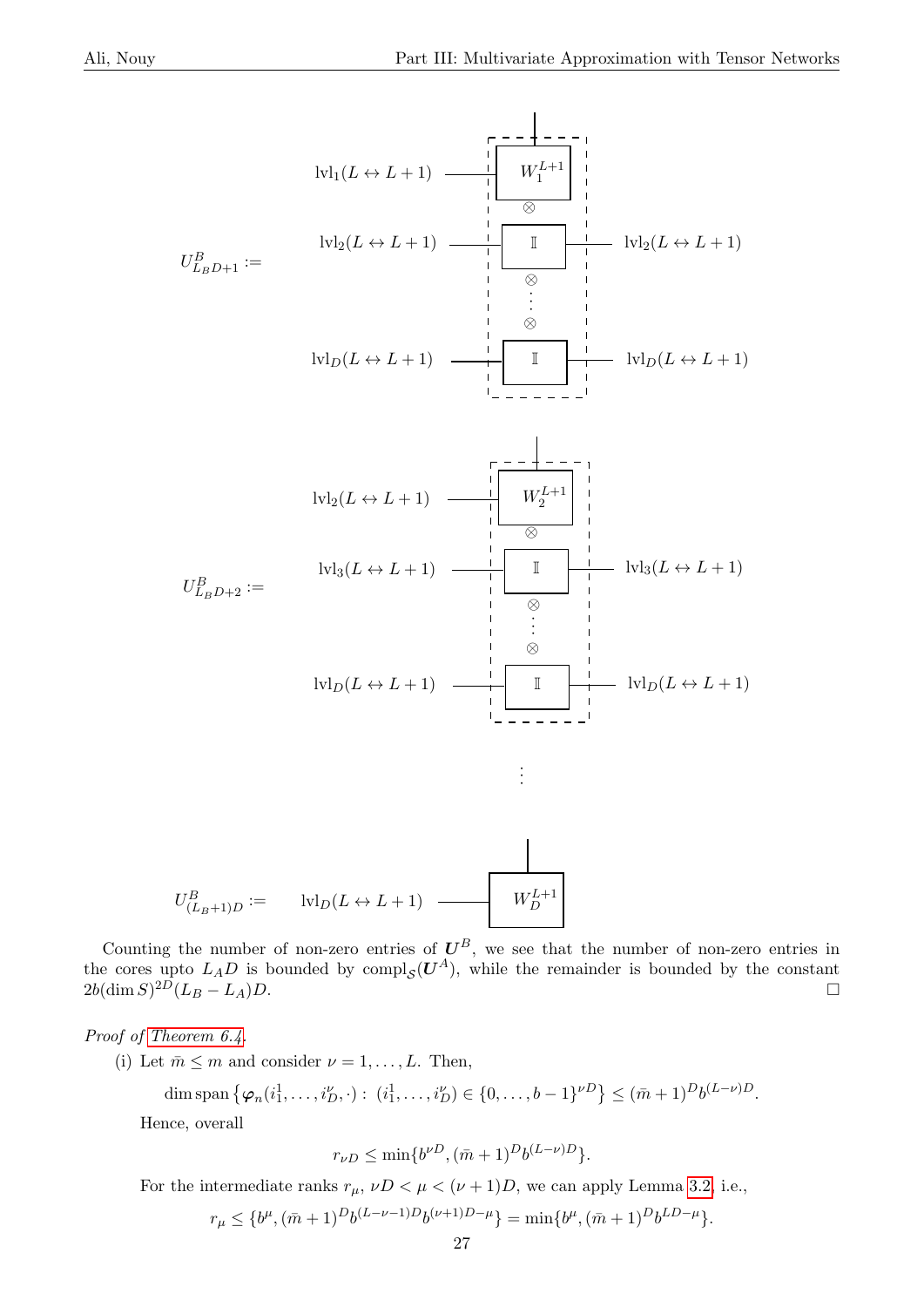$U^B_{L_BD+1} :=$ [tensor network diagram: $\mathrm{lvl}_1(L \leftrightarrow L+1)$ — $W_1^{L+1}$ $\otimes$ $\mathrm{lvl}_2(L \leftrightarrow L+1)$ — $\mathbb{I}$ — $\mathrm{lvl}_2(L \leftrightarrow L+1)$ $\otimes \cdots \otimes$ $\mathrm{lvl}_D(L \leftrightarrow L+1)$ — $\mathbb{I}$ — $\mathrm{lvl}_D(L \leftrightarrow L+1)$]

$U^B_{L_BD+2} :=$ [tensor network diagram: $\mathrm{lvl}_2(L \leftrightarrow L+1)$ — $W_2^{L+1}$ $\otimes$ $\mathrm{lvl}_3(L \leftrightarrow L+1)$ — $\mathbb{I}$ — $\mathrm{lvl}_3(L \leftrightarrow L+1)$ $\otimes \cdots \otimes$ $\mathrm{lvl}_D(L \leftrightarrow L+1)$ — $\mathbb{I}$ — $\mathrm{lvl}_D(L \leftrightarrow L+1)$]

$\vdots$

$U^B_{(L_B+1)D} :=$ [tensor network diagram: $\mathrm{lvl}_D(L \leftrightarrow L+1)$ — $W_D^{L+1}$]

Counting the number of non-zero entries of $\boldsymbol{U}^B$, we see that the number of non-zero entries in the cores upto $L_AD$ is bounded by $\mathrm{compl}_{\mathcal{S}}(\boldsymbol{U}^A)$, while the remainder is bounded by the constant $2b(\dim S)^{2D}(L_B - L_A)D$. □

*Proof of Theorem 6.4.*

(i) Let $\bar{m} \leq m$ and consider $\nu = 1, \ldots, L$. Then,

$$\dim \operatorname{span}\left\{\boldsymbol{\varphi}_n(i_1^1, \ldots, i_D^\nu, \cdot) : \ (i_1^1, \ldots, i_D^\nu) \in \{0, \ldots, b-1\}^{\nu D}\right\} \leq (\bar{m}+1)^D b^{(L-\nu)D}.$$

Hence, overall

$$r_{\nu D} \leq \min\{b^{\nu D}, (\bar{m}+1)^D b^{(L-\nu)D}\}.$$

For the intermediate ranks $r_\mu$, $\nu D < \mu < (\nu+1)D$, we can apply Lemma 3.2, i.e.,

$$r_\mu \leq \{b^\mu, (\bar{m}+1)^D b^{(L-\nu-1)D} b^{(\nu+1)D-\mu}\} = \min\{b^\mu, (\bar{m}+1)^D b^{LD-\mu}\}.$$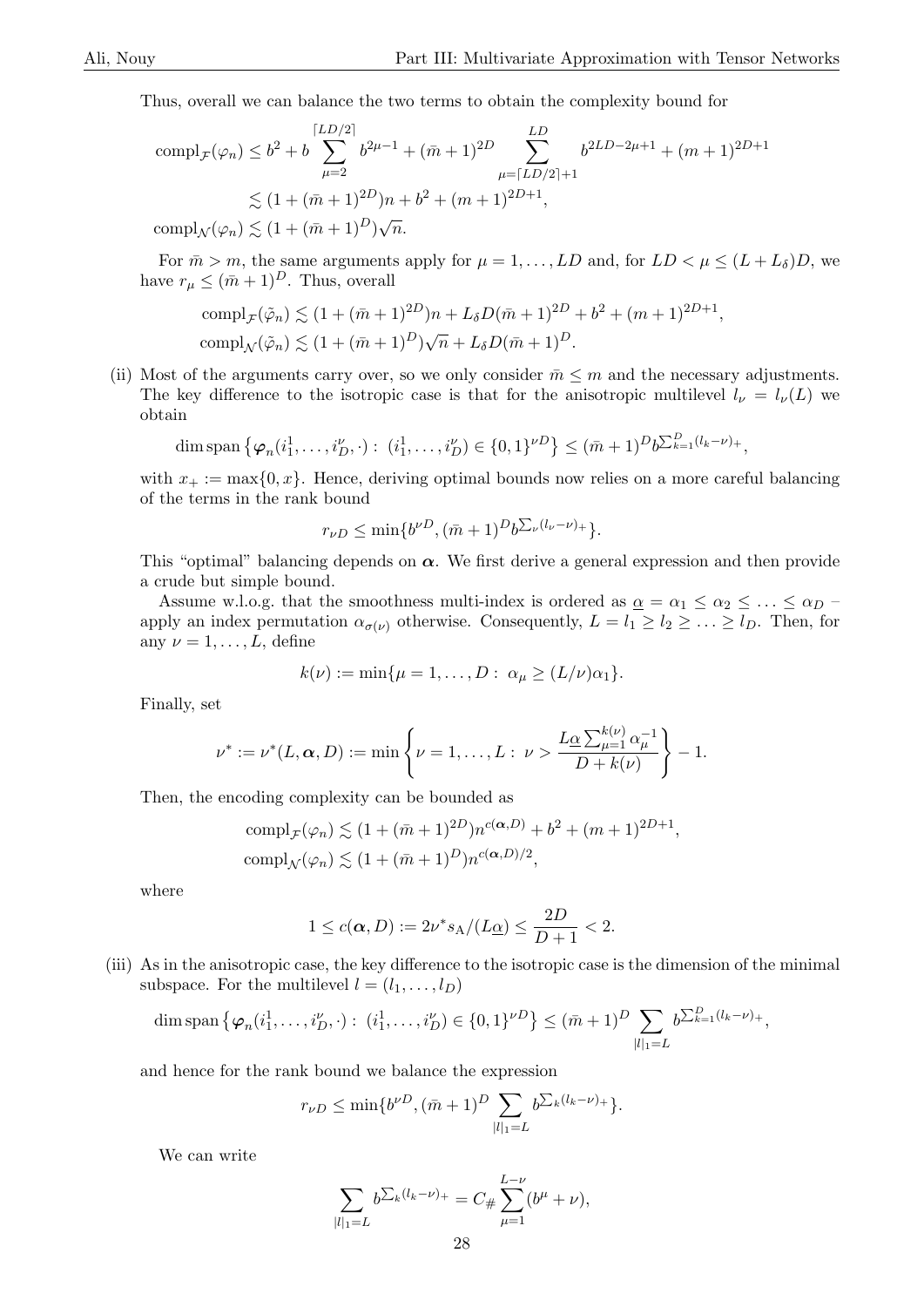Thus, overall we can balance the two terms to obtain the complexity bound for

$$\begin{aligned}
\mathrm{compl}_{\mathcal{F}}(\varphi_n) &\leq b^2 + b\sum_{\mu=2}^{\lceil LD/2\rceil} b^{2\mu-1} + (\bar{m}+1)^{2D}\sum_{\mu=\lceil LD/2\rceil+1}^{LD} b^{2LD-2\mu+1} + (m+1)^{2D+1} \\
&\lesssim (1+(\bar{m}+1)^{2D})n + b^2 + (m+1)^{2D+1}, \\
\mathrm{compl}_{\mathcal{N}}(\varphi_n) &\lesssim (1+(\bar{m}+1)^{D})\sqrt{n}.
\end{aligned}$$

For $\bar{m} > m$, the same arguments apply for $\mu = 1, \ldots, LD$ and, for $LD < \mu \leq (L+L_\delta)D$, we have $r_\mu \leq (\bar{m}+1)^D$. Thus, overall

$$\begin{aligned}
\mathrm{compl}_{\mathcal{F}}(\tilde{\varphi}_n) &\lesssim (1+(\bar{m}+1)^{2D})n + L_\delta D(\bar{m}+1)^{2D} + b^2 + (m+1)^{2D+1}, \\
\mathrm{compl}_{\mathcal{N}}(\tilde{\varphi}_n) &\lesssim (1+(\bar{m}+1)^{D})\sqrt{n} + L_\delta D(\bar{m}+1)^{D}.
\end{aligned}$$

(ii) Most of the arguments carry over, so we only consider $\bar{m} \leq m$ and the necessary adjustments. The key difference to the isotropic case is that for the anisotropic multilevel $l_\nu = l_\nu(L)$ we obtain

$$\dim \operatorname{span}\left\{\boldsymbol{\varphi}_n(i_1^1, \ldots, i_D^\nu, \cdot) : (i_1^1, \ldots, i_D^\nu) \in \{0,1\}^{\nu D}\right\} \leq (\bar{m}+1)^D b^{\sum_{k=1}^D (l_k-\nu)_+},$$

with $x_+ := \max\{0, x\}$. Hence, deriving optimal bounds now relies on a more careful balancing of the terms in the rank bound

$$r_{\nu D} \leq \min\{b^{\nu D}, (\bar{m}+1)^D b^{\sum_\nu (l_\nu - \nu)_+}\}.$$

This "optimal" balancing depends on $\boldsymbol{\alpha}$. We first derive a general expression and then provide a crude but simple bound.

Assume w.l.o.g. that the smoothness multi-index is ordered as $\underline{\alpha} = \alpha_1 \leq \alpha_2 \leq \ldots \leq \alpha_D$ – apply an index permutation $\alpha_{\sigma(\nu)}$ otherwise. Consequently, $L = l_1 \geq l_2 \geq \ldots \geq l_D$. Then, for any $\nu = 1, \ldots, L$, define

$$k(\nu) := \min\{\mu = 1, \ldots, D : \alpha_\mu \geq (L/\nu)\alpha_1\}.$$

Finally, set

$$\nu^* := \nu^*(L, \boldsymbol{\alpha}, D) := \min\left\{\nu = 1, \ldots, L : \nu > \frac{L\underline{\alpha}\sum_{\mu=1}^{k(\nu)} \alpha_\mu^{-1}}{D + k(\nu)}\right\} - 1.$$

Then, the encoding complexity can be bounded as

$$\begin{aligned}
\mathrm{compl}_{\mathcal{F}}(\varphi_n) &\lesssim (1+(\bar{m}+1)^{2D})n^{c(\boldsymbol{\alpha},D)} + b^2 + (m+1)^{2D+1}, \\
\mathrm{compl}_{\mathcal{N}}(\varphi_n) &\lesssim (1+(\bar{m}+1)^{D})n^{c(\boldsymbol{\alpha},D)/2},
\end{aligned}$$

where

$$1 \leq c(\boldsymbol{\alpha}, D) := 2\nu^* s_{\mathrm{A}}/(L\underline{\alpha}) \leq \frac{2D}{D+1} < 2.$$

(iii) As in the anisotropic case, the key difference to the isotropic case is the dimension of the minimal subspace. For the multilevel $l = (l_1, \ldots, l_D)$

$$\dim \operatorname{span}\left\{\boldsymbol{\varphi}_n(i_1^1, \ldots, i_D^\nu, \cdot) : (i_1^1, \ldots, i_D^\nu) \in \{0,1\}^{\nu D}\right\} \leq (\bar{m}+1)^D \sum_{|l|_1 = L} b^{\sum_{k=1}^D (l_k-\nu)_+},$$

and hence for the rank bound we balance the expression

$$r_{\nu D} \leq \min\{b^{\nu D}, (\bar{m}+1)^D \sum_{|l|_1=L} b^{\sum_k (l_k-\nu)_+}\}.$$

We can write

$$\sum_{|l|_1=L} b^{\sum_k (l_k-\nu)_+} = C_\# \sum_{\mu=1}^{L-\nu} (b^\mu + \nu),$$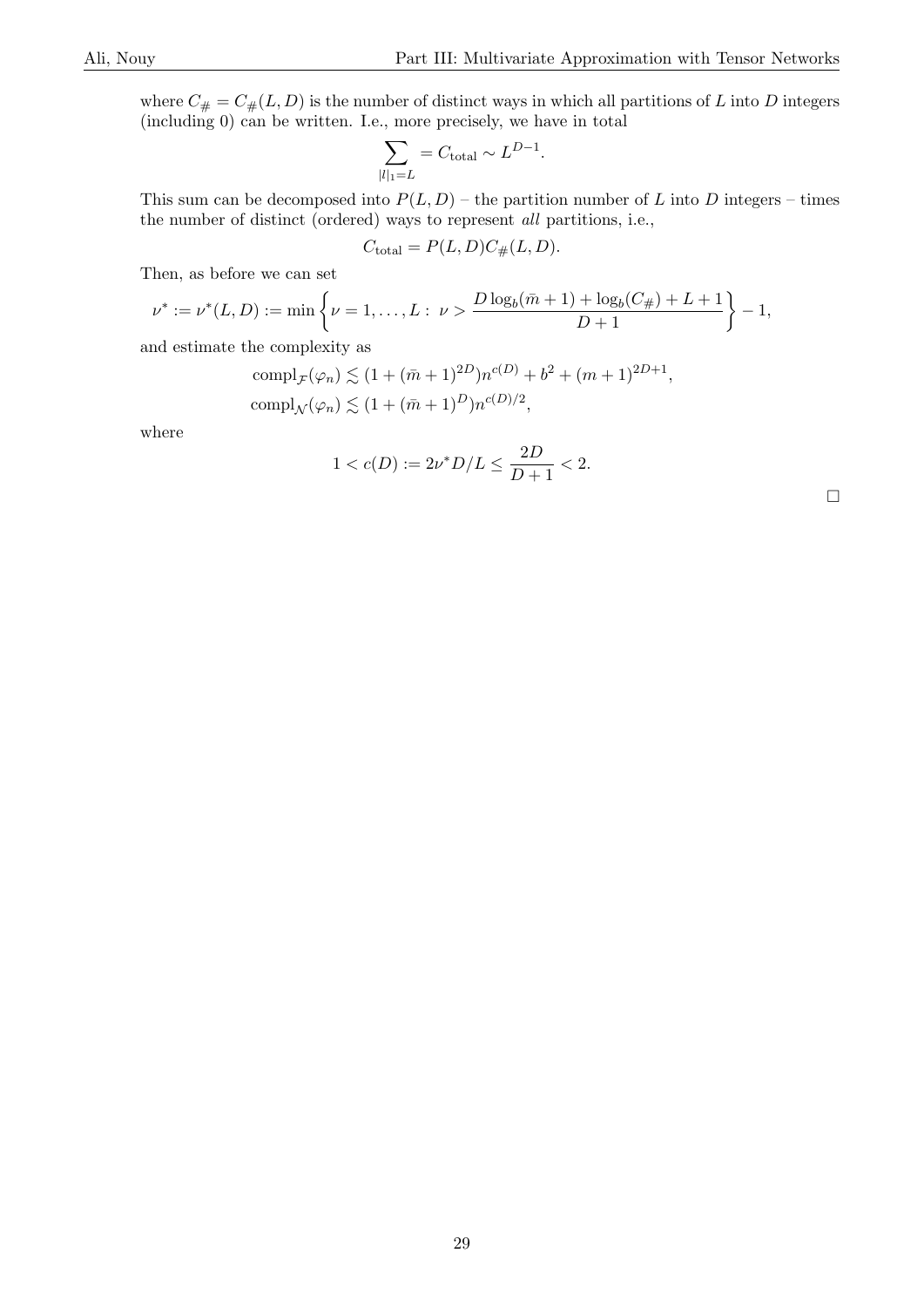where $C_\# = C_\#(L, D)$ is the number of distinct ways in which all partitions of $L$ into $D$ integers (including 0) can be written. I.e., more precisely, we have in total

$$\sum_{|l|_1 = L} = C_{\text{total}} \sim L^{D-1}.$$

This sum can be decomposed into $P(L, D)$ – the partition number of $L$ into $D$ integers – times the number of distinct (ordered) ways to represent *all* partitions, i.e.,

$$C_{\text{total}} = P(L, D) C_\#(L, D).$$

Then, as before we can set

$$\nu^* := \nu^*(L, D) := \min \left\{ \nu = 1, \ldots, L : \; \nu > \frac{D \log_b(\bar{m} + 1) + \log_b(C_\#) + L + 1}{D + 1} \right\} - 1,$$

and estimate the complexity as

$$\begin{aligned}
\operatorname{compl}_{\mathcal{F}}(\varphi_n) &\lesssim (1 + (\bar{m} + 1)^{2D}) n^{c(D)} + b^2 + (m + 1)^{2D+1}, \\
\operatorname{compl}_{\mathcal{N}}(\varphi_n) &\lesssim (1 + (\bar{m} + 1)^{D}) n^{c(D)/2},
\end{aligned}$$

where

$$1 < c(D) := 2\nu^* D / L \leq \frac{2D}{D + 1} < 2.$$

□